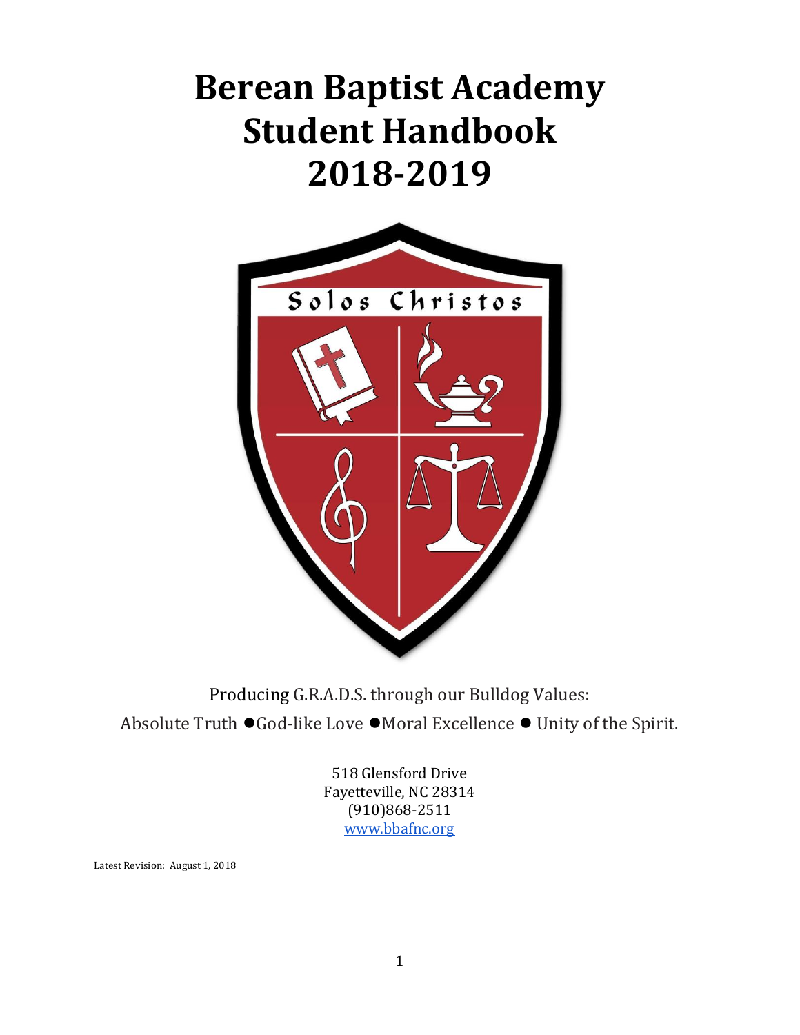# Berean Baptist Academy Student Handbook 2018-2019

Solos Christos

Producing G.R.A.D.S. through our Bulldog Values:

Absolute Truth ●God-like Love ●Moral Excellence ● Unity of the Spirit.

518 Glensford Drive
Fayetteville, NC 28314
(910)868-2511
www.bbafnc.org

Latest Revision: August 1, 2018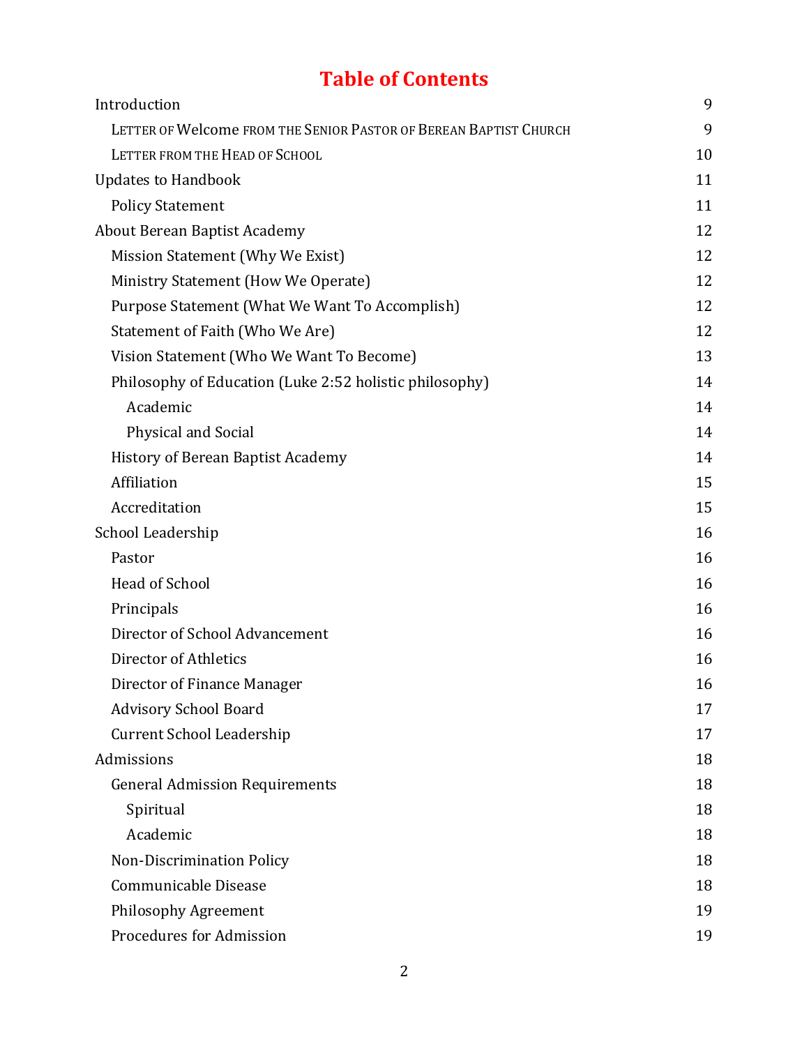# Table of Contents

Introduction 9

- LETTER OF Welcome FROM THE SENIOR PASTOR OF BEREAN BAPTIST CHURCH 9
- LETTER FROM THE HEAD OF SCHOOL 10

Updates to Handbook 11

- Policy Statement 11

About Berean Baptist Academy 12

- Mission Statement (Why We Exist) 12
- Ministry Statement (How We Operate) 12
- Purpose Statement (What We Want To Accomplish) 12
- Statement of Faith (Who We Are) 12
- Vision Statement (Who We Want To Become) 13
- Philosophy of Education (Luke 2:52 holistic philosophy) 14
  - Academic 14
  - Physical and Social 14
- History of Berean Baptist Academy 14
- Affiliation 15
- Accreditation 15

School Leadership 16

- Pastor 16
- Head of School 16
- Principals 16
- Director of School Advancement 16
- Director of Athletics 16
- Director of Finance Manager 16
- Advisory School Board 17
- Current School Leadership 17

Admissions 18

- General Admission Requirements 18
  - Spiritual 18
  - Academic 18
- Non-Discrimination Policy 18
- Communicable Disease 18
- Philosophy Agreement 19
- Procedures for Admission 19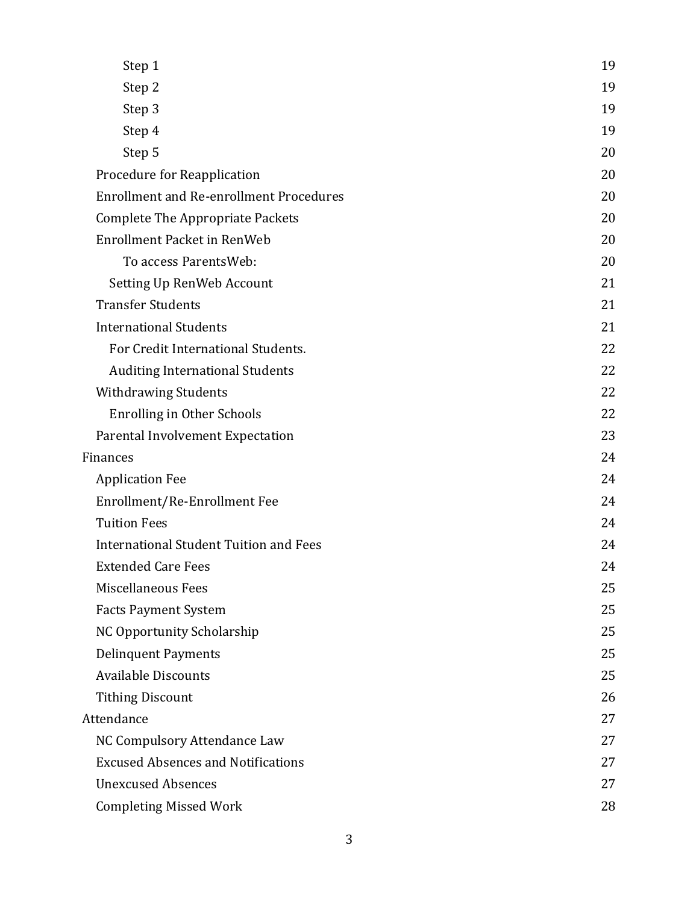- Step 1 19
- Step 2 19
- Step 3 19
- Step 4 19
- Step 5 20

Procedure for Reapplication 20

Enrollment and Re-enrollment Procedures 20

Complete The Appropriate Packets 20

Enrollment Packet in RenWeb 20

- To access ParentsWeb: 20

Setting Up RenWeb Account 21

Transfer Students 21

International Students 21

- For Credit International Students. 22
- Auditing International Students 22

Withdrawing Students 22

- Enrolling in Other Schools 22

Parental Involvement Expectation 23

Finances 24

- Application Fee 24
- Enrollment/Re-Enrollment Fee 24
- Tuition Fees 24
- International Student Tuition and Fees 24
- Extended Care Fees 24
- Miscellaneous Fees 25
- Facts Payment System 25
- NC Opportunity Scholarship 25
- Delinquent Payments 25
- Available Discounts 25
- Tithing Discount 26

Attendance 27

- NC Compulsory Attendance Law 27
- Excused Absences and Notifications 27
- Unexcused Absences 27
- Completing Missed Work 28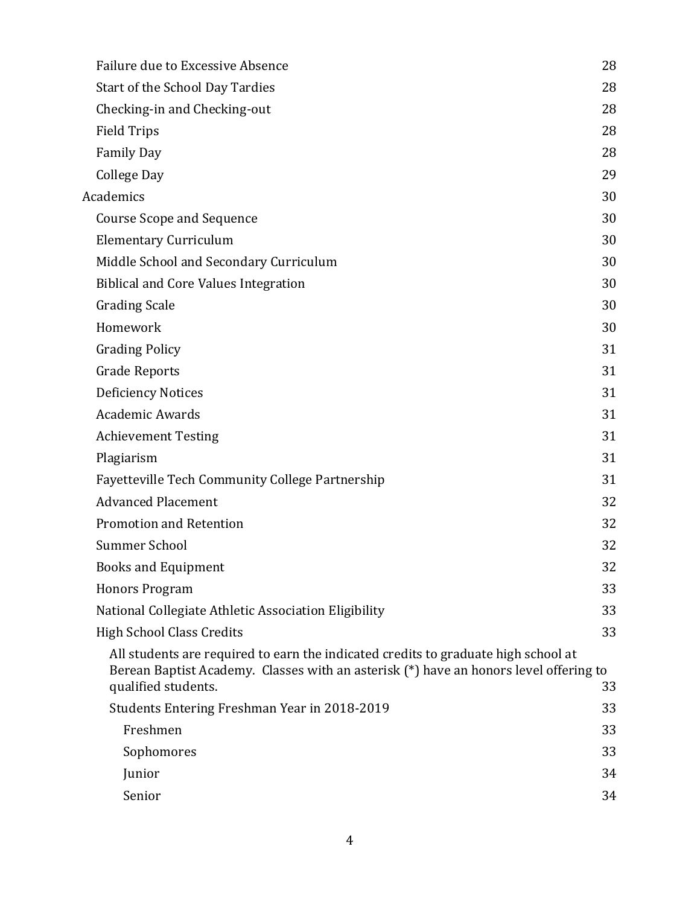Failure due to Excessive Absence 28
Start of the School Day Tardies 28
Checking-in and Checking-out 28
Field Trips 28
Family Day 28
College Day 29

Academics 30

- Course Scope and Sequence 30
- Elementary Curriculum 30
- Middle School and Secondary Curriculum 30
- Biblical and Core Values Integration 30
- Grading Scale 30
- Homework 30
- Grading Policy 31
- Grade Reports 31
- Deficiency Notices 31
- Academic Awards 31
- Achievement Testing 31
- Plagiarism 31
- Fayetteville Tech Community College Partnership 31
- Advanced Placement 32
- Promotion and Retention 32
- Summer School 32
- Books and Equipment 32
- Honors Program 33
- National Collegiate Athletic Association Eligibility 33
- High School Class Credits 33
  - All students are required to earn the indicated credits to graduate high school at Berean Baptist Academy. Classes with an asterisk (*) have an honors level offering to qualified students. 33
  - Students Entering Freshman Year in 2018-2019 33
    - Freshmen 33
    - Sophomores 33
    - Junior 34
    - Senior 34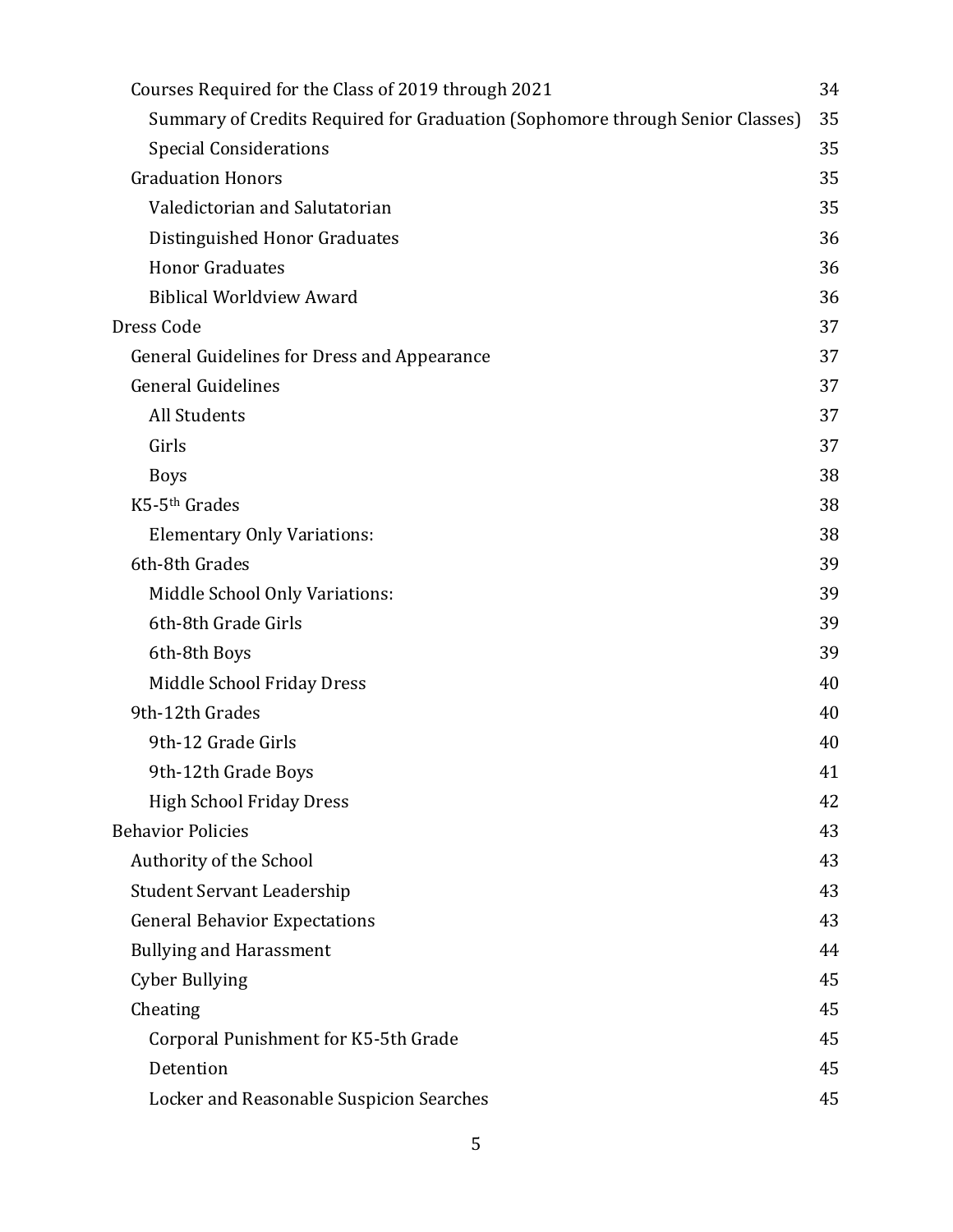- Courses Required for the Class of 2019 through 2021 — 34
  - Summary of Credits Required for Graduation (Sophomore through Senior Classes) — 35
  - Special Considerations — 35
- Graduation Honors — 35
  - Valedictorian and Salutatorian — 35
  - Distinguished Honor Graduates — 36
  - Honor Graduates — 36
  - Biblical Worldview Award — 36

Dress Code — 37

- General Guidelines for Dress and Appearance — 37
- General Guidelines — 37
  - All Students — 37
  - Girls — 37
  - Boys — 38
- K5-5th Grades — 38
  - Elementary Only Variations: — 38
- 6th-8th Grades — 39
  - Middle School Only Variations: — 39
  - 6th-8th Grade Girls — 39
  - 6th-8th Boys — 39
  - Middle School Friday Dress — 40
- 9th-12th Grades — 40
  - 9th-12 Grade Girls — 40
  - 9th-12th Grade Boys — 41
  - High School Friday Dress — 42

Behavior Policies — 43

- Authority of the School — 43
- Student Servant Leadership — 43
- General Behavior Expectations — 43
- Bullying and Harassment — 44
- Cyber Bullying — 45
- Cheating — 45
  - Corporal Punishment for K5-5th Grade — 45
  - Detention — 45
  - Locker and Reasonable Suspicion Searches — 45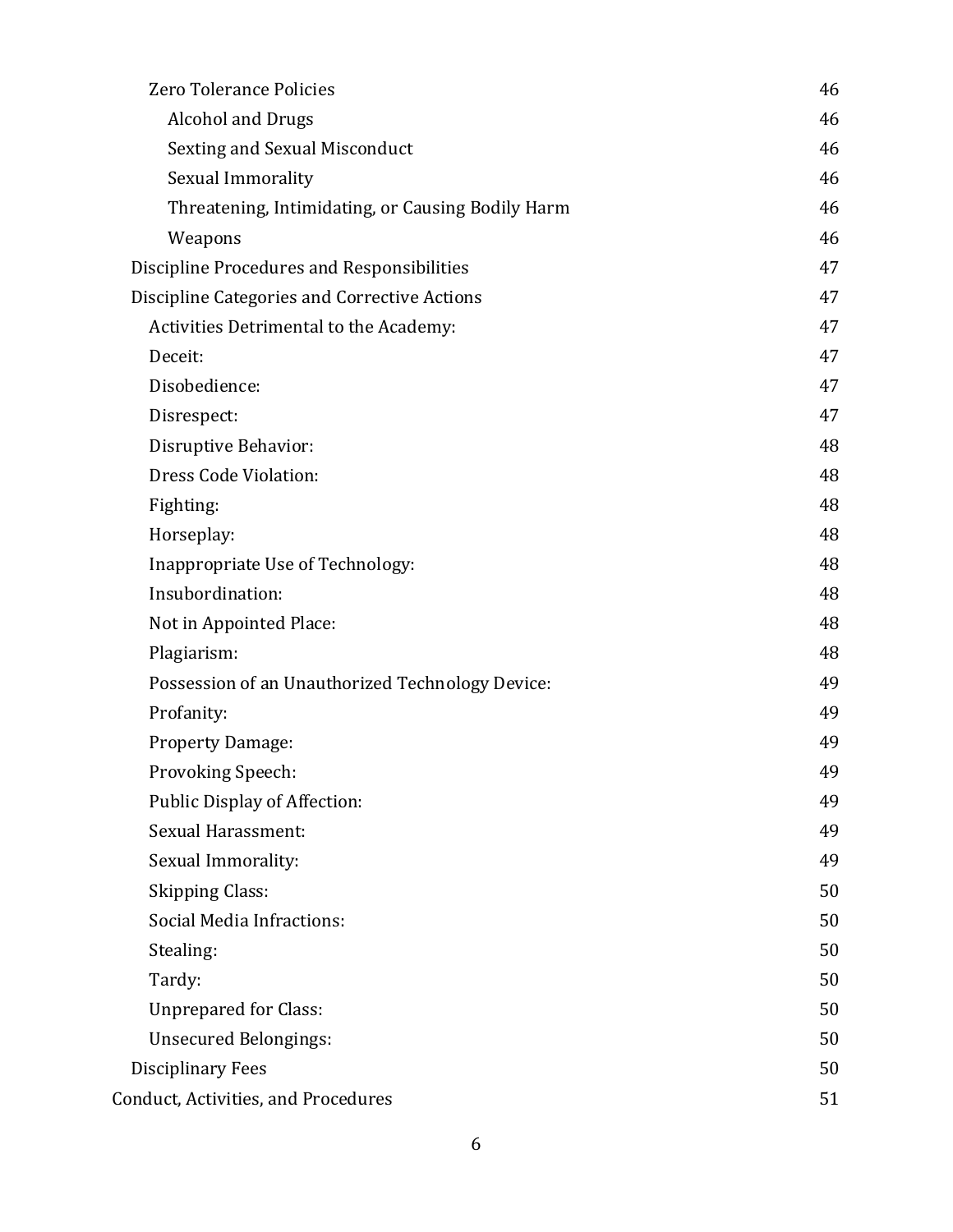- Zero Tolerance Policies 46
  - Alcohol and Drugs 46
  - Sexting and Sexual Misconduct 46
  - Sexual Immorality 46
  - Threatening, Intimidating, or Causing Bodily Harm 46
  - Weapons 46
- Discipline Procedures and Responsibilities 47
- Discipline Categories and Corrective Actions 47
  - Activities Detrimental to the Academy: 47
  - Deceit: 47
  - Disobedience: 47
  - Disrespect: 47
  - Disruptive Behavior: 48
  - Dress Code Violation: 48
  - Fighting: 48
  - Horseplay: 48
  - Inappropriate Use of Technology: 48
  - Insubordination: 48
  - Not in Appointed Place: 48
  - Plagiarism: 48
  - Possession of an Unauthorized Technology Device: 49
  - Profanity: 49
  - Property Damage: 49
  - Provoking Speech: 49
  - Public Display of Affection: 49
  - Sexual Harassment: 49
  - Sexual Immorality: 49
  - Skipping Class: 50
  - Social Media Infractions: 50
  - Stealing: 50
  - Tardy: 50
  - Unprepared for Class: 50
  - Unsecured Belongings: 50
- Disciplinary Fees 50

Conduct, Activities, and Procedures 51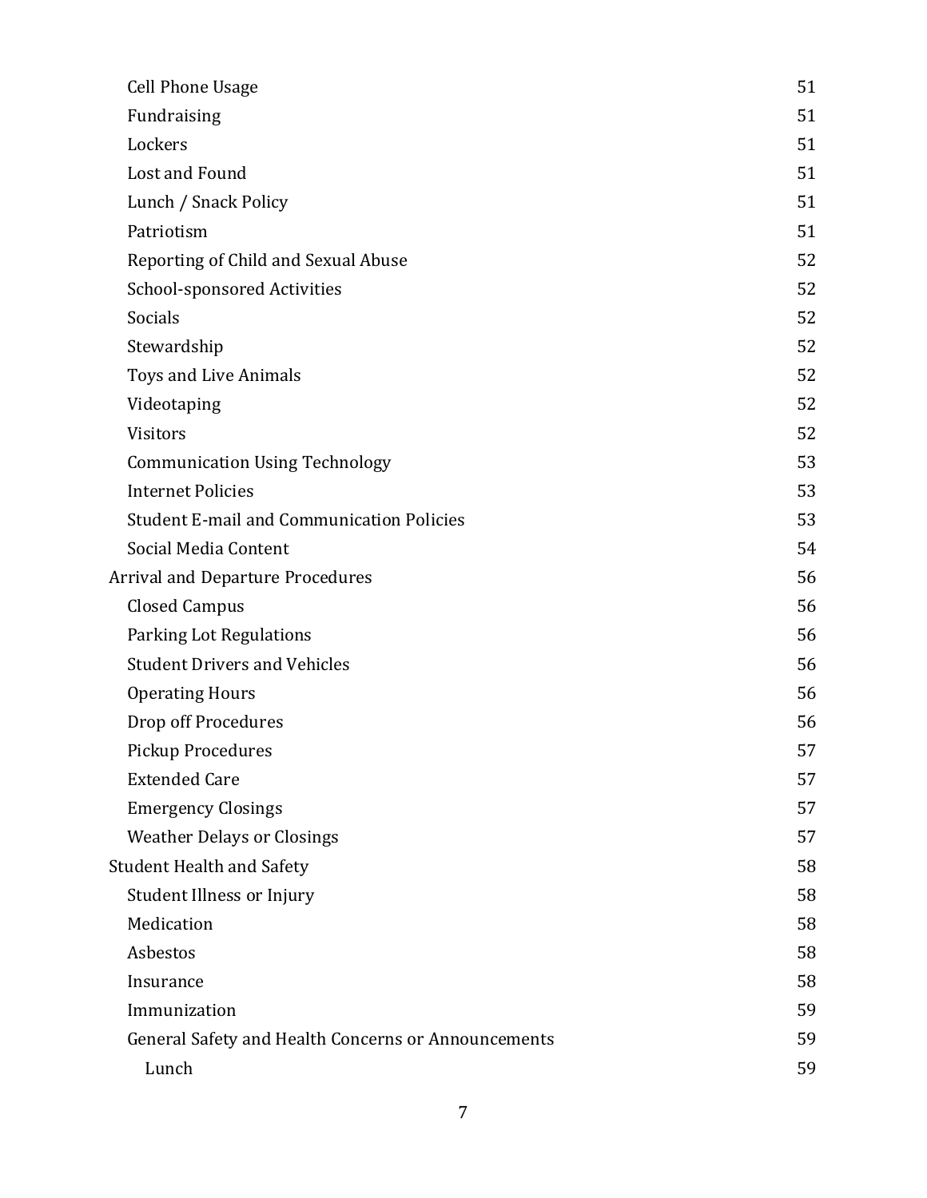- Cell Phone Usage 51
- Fundraising 51
- Lockers 51
- Lost and Found 51
- Lunch / Snack Policy 51
- Patriotism 51
- Reporting of Child and Sexual Abuse 52
- School-sponsored Activities 52
- Socials 52
- Stewardship 52
- Toys and Live Animals 52
- Videotaping 52
- Visitors 52
- Communication Using Technology 53
- Internet Policies 53
- Student E-mail and Communication Policies 53
- Social Media Content 54

Arrival and Departure Procedures 56

- Closed Campus 56
- Parking Lot Regulations 56
- Student Drivers and Vehicles 56
- Operating Hours 56
- Drop off Procedures 56
- Pickup Procedures 57
- Extended Care 57
- Emergency Closings 57
- Weather Delays or Closings 57

Student Health and Safety 58

- Student Illness or Injury 58
- Medication 58
- Asbestos 58
- Insurance 58
- Immunization 59
- General Safety and Health Concerns or Announcements 59
  - Lunch 59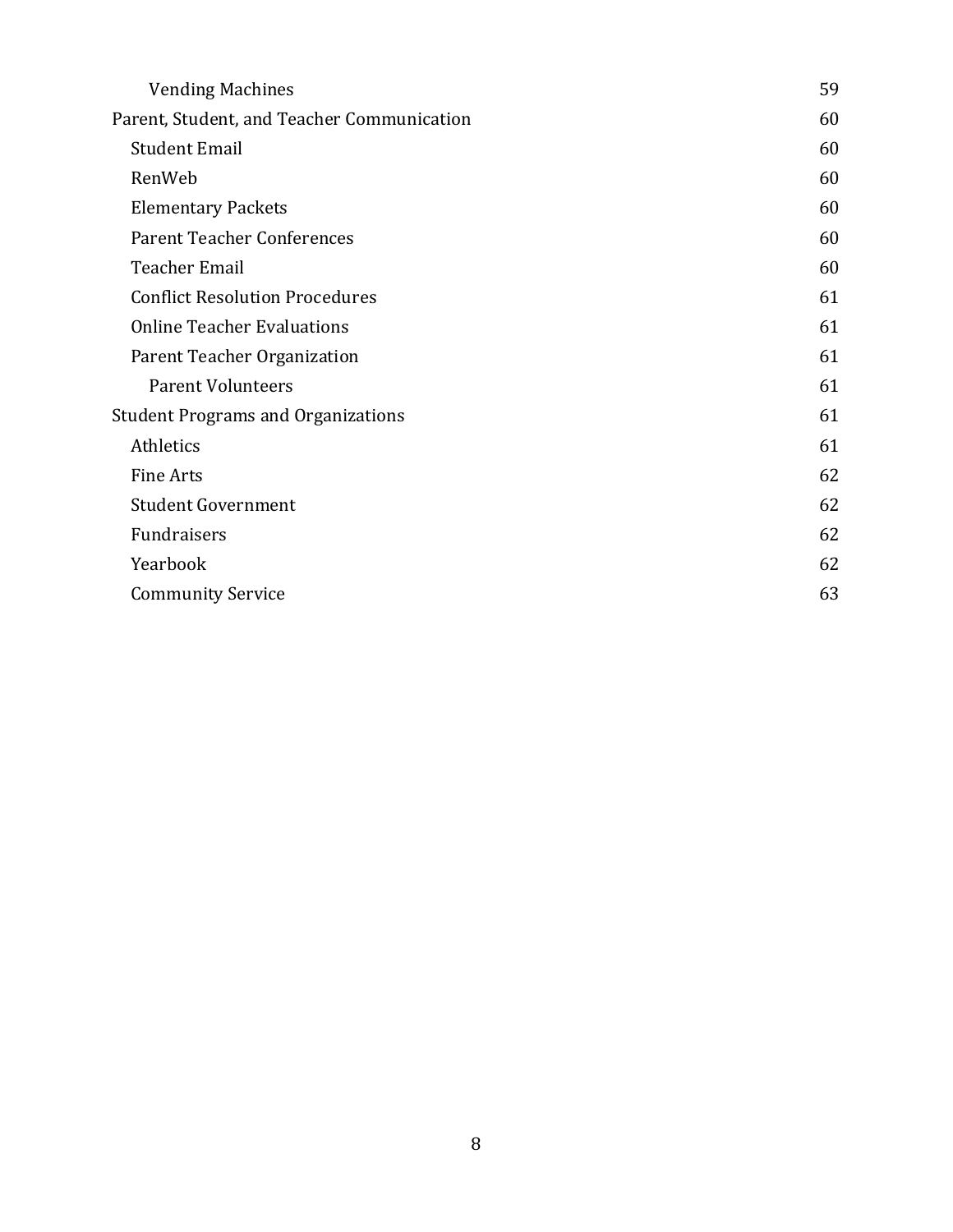- Vending Machines 59

Parent, Student, and Teacher Communication 60

- Student Email 60
- RenWeb 60
- Elementary Packets 60
- Parent Teacher Conferences 60
- Teacher Email 60
- Conflict Resolution Procedures 61
- Online Teacher Evaluations 61
- Parent Teacher Organization 61
  - Parent Volunteers 61

Student Programs and Organizations 61

- Athletics 61
- Fine Arts 62
- Student Government 62
- Fundraisers 62
- Yearbook 62
- Community Service 63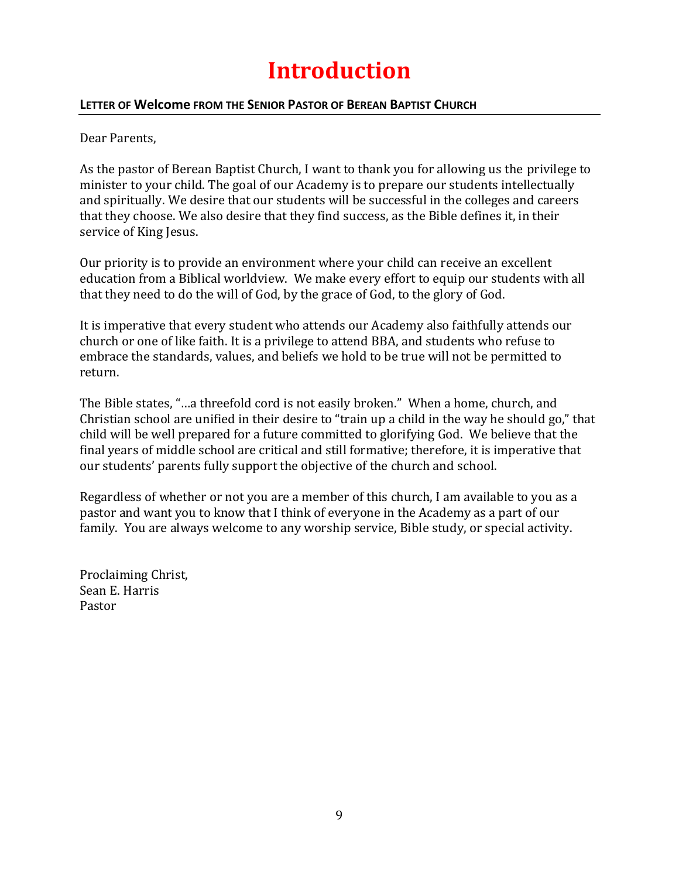# Introduction

## LETTER OF Welcome FROM THE SENIOR PASTOR OF BEREAN BAPTIST CHURCH

Dear Parents,

As the pastor of Berean Baptist Church, I want to thank you for allowing us the privilege to minister to your child. The goal of our Academy is to prepare our students intellectually and spiritually. We desire that our students will be successful in the colleges and careers that they choose. We also desire that they find success, as the Bible defines it, in their service of King Jesus.

Our priority is to provide an environment where your child can receive an excellent education from a Biblical worldview. We make every effort to equip our students with all that they need to do the will of God, by the grace of God, to the glory of God.

It is imperative that every student who attends our Academy also faithfully attends our church or one of like faith. It is a privilege to attend BBA, and students who refuse to embrace the standards, values, and beliefs we hold to be true will not be permitted to return.

The Bible states, "…a threefold cord is not easily broken." When a home, church, and Christian school are unified in their desire to "train up a child in the way he should go," that child will be well prepared for a future committed to glorifying God. We believe that the final years of middle school are critical and still formative; therefore, it is imperative that our students' parents fully support the objective of the church and school.

Regardless of whether or not you are a member of this church, I am available to you as a pastor and want you to know that I think of everyone in the Academy as a part of our family. You are always welcome to any worship service, Bible study, or special activity.

Proclaiming Christ,
Sean E. Harris
Pastor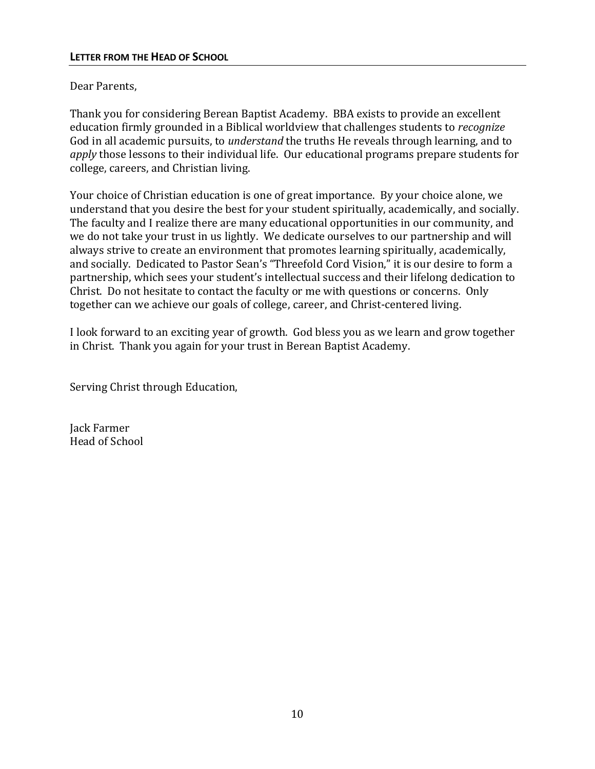## LETTER FROM THE HEAD OF SCHOOL

Dear Parents,

Thank you for considering Berean Baptist Academy. BBA exists to provide an excellent education firmly grounded in a Biblical worldview that challenges students to *recognize* God in all academic pursuits, to *understand* the truths He reveals through learning, and to *apply* those lessons to their individual life. Our educational programs prepare students for college, careers, and Christian living.

Your choice of Christian education is one of great importance. By your choice alone, we understand that you desire the best for your student spiritually, academically, and socially. The faculty and I realize there are many educational opportunities in our community, and we do not take your trust in us lightly. We dedicate ourselves to our partnership and will always strive to create an environment that promotes learning spiritually, academically, and socially. Dedicated to Pastor Sean's "Threefold Cord Vision," it is our desire to form a partnership, which sees your student's intellectual success and their lifelong dedication to Christ. Do not hesitate to contact the faculty or me with questions or concerns. Only together can we achieve our goals of college, career, and Christ-centered living.

I look forward to an exciting year of growth. God bless you as we learn and grow together in Christ. Thank you again for your trust in Berean Baptist Academy.

Serving Christ through Education,

Jack Farmer
Head of School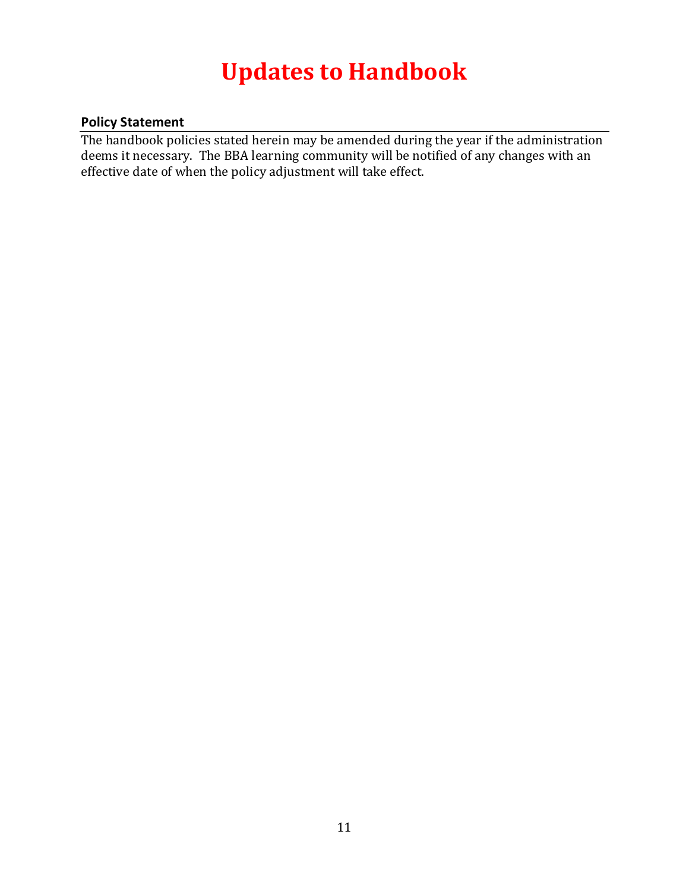# Updates to Handbook

### Policy Statement

The handbook policies stated herein may be amended during the year if the administration deems it necessary. The BBA learning community will be notified of any changes with an effective date of when the policy adjustment will take effect.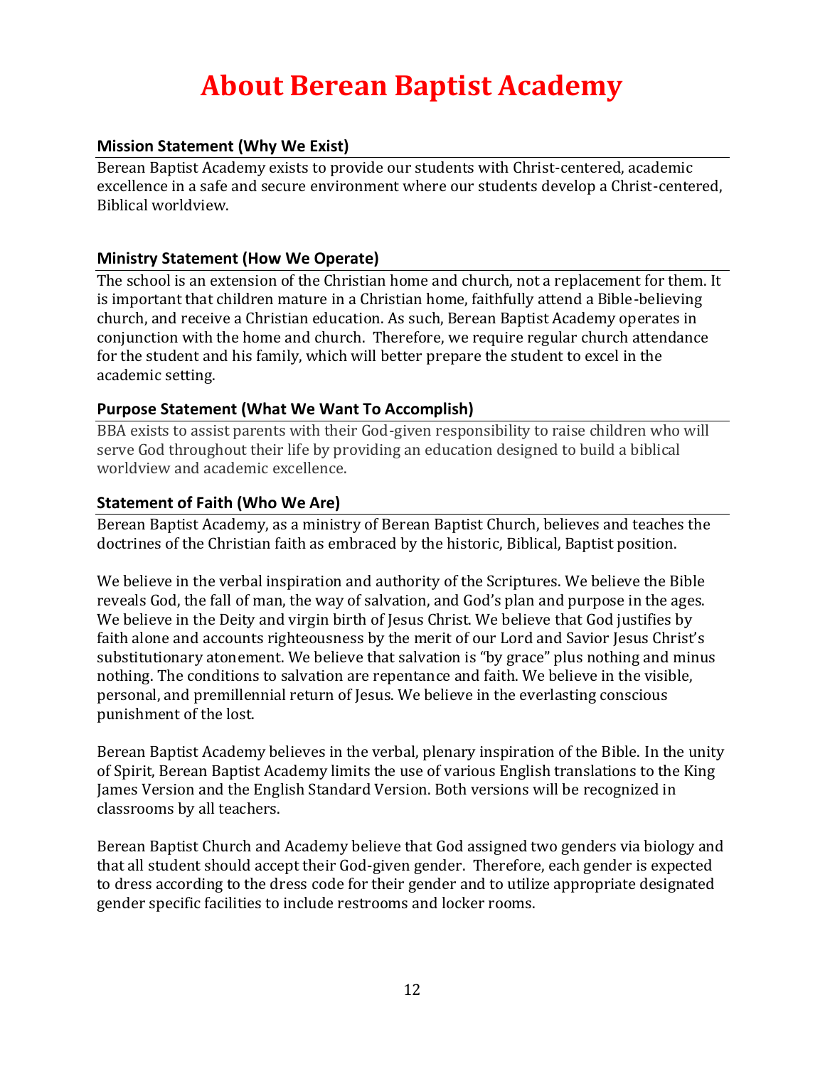# About Berean Baptist Academy

## Mission Statement (Why We Exist)

Berean Baptist Academy exists to provide our students with Christ-centered, academic excellence in a safe and secure environment where our students develop a Christ-centered, Biblical worldview.

## Ministry Statement (How We Operate)

The school is an extension of the Christian home and church, not a replacement for them. It is important that children mature in a Christian home, faithfully attend a Bible-believing church, and receive a Christian education. As such, Berean Baptist Academy operates in conjunction with the home and church. Therefore, we require regular church attendance for the student and his family, which will better prepare the student to excel in the academic setting.

## Purpose Statement (What We Want To Accomplish)

BBA exists to assist parents with their God-given responsibility to raise children who will serve God throughout their life by providing an education designed to build a biblical worldview and academic excellence.

## Statement of Faith (Who We Are)

Berean Baptist Academy, as a ministry of Berean Baptist Church, believes and teaches the doctrines of the Christian faith as embraced by the historic, Biblical, Baptist position.

We believe in the verbal inspiration and authority of the Scriptures. We believe the Bible reveals God, the fall of man, the way of salvation, and God's plan and purpose in the ages. We believe in the Deity and virgin birth of Jesus Christ. We believe that God justifies by faith alone and accounts righteousness by the merit of our Lord and Savior Jesus Christ's substitutionary atonement. We believe that salvation is "by grace" plus nothing and minus nothing. The conditions to salvation are repentance and faith. We believe in the visible, personal, and premillennial return of Jesus. We believe in the everlasting conscious punishment of the lost.

Berean Baptist Academy believes in the verbal, plenary inspiration of the Bible. In the unity of Spirit, Berean Baptist Academy limits the use of various English translations to the King James Version and the English Standard Version. Both versions will be recognized in classrooms by all teachers.

Berean Baptist Church and Academy believe that God assigned two genders via biology and that all student should accept their God-given gender. Therefore, each gender is expected to dress according to the dress code for their gender and to utilize appropriate designated gender specific facilities to include restrooms and locker rooms.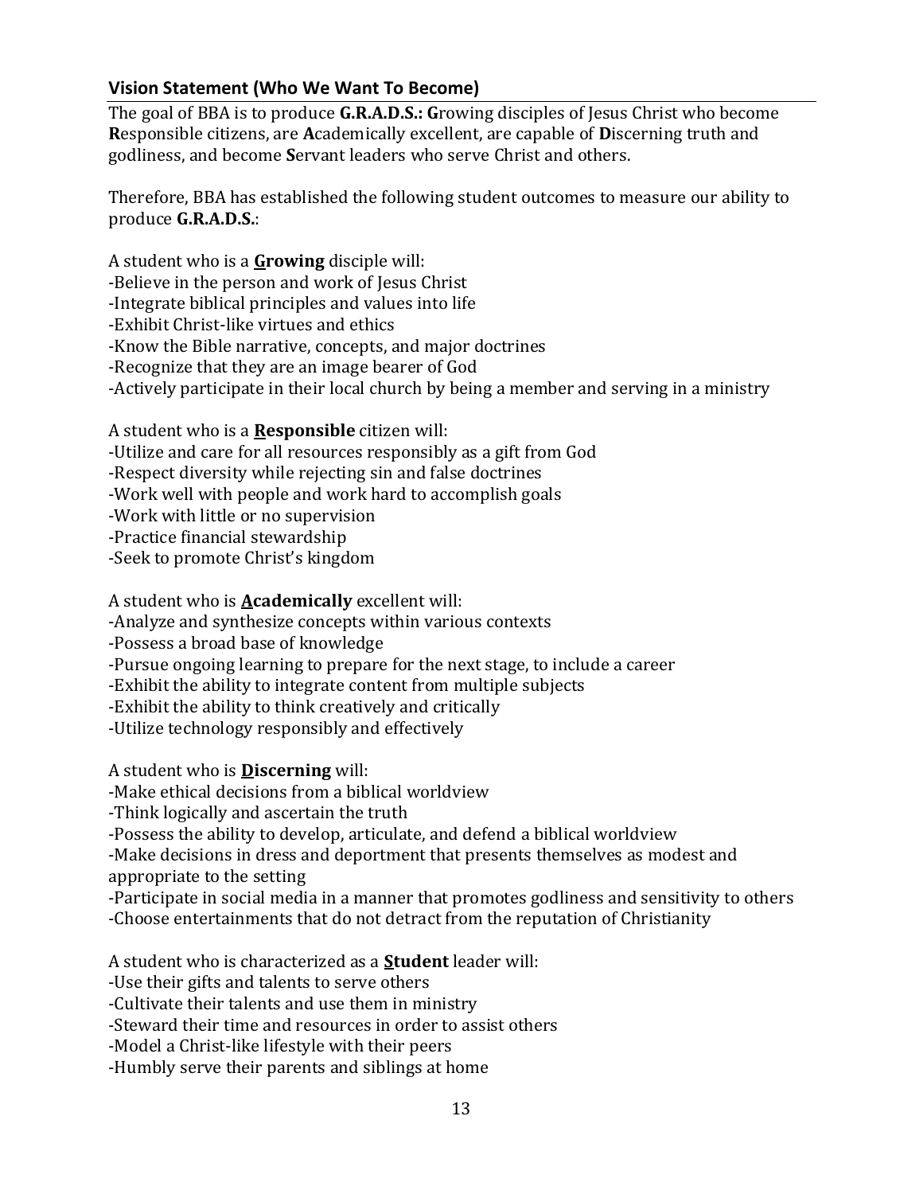## Vision Statement (Who We Want To Become)

The goal of BBA is to produce **G.R.A.D.S.: G**rowing disciples of Jesus Christ who become **R**esponsible citizens, are **A**cademically excellent, are capable of **D**iscerning truth and godliness, and become **S**ervant leaders who serve Christ and others.

Therefore, BBA has established the following student outcomes to measure our ability to produce **G.R.A.D.S.**:

A student who is a **<u>G</u>rowing** disciple will:
-Believe in the person and work of Jesus Christ
-Integrate biblical principles and values into life
-Exhibit Christ-like virtues and ethics
-Know the Bible narrative, concepts, and major doctrines
-Recognize that they are an image bearer of God
-Actively participate in their local church by being a member and serving in a ministry

A student who is a **<u>R</u>esponsible** citizen will:
-Utilize and care for all resources responsibly as a gift from God
-Respect diversity while rejecting sin and false doctrines
-Work well with people and work hard to accomplish goals
-Work with little or no supervision
-Practice financial stewardship
-Seek to promote Christ's kingdom

A student who is **<u>A</u>cademically** excellent will:
-Analyze and synthesize concepts within various contexts
-Possess a broad base of knowledge
-Pursue ongoing learning to prepare for the next stage, to include a career
-Exhibit the ability to integrate content from multiple subjects
-Exhibit the ability to think creatively and critically
-Utilize technology responsibly and effectively

A student who is **<u>D</u>iscerning** will:
-Make ethical decisions from a biblical worldview
-Think logically and ascertain the truth
-Possess the ability to develop, articulate, and defend a biblical worldview
-Make decisions in dress and deportment that presents themselves as modest and appropriate to the setting
-Participate in social media in a manner that promotes godliness and sensitivity to others
-Choose entertainments that do not detract from the reputation of Christianity

A student who is characterized as a **<u>S</u>tudent** leader will:
-Use their gifts and talents to serve others
-Cultivate their talents and use them in ministry
-Steward their time and resources in order to assist others
-Model a Christ-like lifestyle with their peers
-Humbly serve their parents and siblings at home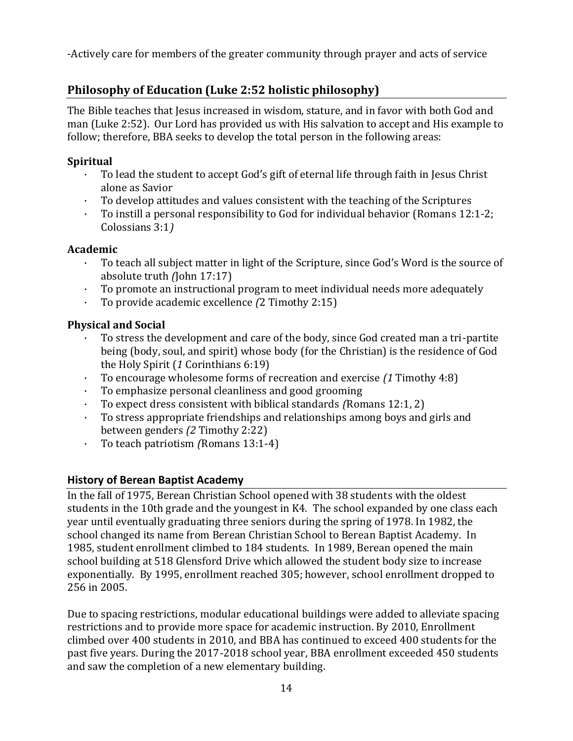-Actively care for members of the greater community through prayer and acts of service

## Philosophy of Education (Luke 2:52 holistic philosophy)

The Bible teaches that Jesus increased in wisdom, stature, and in favor with both God and man (Luke 2:52). Our Lord has provided us with His salvation to accept and His example to follow; therefore, BBA seeks to develop the total person in the following areas:

### Spiritual

- To lead the student to accept God's gift of eternal life through faith in Jesus Christ alone as Savior
- To develop attitudes and values consistent with the teaching of the Scriptures
- To instill a personal responsibility to God for individual behavior (Romans 12:1-2; Colossians 3:1*)*

### Academic

- To teach all subject matter in light of the Scripture, since God's Word is the source of absolute truth *(*John 17:17)
- To promote an instructional program to meet individual needs more adequately
- To provide academic excellence *(*2 Timothy 2:15)

### Physical and Social

- To stress the development and care of the body, since God created man a tri-partite being (body, soul, and spirit) whose body (for the Christian) is the residence of God the Holy Spirit (*1* Corinthians 6:19)
- To encourage wholesome forms of recreation and exercise *(1* Timothy 4:8)
- To emphasize personal cleanliness and good grooming
- To expect dress consistent with biblical standards *(*Romans 12:1, 2)
- To stress appropriate friendships and relationships among boys and girls and between genders *(2* Timothy 2:22)
- To teach patriotism *(*Romans 13:1-4)

## History of Berean Baptist Academy

In the fall of 1975, Berean Christian School opened with 38 students with the oldest students in the 10th grade and the youngest in K4. The school expanded by one class each year until eventually graduating three seniors during the spring of 1978. In 1982, the school changed its name from Berean Christian School to Berean Baptist Academy. In 1985, student enrollment climbed to 184 students. In 1989, Berean opened the main school building at 518 Glensford Drive which allowed the student body size to increase exponentially. By 1995, enrollment reached 305; however, school enrollment dropped to 256 in 2005.

Due to spacing restrictions, modular educational buildings were added to alleviate spacing restrictions and to provide more space for academic instruction. By 2010, Enrollment climbed over 400 students in 2010, and BBA has continued to exceed 400 students for the past five years. During the 2017-2018 school year, BBA enrollment exceeded 450 students and saw the completion of a new elementary building.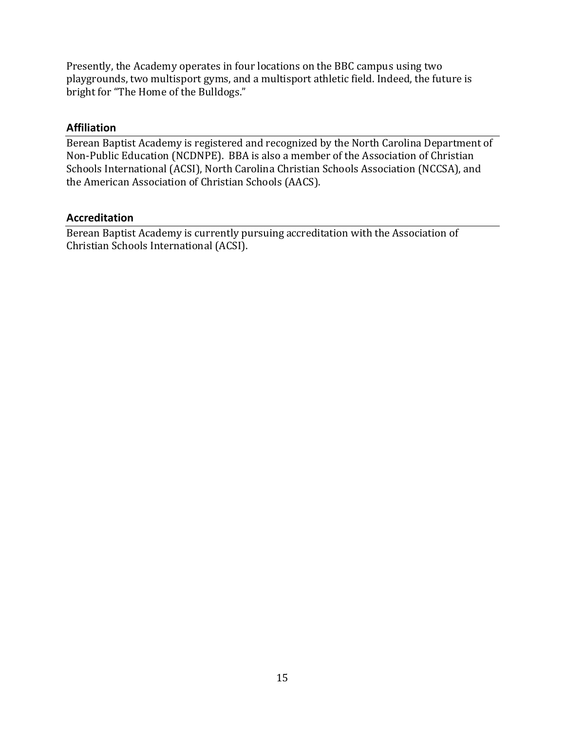Presently, the Academy operates in four locations on the BBC campus using two playgrounds, two multisport gyms, and a multisport athletic field. Indeed, the future is bright for "The Home of the Bulldogs."

## Affiliation

Berean Baptist Academy is registered and recognized by the North Carolina Department of Non-Public Education (NCDNPE). BBA is also a member of the Association of Christian Schools International (ACSI), North Carolina Christian Schools Association (NCCSA), and the American Association of Christian Schools (AACS).

## Accreditation

Berean Baptist Academy is currently pursuing accreditation with the Association of Christian Schools International (ACSI).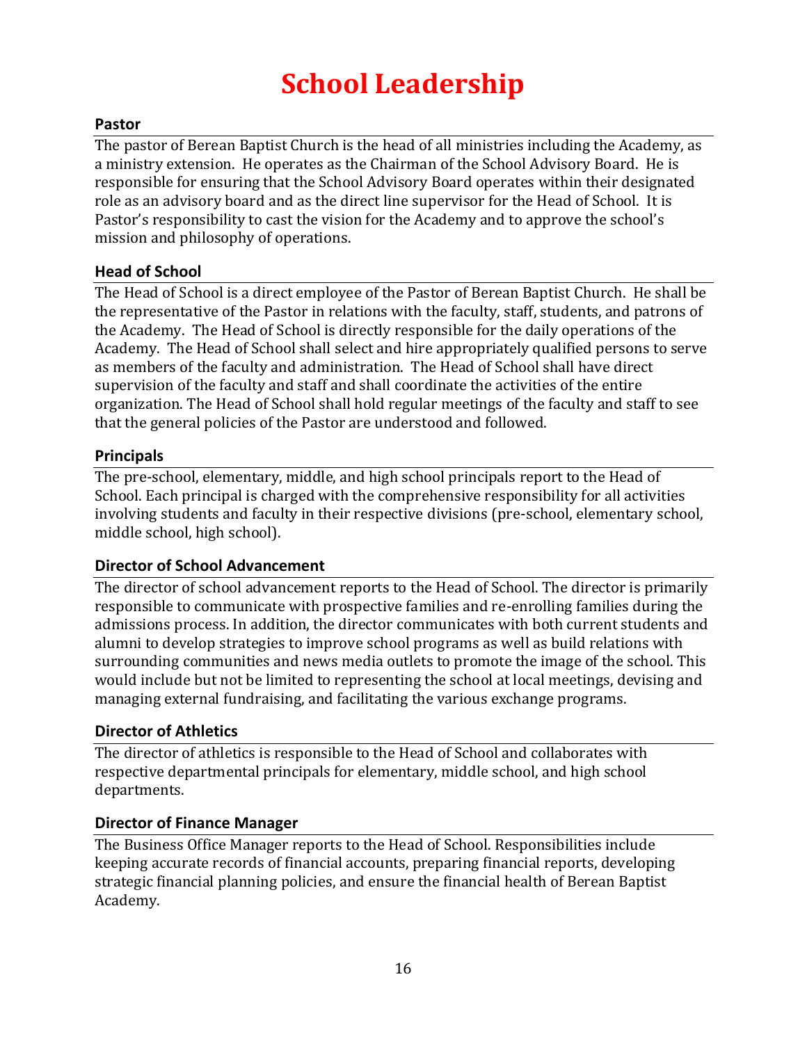# School Leadership

## Pastor

The pastor of Berean Baptist Church is the head of all ministries including the Academy, as a ministry extension. He operates as the Chairman of the School Advisory Board. He is responsible for ensuring that the School Advisory Board operates within their designated role as an advisory board and as the direct line supervisor for the Head of School. It is Pastor's responsibility to cast the vision for the Academy and to approve the school's mission and philosophy of operations.

## Head of School

The Head of School is a direct employee of the Pastor of Berean Baptist Church. He shall be the representative of the Pastor in relations with the faculty, staff, students, and patrons of the Academy. The Head of School is directly responsible for the daily operations of the Academy. The Head of School shall select and hire appropriately qualified persons to serve as members of the faculty and administration. The Head of School shall have direct supervision of the faculty and staff and shall coordinate the activities of the entire organization. The Head of School shall hold regular meetings of the faculty and staff to see that the general policies of the Pastor are understood and followed.

## Principals

The pre-school, elementary, middle, and high school principals report to the Head of School. Each principal is charged with the comprehensive responsibility for all activities involving students and faculty in their respective divisions (pre-school, elementary school, middle school, high school).

## Director of School Advancement

The director of school advancement reports to the Head of School. The director is primarily responsible to communicate with prospective families and re-enrolling families during the admissions process. In addition, the director communicates with both current students and alumni to develop strategies to improve school programs as well as build relations with surrounding communities and news media outlets to promote the image of the school. This would include but not be limited to representing the school at local meetings, devising and managing external fundraising, and facilitating the various exchange programs.

## Director of Athletics

The director of athletics is responsible to the Head of School and collaborates with respective departmental principals for elementary, middle school, and high school departments.

## Director of Finance Manager

The Business Office Manager reports to the Head of School. Responsibilities include keeping accurate records of financial accounts, preparing financial reports, developing strategic financial planning policies, and ensure the financial health of Berean Baptist Academy.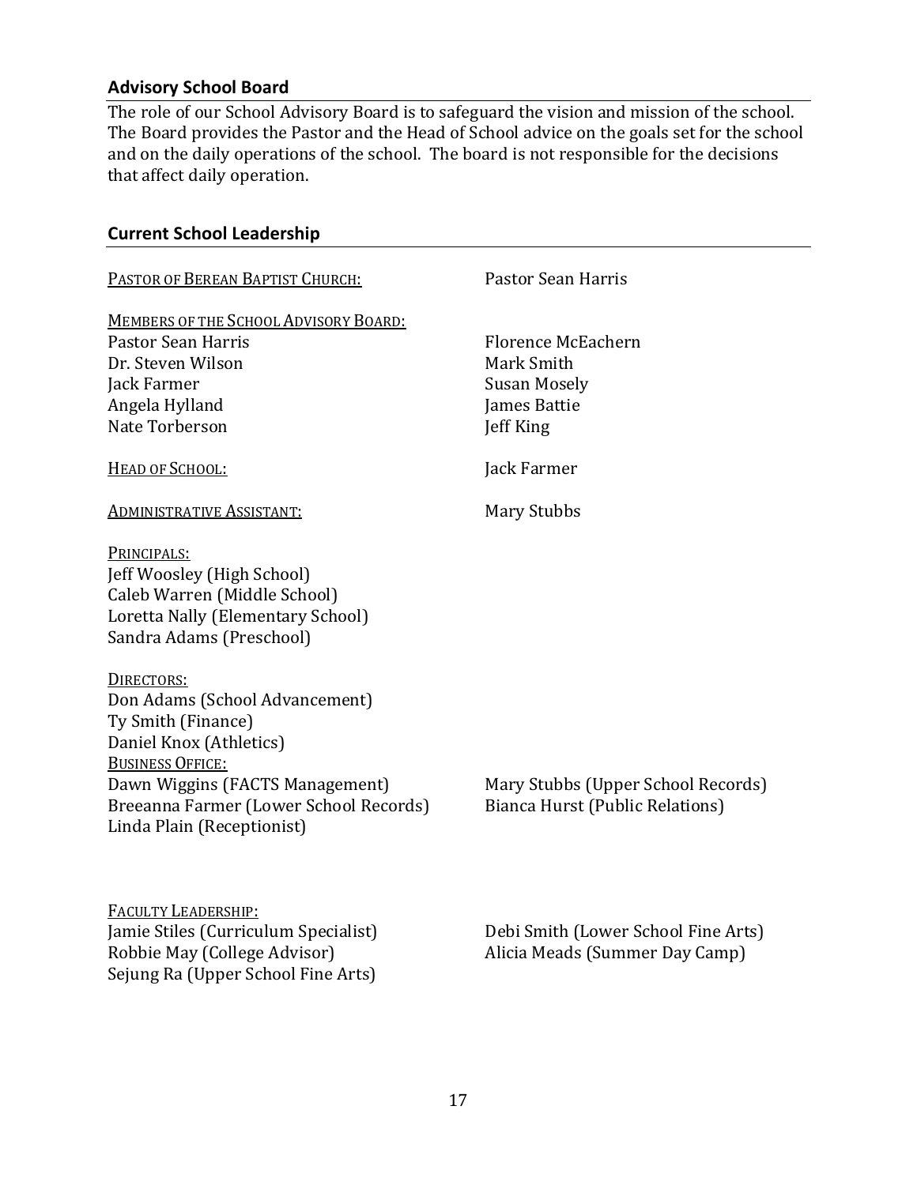## Advisory School Board

The role of our School Advisory Board is to safeguard the vision and mission of the school. The Board provides the Pastor and the Head of School advice on the goals set for the school and on the daily operations of the school. The board is not responsible for the decisions that affect daily operation.

## Current School Leadership

PASTOR OF BEREAN BAPTIST CHURCH: Pastor Sean Harris

MEMBERS OF THE SCHOOL ADVISORY BOARD:

- Pastor Sean Harris
- Dr. Steven Wilson
- Jack Farmer
- Angela Hylland
- Nate Torberson
- Florence McEachern
- Mark Smith
- Susan Mosely
- James Battie
- Jeff King

HEAD OF SCHOOL: Jack Farmer

ADMINISTRATIVE ASSISTANT: Mary Stubbs

PRINCIPALS:

- Jeff Woosley (High School)
- Caleb Warren (Middle School)
- Loretta Nally (Elementary School)
- Sandra Adams (Preschool)

DIRECTORS:

- Don Adams (School Advancement)
- Ty Smith (Finance)
- Daniel Knox (Athletics)

BUSINESS OFFICE:

- Dawn Wiggins (FACTS Management)
- Breeanna Farmer (Lower School Records)
- Linda Plain (Receptionist)
- Mary Stubbs (Upper School Records)
- Bianca Hurst (Public Relations)

FACULTY LEADERSHIP:

- Jamie Stiles (Curriculum Specialist)
- Robbie May (College Advisor)
- Sejung Ra (Upper School Fine Arts)
- Debi Smith (Lower School Fine Arts)
- Alicia Meads (Summer Day Camp)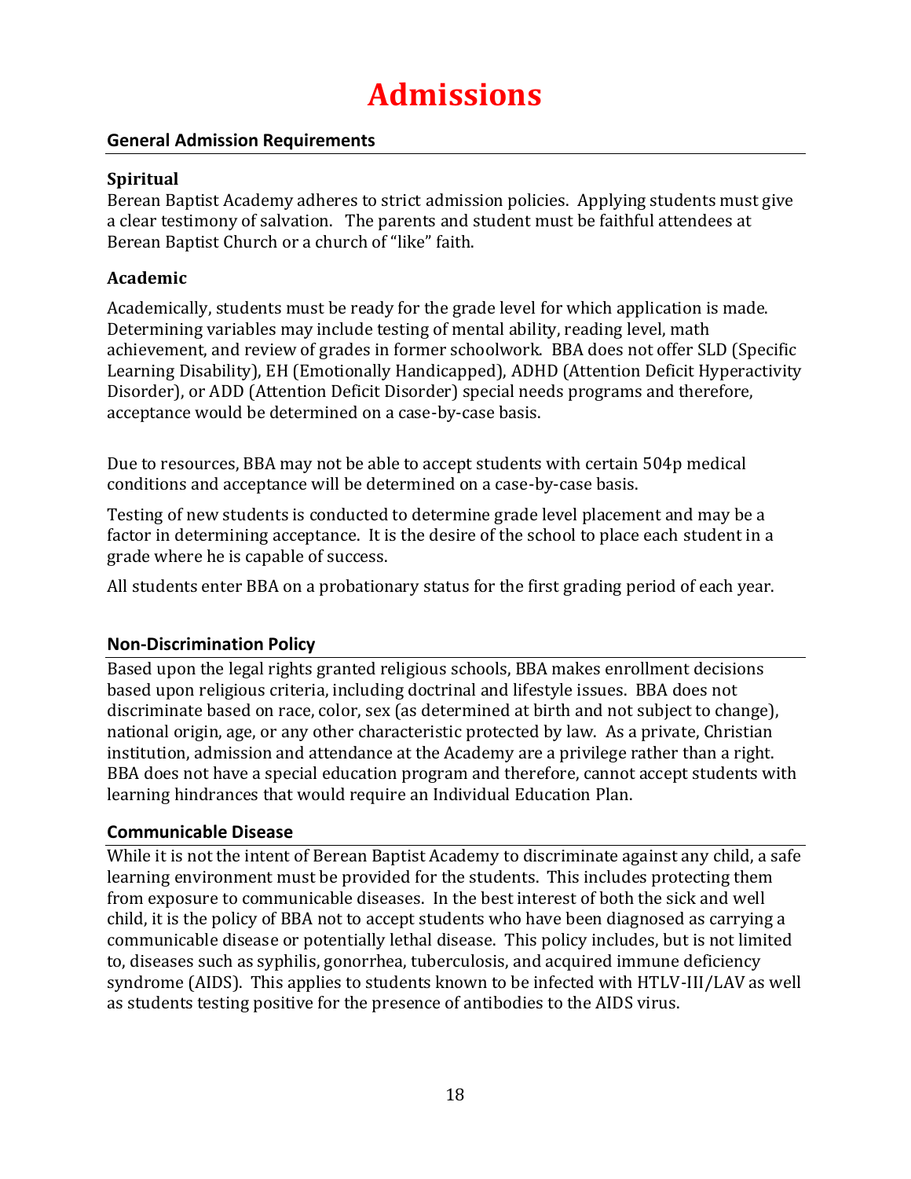# Admissions

## General Admission Requirements

### Spiritual

Berean Baptist Academy adheres to strict admission policies. Applying students must give a clear testimony of salvation. The parents and student must be faithful attendees at Berean Baptist Church or a church of "like" faith.

### Academic

Academically, students must be ready for the grade level for which application is made. Determining variables may include testing of mental ability, reading level, math achievement, and review of grades in former schoolwork. BBA does not offer SLD (Specific Learning Disability), EH (Emotionally Handicapped), ADHD (Attention Deficit Hyperactivity Disorder), or ADD (Attention Deficit Disorder) special needs programs and therefore, acceptance would be determined on a case-by-case basis.

Due to resources, BBA may not be able to accept students with certain 504p medical conditions and acceptance will be determined on a case-by-case basis.

Testing of new students is conducted to determine grade level placement and may be a factor in determining acceptance. It is the desire of the school to place each student in a grade where he is capable of success.

All students enter BBA on a probationary status for the first grading period of each year.

## Non-Discrimination Policy

Based upon the legal rights granted religious schools, BBA makes enrollment decisions based upon religious criteria, including doctrinal and lifestyle issues. BBA does not discriminate based on race, color, sex (as determined at birth and not subject to change), national origin, age, or any other characteristic protected by law. As a private, Christian institution, admission and attendance at the Academy are a privilege rather than a right. BBA does not have a special education program and therefore, cannot accept students with learning hindrances that would require an Individual Education Plan.

## Communicable Disease

While it is not the intent of Berean Baptist Academy to discriminate against any child, a safe learning environment must be provided for the students. This includes protecting them from exposure to communicable diseases. In the best interest of both the sick and well child, it is the policy of BBA not to accept students who have been diagnosed as carrying a communicable disease or potentially lethal disease. This policy includes, but is not limited to, diseases such as syphilis, gonorrhea, tuberculosis, and acquired immune deficiency syndrome (AIDS). This applies to students known to be infected with HTLV-III/LAV as well as students testing positive for the presence of antibodies to the AIDS virus.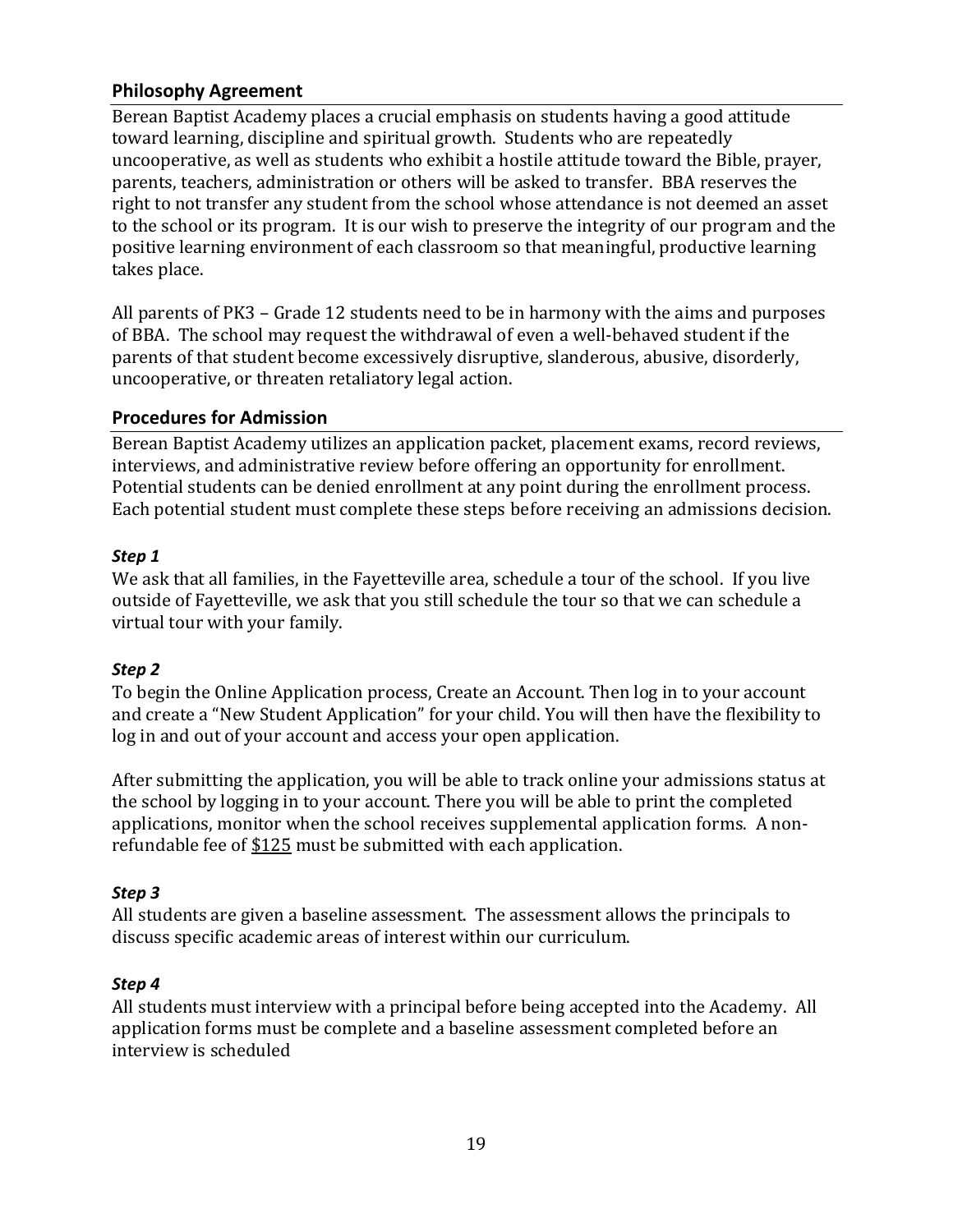## Philosophy Agreement

Berean Baptist Academy places a crucial emphasis on students having a good attitude toward learning, discipline and spiritual growth. Students who are repeatedly uncooperative, as well as students who exhibit a hostile attitude toward the Bible, prayer, parents, teachers, administration or others will be asked to transfer. BBA reserves the right to not transfer any student from the school whose attendance is not deemed an asset to the school or its program. It is our wish to preserve the integrity of our program and the positive learning environment of each classroom so that meaningful, productive learning takes place.

All parents of PK3 – Grade 12 students need to be in harmony with the aims and purposes of BBA. The school may request the withdrawal of even a well-behaved student if the parents of that student become excessively disruptive, slanderous, abusive, disorderly, uncooperative, or threaten retaliatory legal action.

## Procedures for Admission

Berean Baptist Academy utilizes an application packet, placement exams, record reviews, interviews, and administrative review before offering an opportunity for enrollment. Potential students can be denied enrollment at any point during the enrollment process. Each potential student must complete these steps before receiving an admissions decision.

### *Step 1*

We ask that all families, in the Fayetteville area, schedule a tour of the school. If you live outside of Fayetteville, we ask that you still schedule the tour so that we can schedule a virtual tour with your family.

### *Step 2*

To begin the Online Application process, Create an Account. Then log in to your account and create a "New Student Application" for your child. You will then have the flexibility to log in and out of your account and access your open application.

After submitting the application, you will be able to track online your admissions status at the school by logging in to your account. There you will be able to print the completed applications, monitor when the school receives supplemental application forms. A non-refundable fee of $125 must be submitted with each application.

### *Step 3*

All students are given a baseline assessment. The assessment allows the principals to discuss specific academic areas of interest within our curriculum.

### *Step 4*

All students must interview with a principal before being accepted into the Academy. All application forms must be complete and a baseline assessment completed before an interview is scheduled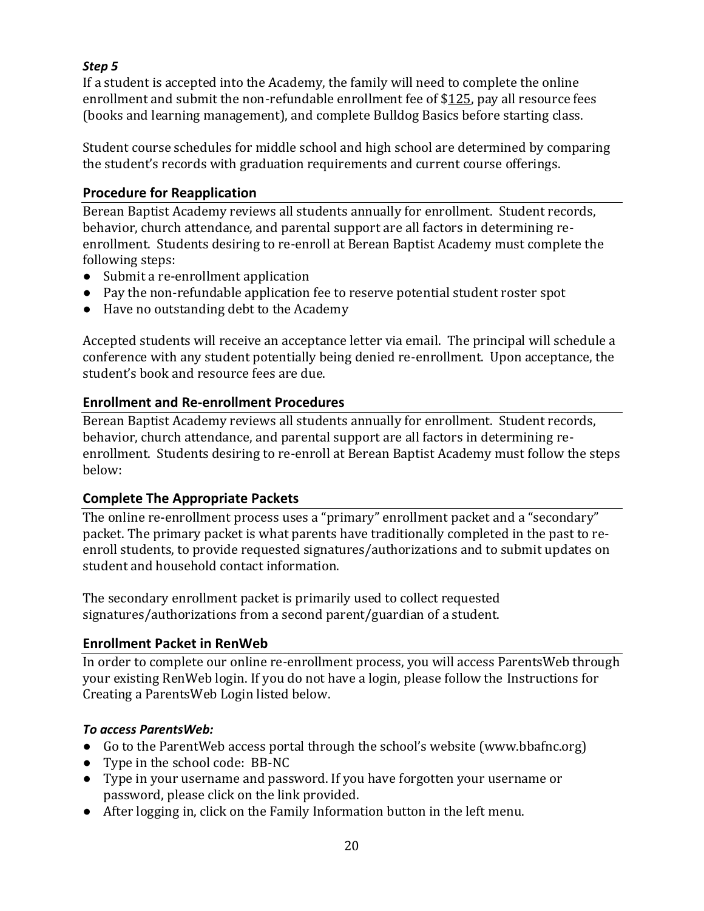***Step 5***
If a student is accepted into the Academy, the family will need to complete the online enrollment and submit the non-refundable enrollment fee of $125, pay all resource fees (books and learning management), and complete Bulldog Basics before starting class.

Student course schedules for middle school and high school are determined by comparing the student's records with graduation requirements and current course offerings.

## Procedure for Reapplication

Berean Baptist Academy reviews all students annually for enrollment. Student records, behavior, church attendance, and parental support are all factors in determining re-enrollment. Students desiring to re-enroll at Berean Baptist Academy must complete the following steps:

- Submit a re-enrollment application
- Pay the non-refundable application fee to reserve potential student roster spot
- Have no outstanding debt to the Academy

Accepted students will receive an acceptance letter via email. The principal will schedule a conference with any student potentially being denied re-enrollment. Upon acceptance, the student's book and resource fees are due.

## Enrollment and Re-enrollment Procedures

Berean Baptist Academy reviews all students annually for enrollment. Student records, behavior, church attendance, and parental support are all factors in determining re-enrollment. Students desiring to re-enroll at Berean Baptist Academy must follow the steps below:

## Complete The Appropriate Packets

The online re-enrollment process uses a "primary" enrollment packet and a "secondary" packet. The primary packet is what parents have traditionally completed in the past to re-enroll students, to provide requested signatures/authorizations and to submit updates on student and household contact information.

The secondary enrollment packet is primarily used to collect requested signatures/authorizations from a second parent/guardian of a student.

## Enrollment Packet in RenWeb

In order to complete our online re-enrollment process, you will access ParentsWeb through your existing RenWeb login. If you do not have a login, please follow the Instructions for Creating a ParentsWeb Login listed below.

***To access ParentsWeb:***

- Go to the ParentWeb access portal through the school's website (www.bbafnc.org)
- Type in the school code: BB-NC
- Type in your username and password. If you have forgotten your username or password, please click on the link provided.
- After logging in, click on the Family Information button in the left menu.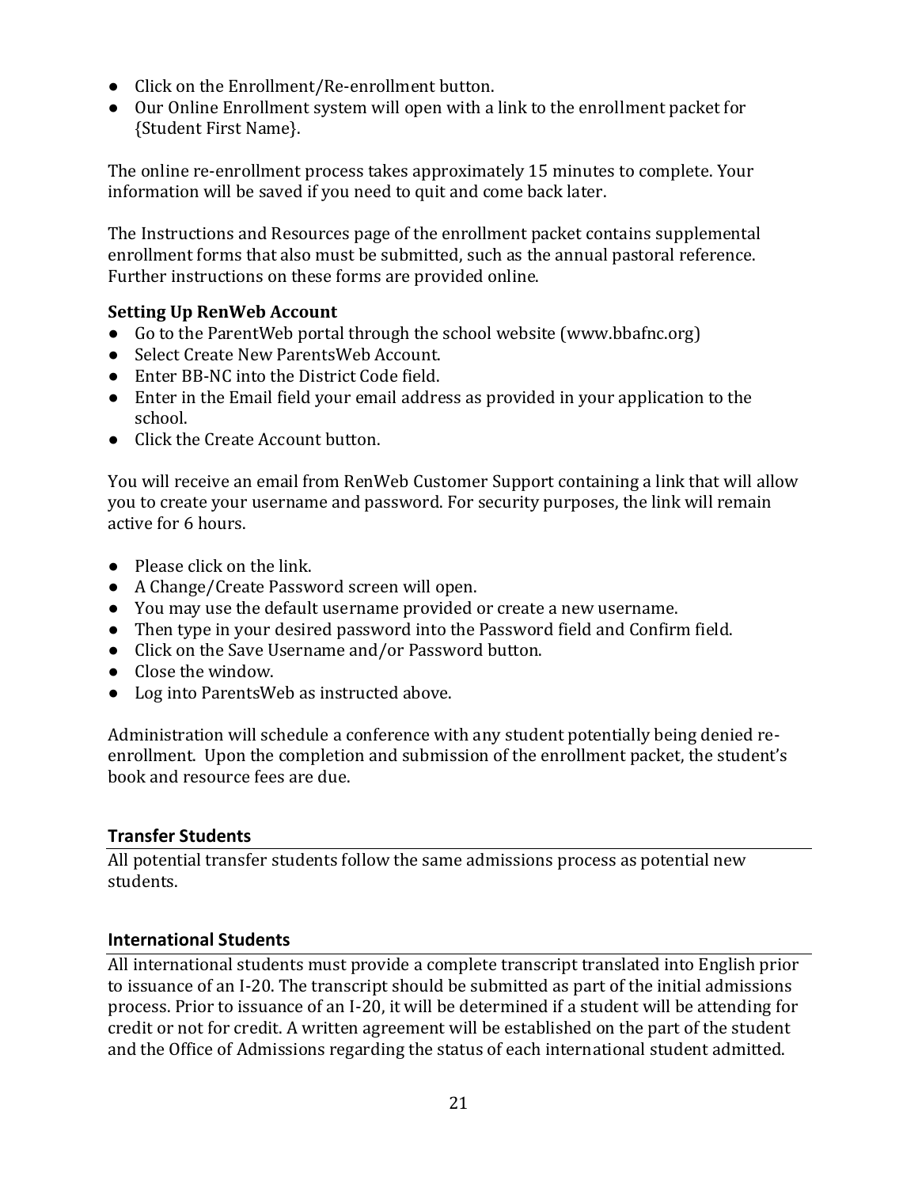- Click on the Enrollment/Re-enrollment button.
- Our Online Enrollment system will open with a link to the enrollment packet for {Student First Name}.

The online re-enrollment process takes approximately 15 minutes to complete. Your information will be saved if you need to quit and come back later.

The Instructions and Resources page of the enrollment packet contains supplemental enrollment forms that also must be submitted, such as the annual pastoral reference. Further instructions on these forms are provided online.

**Setting Up RenWeb Account**

- Go to the ParentWeb portal through the school website (www.bbafnc.org)
- Select Create New ParentsWeb Account.
- Enter BB-NC into the District Code field.
- Enter in the Email field your email address as provided in your application to the school.
- Click the Create Account button.

You will receive an email from RenWeb Customer Support containing a link that will allow you to create your username and password. For security purposes, the link will remain active for 6 hours.

- Please click on the link.
- A Change/Create Password screen will open.
- You may use the default username provided or create a new username.
- Then type in your desired password into the Password field and Confirm field.
- Click on the Save Username and/or Password button.
- Close the window.
- Log into ParentsWeb as instructed above.

Administration will schedule a conference with any student potentially being denied re-enrollment. Upon the completion and submission of the enrollment packet, the student's book and resource fees are due.

## Transfer Students

All potential transfer students follow the same admissions process as potential new students.

## International Students

All international students must provide a complete transcript translated into English prior to issuance of an I-20. The transcript should be submitted as part of the initial admissions process. Prior to issuance of an I-20, it will be determined if a student will be attending for credit or not for credit. A written agreement will be established on the part of the student and the Office of Admissions regarding the status of each international student admitted.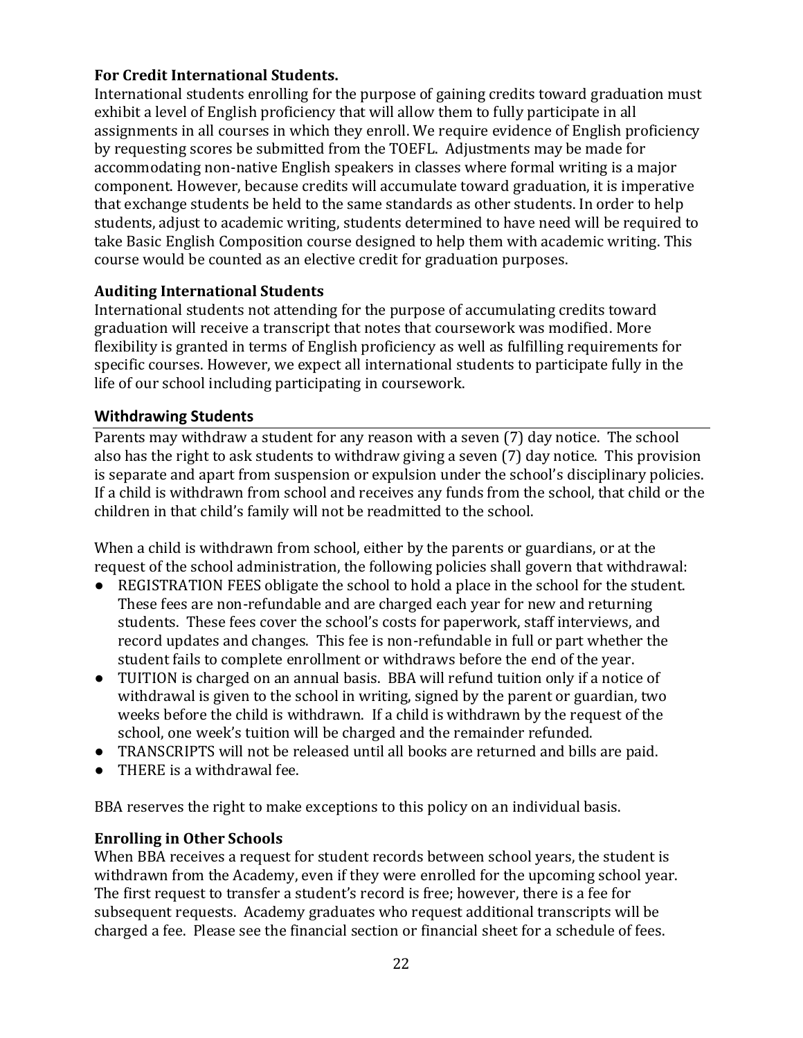### For Credit International Students.

International students enrolling for the purpose of gaining credits toward graduation must exhibit a level of English proficiency that will allow them to fully participate in all assignments in all courses in which they enroll. We require evidence of English proficiency by requesting scores be submitted from the TOEFL. Adjustments may be made for accommodating non-native English speakers in classes where formal writing is a major component. However, because credits will accumulate toward graduation, it is imperative that exchange students be held to the same standards as other students. In order to help students, adjust to academic writing, students determined to have need will be required to take Basic English Composition course designed to help them with academic writing. This course would be counted as an elective credit for graduation purposes.

### Auditing International Students

International students not attending for the purpose of accumulating credits toward graduation will receive a transcript that notes that coursework was modified. More flexibility is granted in terms of English proficiency as well as fulfilling requirements for specific courses. However, we expect all international students to participate fully in the life of our school including participating in coursework.

## Withdrawing Students

Parents may withdraw a student for any reason with a seven (7) day notice. The school also has the right to ask students to withdraw giving a seven (7) day notice. This provision is separate and apart from suspension or expulsion under the school's disciplinary policies. If a child is withdrawn from school and receives any funds from the school, that child or the children in that child's family will not be readmitted to the school.

When a child is withdrawn from school, either by the parents or guardians, or at the request of the school administration, the following policies shall govern that withdrawal:

- REGISTRATION FEES obligate the school to hold a place in the school for the student. These fees are non-refundable and are charged each year for new and returning students. These fees cover the school's costs for paperwork, staff interviews, and record updates and changes. This fee is non-refundable in full or part whether the student fails to complete enrollment or withdraws before the end of the year.
- TUITION is charged on an annual basis. BBA will refund tuition only if a notice of withdrawal is given to the school in writing, signed by the parent or guardian, two weeks before the child is withdrawn. If a child is withdrawn by the request of the school, one week's tuition will be charged and the remainder refunded.
- TRANSCRIPTS will not be released until all books are returned and bills are paid.
- THERE is a withdrawal fee.

BBA reserves the right to make exceptions to this policy on an individual basis.

### Enrolling in Other Schools

When BBA receives a request for student records between school years, the student is withdrawn from the Academy, even if they were enrolled for the upcoming school year. The first request to transfer a student's record is free; however, there is a fee for subsequent requests. Academy graduates who request additional transcripts will be charged a fee. Please see the financial section or financial sheet for a schedule of fees.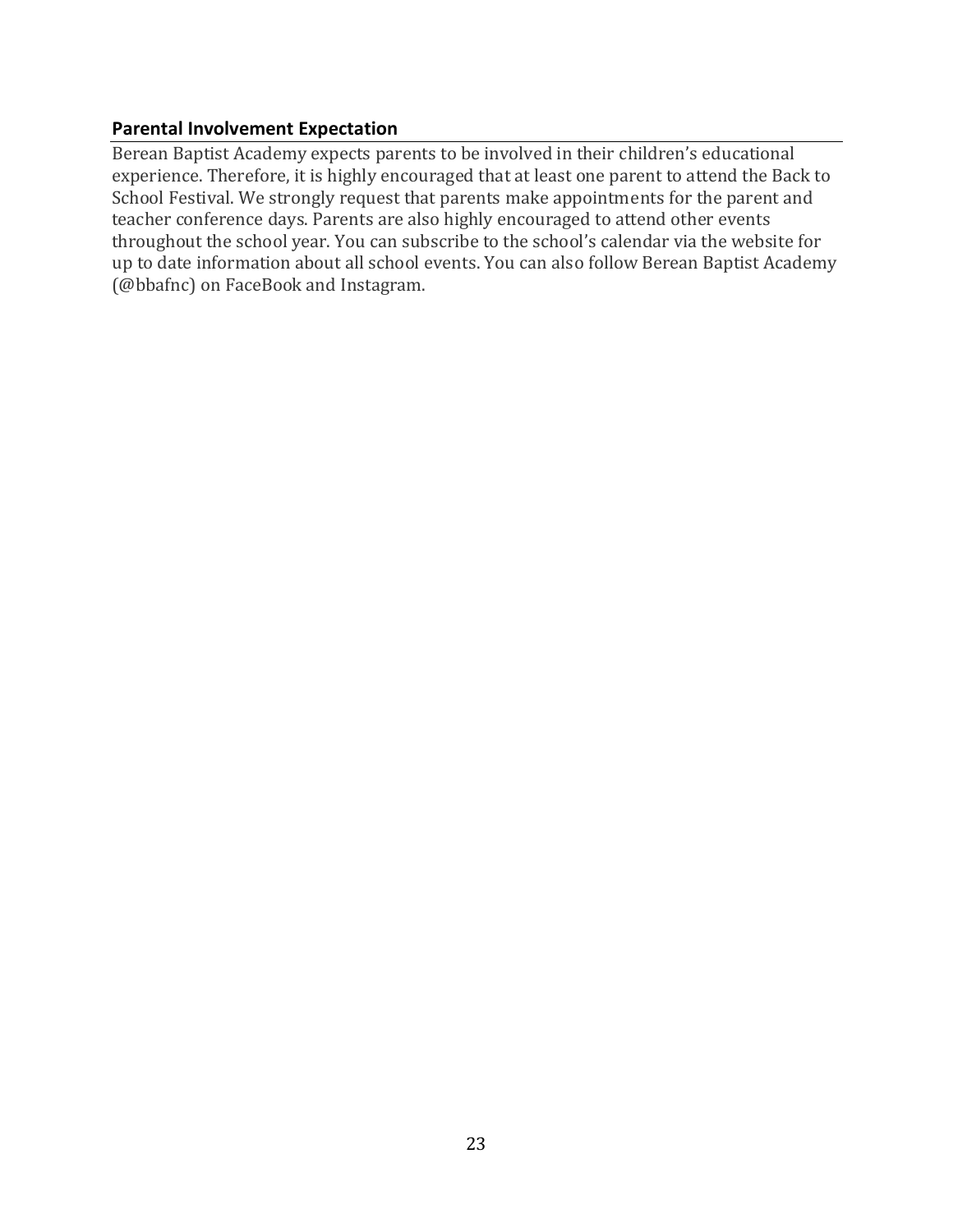### Parental Involvement Expectation

Berean Baptist Academy expects parents to be involved in their children's educational experience. Therefore, it is highly encouraged that at least one parent to attend the Back to School Festival. We strongly request that parents make appointments for the parent and teacher conference days. Parents are also highly encouraged to attend other events throughout the school year. You can subscribe to the school's calendar via the website for up to date information about all school events. You can also follow Berean Baptist Academy (@bbafnc) on FaceBook and Instagram.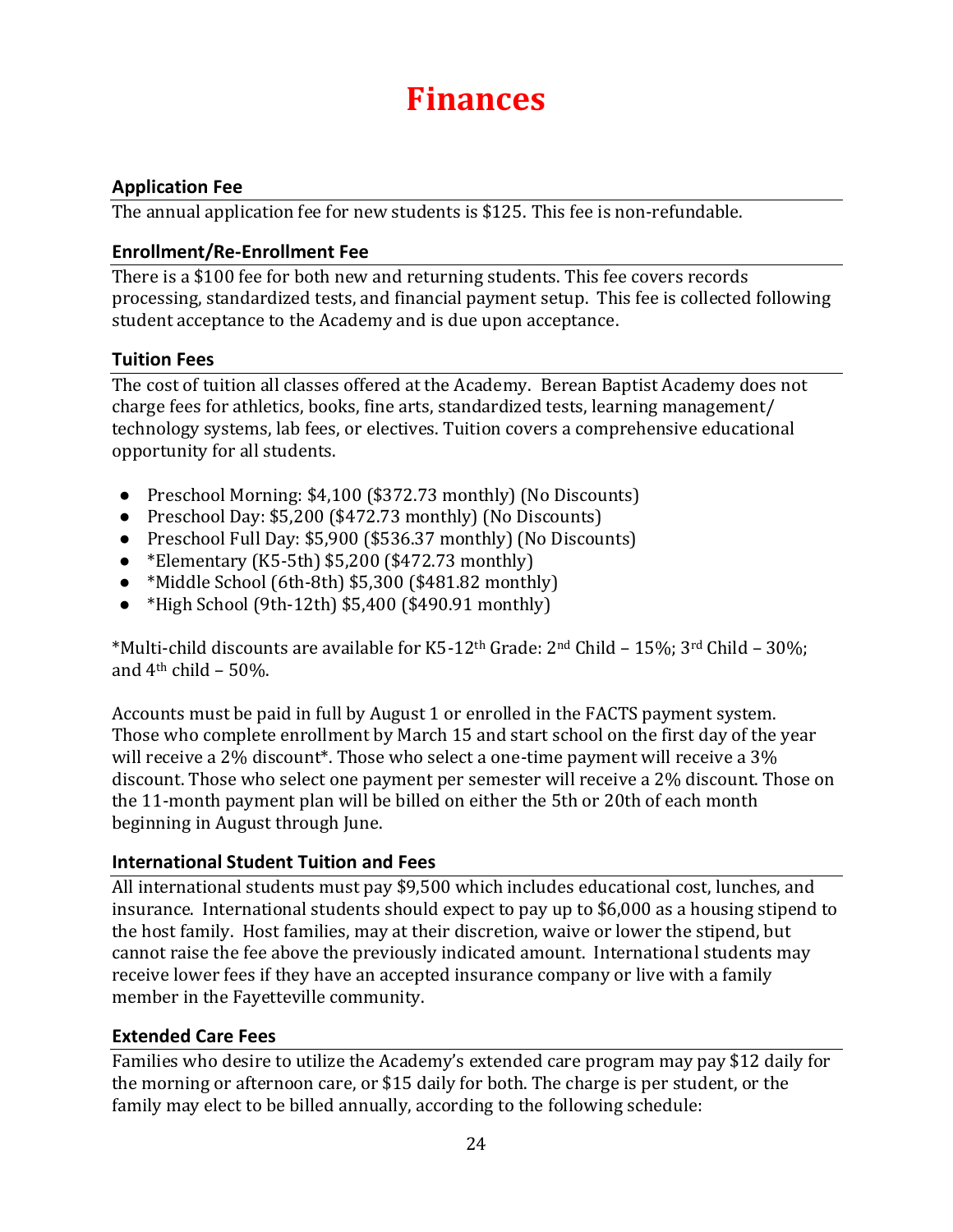# Finances

### Application Fee

The annual application fee for new students is $125. This fee is non-refundable.

### Enrollment/Re-Enrollment Fee

There is a $100 fee for both new and returning students. This fee covers records processing, standardized tests, and financial payment setup. This fee is collected following student acceptance to the Academy and is due upon acceptance.

### Tuition Fees

The cost of tuition all classes offered at the Academy. Berean Baptist Academy does not charge fees for athletics, books, fine arts, standardized tests, learning management/ technology systems, lab fees, or electives. Tuition covers a comprehensive educational opportunity for all students.

- Preschool Morning: $4,100 ($372.73 monthly) (No Discounts)
- Preschool Day: $5,200 ($472.73 monthly) (No Discounts)
- Preschool Full Day: $5,900 ($536.37 monthly) (No Discounts)
- *Elementary (K5-5th) $5,200 ($472.73 monthly)
- *Middle School (6th-8th) $5,300 ($481.82 monthly)
- *High School (9th-12th) $5,400 ($490.91 monthly)

*Multi-child discounts are available for K5-12th Grade: 2nd Child – 15%; 3rd Child – 30%; and 4th child – 50%.

Accounts must be paid in full by August 1 or enrolled in the FACTS payment system. Those who complete enrollment by March 15 and start school on the first day of the year will receive a 2% discount*. Those who select a one-time payment will receive a 3% discount. Those who select one payment per semester will receive a 2% discount. Those on the 11-month payment plan will be billed on either the 5th or 20th of each month beginning in August through June.

### International Student Tuition and Fees

All international students must pay $9,500 which includes educational cost, lunches, and insurance. International students should expect to pay up to $6,000 as a housing stipend to the host family. Host families, may at their discretion, waive or lower the stipend, but cannot raise the fee above the previously indicated amount. International students may receive lower fees if they have an accepted insurance company or live with a family member in the Fayetteville community.

### Extended Care Fees

Families who desire to utilize the Academy's extended care program may pay $12 daily for the morning or afternoon care, or $15 daily for both. The charge is per student, or the family may elect to be billed annually, according to the following schedule: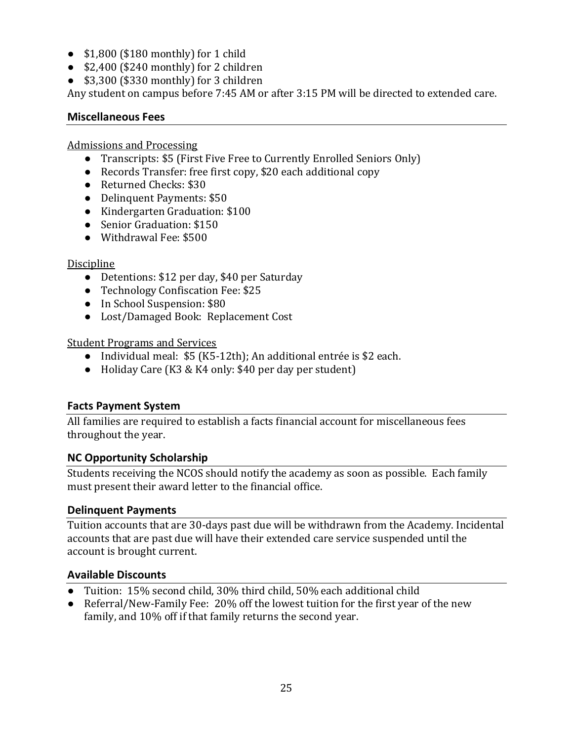- $1,800 ($180 monthly) for 1 child
- $2,400 ($240 monthly) for 2 children
- $3,300 ($330 monthly) for 3 children

Any student on campus before 7:45 AM or after 3:15 PM will be directed to extended care.

### Miscellaneous Fees

Admissions and Processing

- Transcripts: $5 (First Five Free to Currently Enrolled Seniors Only)
- Records Transfer: free first copy, $20 each additional copy
- Returned Checks: $30
- Delinquent Payments: $50
- Kindergarten Graduation: $100
- Senior Graduation: $150
- Withdrawal Fee: $500

Discipline

- Detentions: $12 per day, $40 per Saturday
- Technology Confiscation Fee: $25
- In School Suspension: $80
- Lost/Damaged Book: Replacement Cost

Student Programs and Services

- Individual meal: $5 (K5-12th); An additional entrée is $2 each.
- Holiday Care (K3 & K4 only: $40 per day per student)

### Facts Payment System

All families are required to establish a facts financial account for miscellaneous fees throughout the year.

### NC Opportunity Scholarship

Students receiving the NCOS should notify the academy as soon as possible. Each family must present their award letter to the financial office.

### Delinquent Payments

Tuition accounts that are 30-days past due will be withdrawn from the Academy. Incidental accounts that are past due will have their extended care service suspended until the account is brought current.

### Available Discounts

- Tuition: 15% second child, 30% third child, 50% each additional child
- Referral/New-Family Fee: 20% off the lowest tuition for the first year of the new family, and 10% off if that family returns the second year.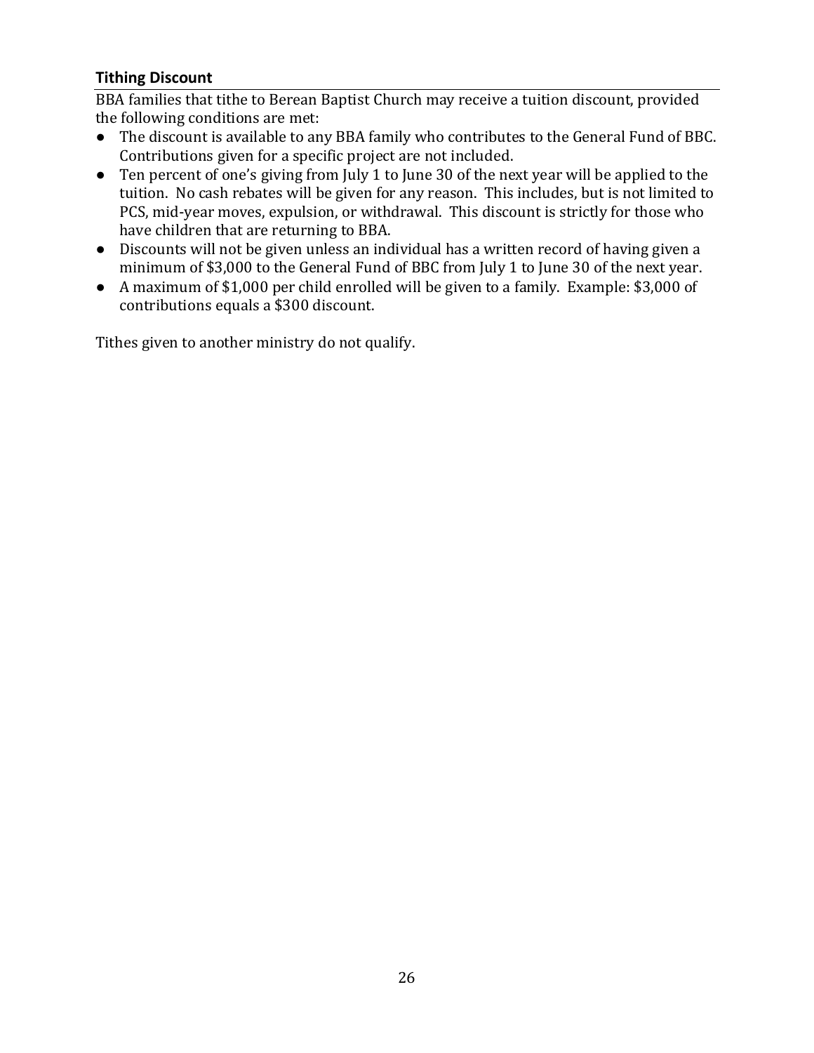### Tithing Discount

BBA families that tithe to Berean Baptist Church may receive a tuition discount, provided the following conditions are met:

- The discount is available to any BBA family who contributes to the General Fund of BBC. Contributions given for a specific project are not included.
- Ten percent of one's giving from July 1 to June 30 of the next year will be applied to the tuition. No cash rebates will be given for any reason. This includes, but is not limited to PCS, mid-year moves, expulsion, or withdrawal. This discount is strictly for those who have children that are returning to BBA.
- Discounts will not be given unless an individual has a written record of having given a minimum of $3,000 to the General Fund of BBC from July 1 to June 30 of the next year.
- A maximum of $1,000 per child enrolled will be given to a family. Example: $3,000 of contributions equals a $300 discount.

Tithes given to another ministry do not qualify.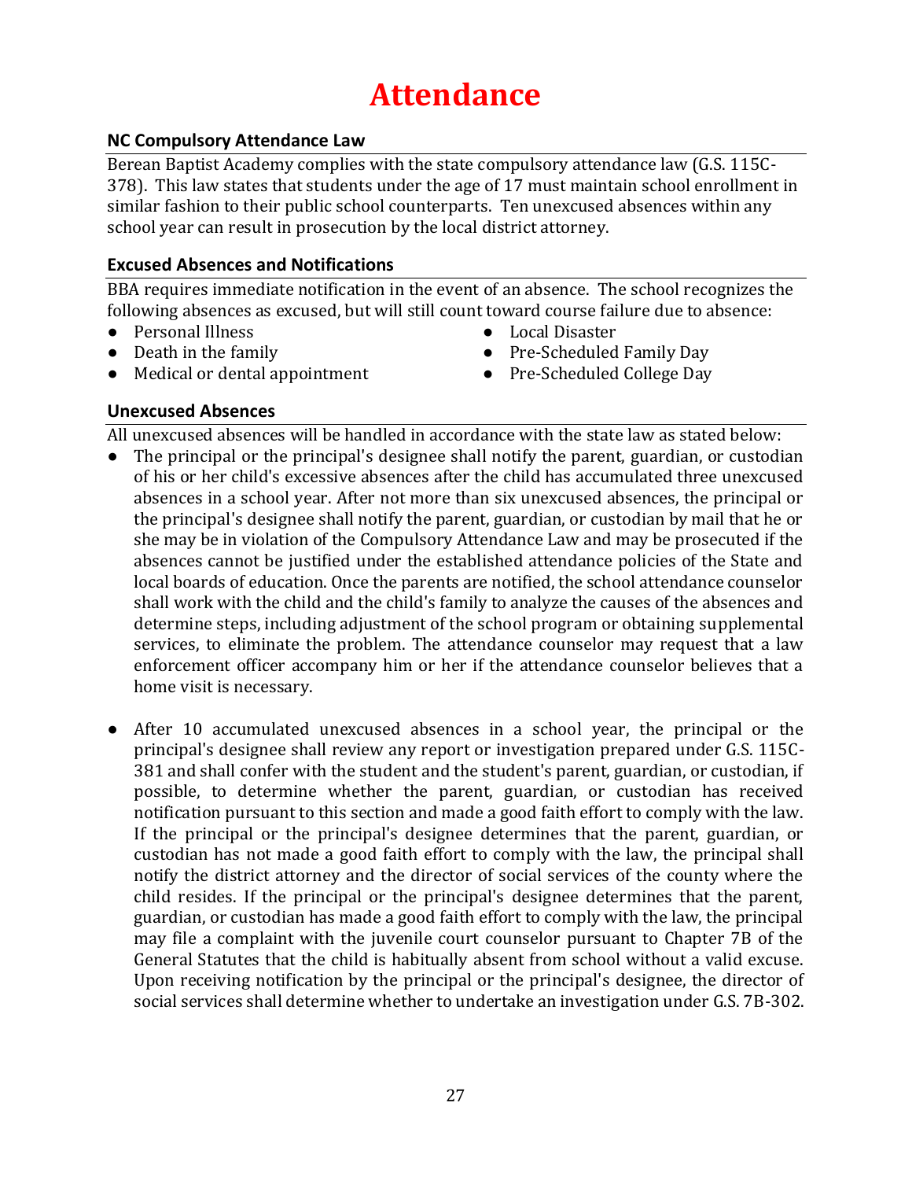# Attendance

### NC Compulsory Attendance Law

Berean Baptist Academy complies with the state compulsory attendance law (G.S. 115C-378). This law states that students under the age of 17 must maintain school enrollment in similar fashion to their public school counterparts. Ten unexcused absences within any school year can result in prosecution by the local district attorney.

### Excused Absences and Notifications

BBA requires immediate notification in the event of an absence. The school recognizes the following absences as excused, but will still count toward course failure due to absence:

- Personal Illness
- Death in the family
- Medical or dental appointment
- Local Disaster
- Pre-Scheduled Family Day
- Pre-Scheduled College Day

### Unexcused Absences

All unexcused absences will be handled in accordance with the state law as stated below:

- The principal or the principal's designee shall notify the parent, guardian, or custodian of his or her child's excessive absences after the child has accumulated three unexcused absences in a school year. After not more than six unexcused absences, the principal or the principal's designee shall notify the parent, guardian, or custodian by mail that he or she may be in violation of the Compulsory Attendance Law and may be prosecuted if the absences cannot be justified under the established attendance policies of the State and local boards of education. Once the parents are notified, the school attendance counselor shall work with the child and the child's family to analyze the causes of the absences and determine steps, including adjustment of the school program or obtaining supplemental services, to eliminate the problem. The attendance counselor may request that a law enforcement officer accompany him or her if the attendance counselor believes that a home visit is necessary.

- After 10 accumulated unexcused absences in a school year, the principal or the principal's designee shall review any report or investigation prepared under G.S. 115C-381 and shall confer with the student and the student's parent, guardian, or custodian, if possible, to determine whether the parent, guardian, or custodian has received notification pursuant to this section and made a good faith effort to comply with the law. If the principal or the principal's designee determines that the parent, guardian, or custodian has not made a good faith effort to comply with the law, the principal shall notify the district attorney and the director of social services of the county where the child resides. If the principal or the principal's designee determines that the parent, guardian, or custodian has made a good faith effort to comply with the law, the principal may file a complaint with the juvenile court counselor pursuant to Chapter 7B of the General Statutes that the child is habitually absent from school without a valid excuse. Upon receiving notification by the principal or the principal's designee, the director of social services shall determine whether to undertake an investigation under G.S. 7B-302.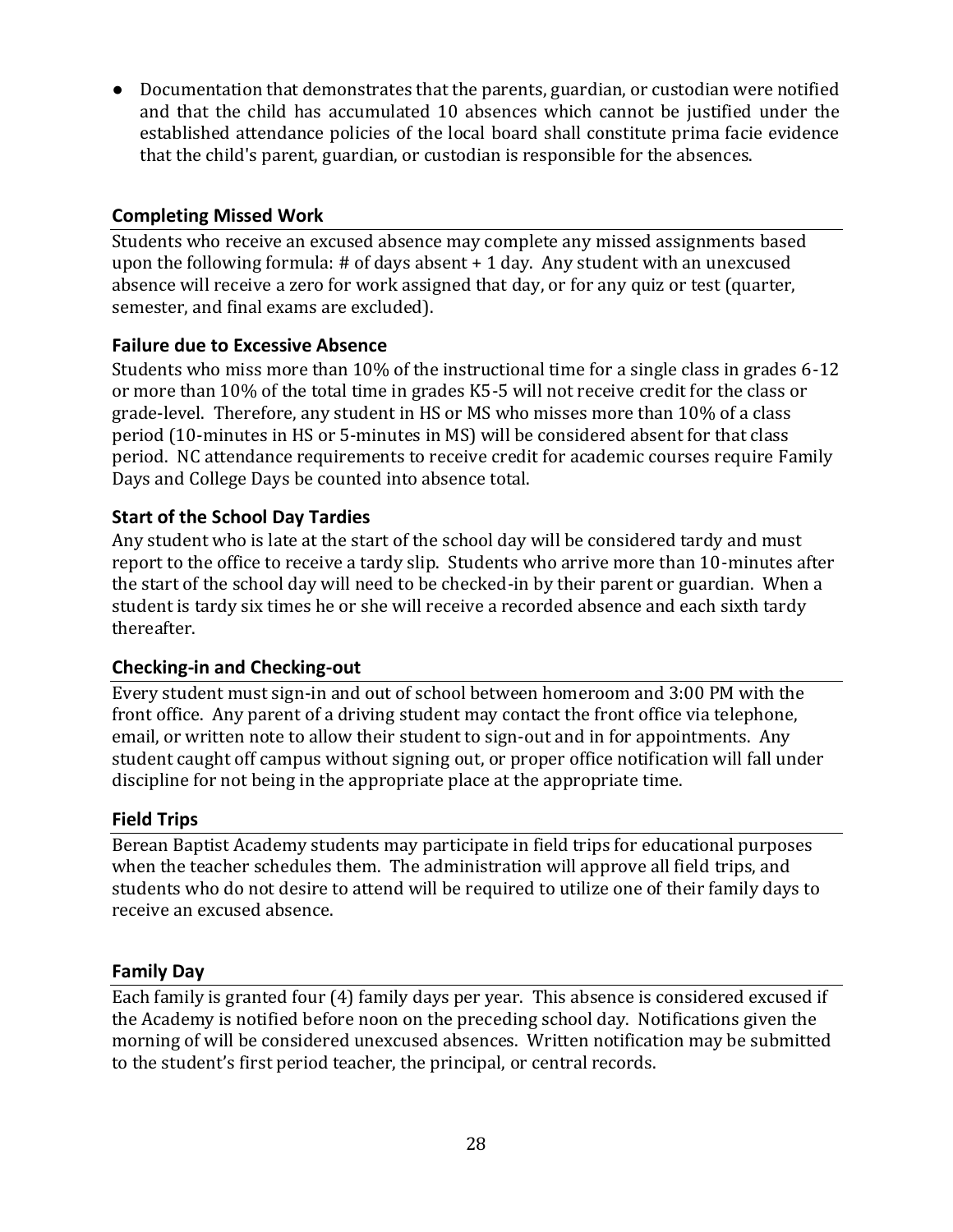- Documentation that demonstrates that the parents, guardian, or custodian were notified and that the child has accumulated 10 absences which cannot be justified under the established attendance policies of the local board shall constitute prima facie evidence that the child's parent, guardian, or custodian is responsible for the absences.

### Completing Missed Work

Students who receive an excused absence may complete any missed assignments based upon the following formula: # of days absent + 1 day. Any student with an unexcused absence will receive a zero for work assigned that day, or for any quiz or test (quarter, semester, and final exams are excluded).

### Failure due to Excessive Absence

Students who miss more than 10% of the instructional time for a single class in grades 6-12 or more than 10% of the total time in grades K5-5 will not receive credit for the class or grade-level. Therefore, any student in HS or MS who misses more than 10% of a class period (10-minutes in HS or 5-minutes in MS) will be considered absent for that class period. NC attendance requirements to receive credit for academic courses require Family Days and College Days be counted into absence total.

### Start of the School Day Tardies

Any student who is late at the start of the school day will be considered tardy and must report to the office to receive a tardy slip. Students who arrive more than 10-minutes after the start of the school day will need to be checked-in by their parent or guardian. When a student is tardy six times he or she will receive a recorded absence and each sixth tardy thereafter.

### Checking-in and Checking-out

Every student must sign-in and out of school between homeroom and 3:00 PM with the front office. Any parent of a driving student may contact the front office via telephone, email, or written note to allow their student to sign-out and in for appointments. Any student caught off campus without signing out, or proper office notification will fall under discipline for not being in the appropriate place at the appropriate time.

### Field Trips

Berean Baptist Academy students may participate in field trips for educational purposes when the teacher schedules them. The administration will approve all field trips, and students who do not desire to attend will be required to utilize one of their family days to receive an excused absence.

### Family Day

Each family is granted four (4) family days per year. This absence is considered excused if the Academy is notified before noon on the preceding school day. Notifications given the morning of will be considered unexcused absences. Written notification may be submitted to the student's first period teacher, the principal, or central records.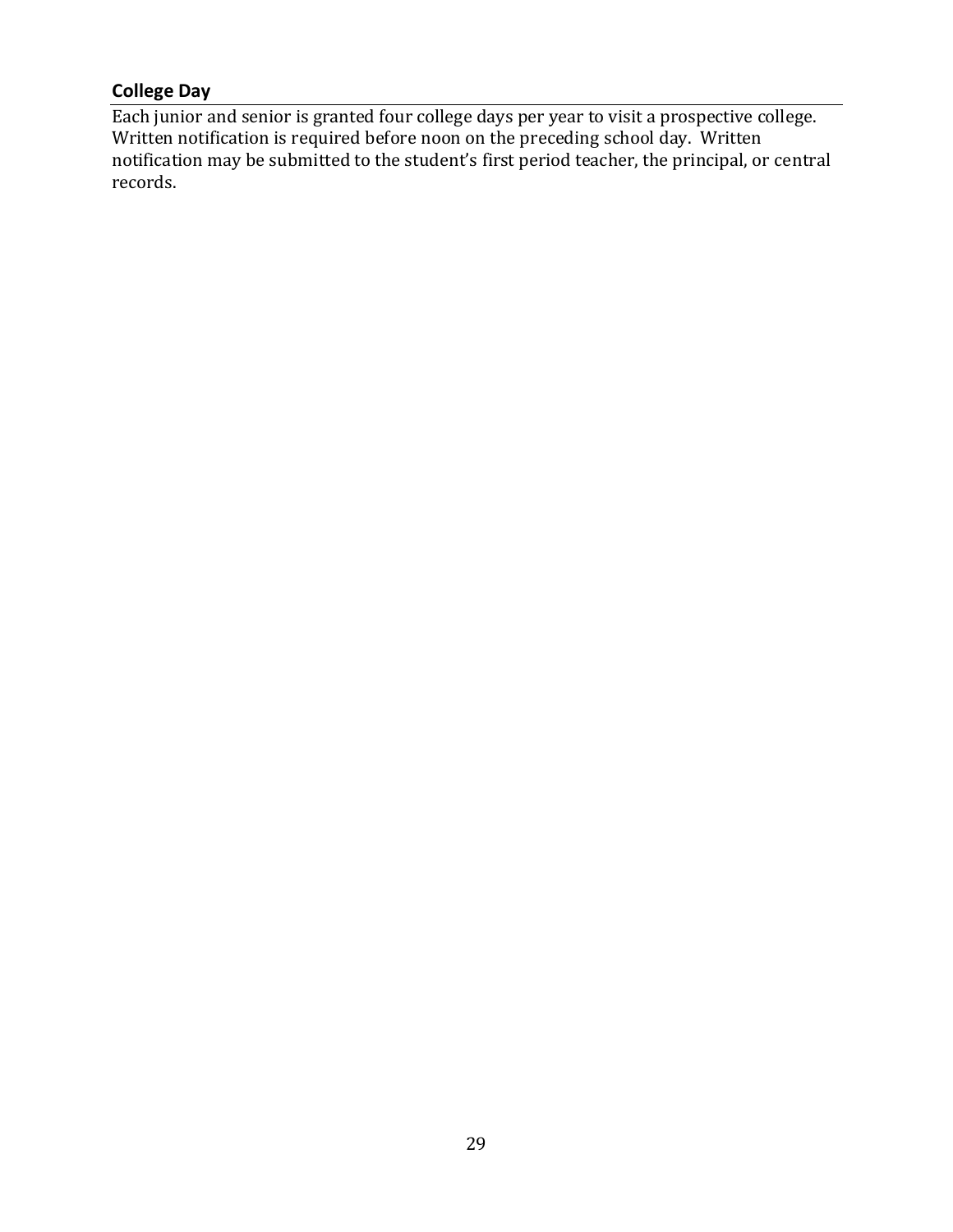## College Day

Each junior and senior is granted four college days per year to visit a prospective college. Written notification is required before noon on the preceding school day. Written notification may be submitted to the student's first period teacher, the principal, or central records.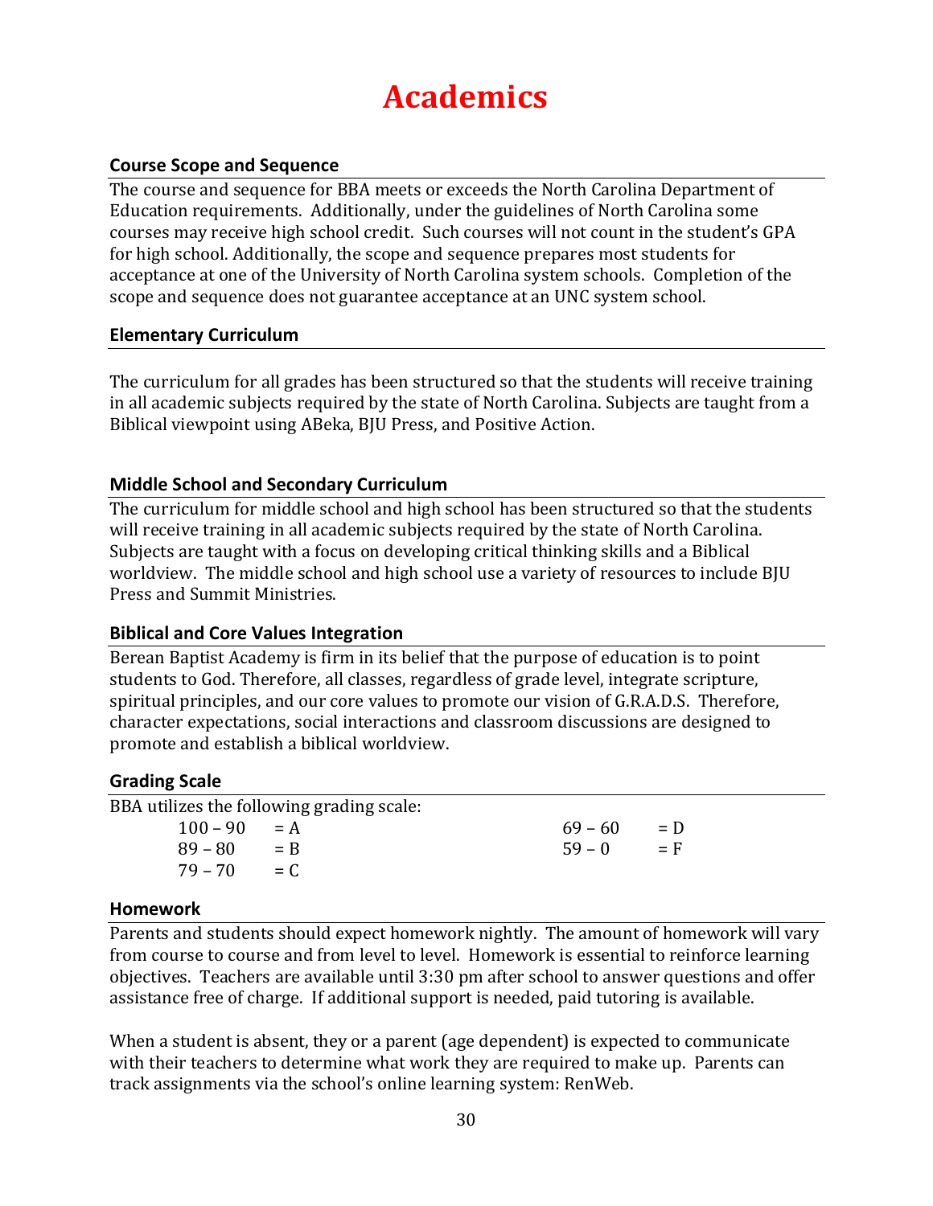# Academics

## Course Scope and Sequence

The course and sequence for BBA meets or exceeds the North Carolina Department of Education requirements. Additionally, under the guidelines of North Carolina some courses may receive high school credit. Such courses will not count in the student's GPA for high school. Additionally, the scope and sequence prepares most students for acceptance at one of the University of North Carolina system schools. Completion of the scope and sequence does not guarantee acceptance at an UNC system school.

## Elementary Curriculum

The curriculum for all grades has been structured so that the students will receive training in all academic subjects required by the state of North Carolina. Subjects are taught from a Biblical viewpoint using ABeka, BJU Press, and Positive Action.

## Middle School and Secondary Curriculum

The curriculum for middle school and high school has been structured so that the students will receive training in all academic subjects required by the state of North Carolina. Subjects are taught with a focus on developing critical thinking skills and a Biblical worldview. The middle school and high school use a variety of resources to include BJU Press and Summit Ministries.

## Biblical and Core Values Integration

Berean Baptist Academy is firm in its belief that the purpose of education is to point students to God. Therefore, all classes, regardless of grade level, integrate scripture, spiritual principles, and our core values to promote our vision of G.R.A.D.S. Therefore, character expectations, social interactions and classroom discussions are designed to promote and establish a biblical worldview.

## Grading Scale

BBA utilizes the following grading scale:

| Range | Grade |
|---|---|
| 100 – 90 | = A |
| 89 – 80 | = B |
| 79 – 70 | = C |
| 69 – 60 | = D |
| 59 – 0 | = F |

## Homework

Parents and students should expect homework nightly. The amount of homework will vary from course to course and from level to level. Homework is essential to reinforce learning objectives. Teachers are available until 3:30 pm after school to answer questions and offer assistance free of charge. If additional support is needed, paid tutoring is available.

When a student is absent, they or a parent (age dependent) is expected to communicate with their teachers to determine what work they are required to make up. Parents can track assignments via the school's online learning system: RenWeb.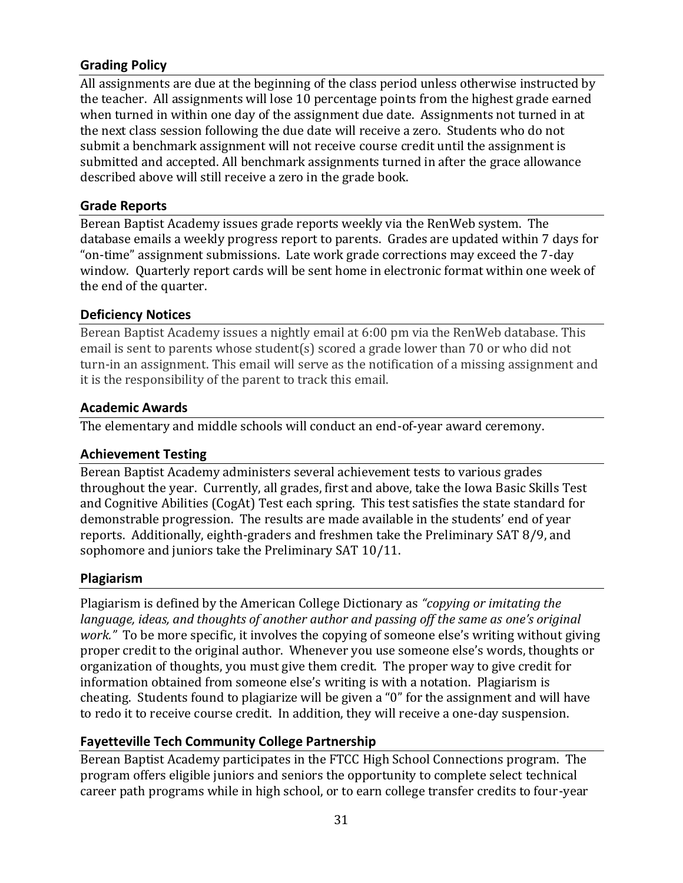### Grading Policy

All assignments are due at the beginning of the class period unless otherwise instructed by the teacher. All assignments will lose 10 percentage points from the highest grade earned when turned in within one day of the assignment due date. Assignments not turned in at the next class session following the due date will receive a zero. Students who do not submit a benchmark assignment will not receive course credit until the assignment is submitted and accepted. All benchmark assignments turned in after the grace allowance described above will still receive a zero in the grade book.

### Grade Reports

Berean Baptist Academy issues grade reports weekly via the RenWeb system. The database emails a weekly progress report to parents. Grades are updated within 7 days for "on-time" assignment submissions. Late work grade corrections may exceed the 7-day window. Quarterly report cards will be sent home in electronic format within one week of the end of the quarter.

### Deficiency Notices

Berean Baptist Academy issues a nightly email at 6:00 pm via the RenWeb database. This email is sent to parents whose student(s) scored a grade lower than 70 or who did not turn-in an assignment. This email will serve as the notification of a missing assignment and it is the responsibility of the parent to track this email.

### Academic Awards

The elementary and middle schools will conduct an end-of-year award ceremony.

### Achievement Testing

Berean Baptist Academy administers several achievement tests to various grades throughout the year. Currently, all grades, first and above, take the Iowa Basic Skills Test and Cognitive Abilities (CogAt) Test each spring. This test satisfies the state standard for demonstrable progression. The results are made available in the students' end of year reports. Additionally, eighth-graders and freshmen take the Preliminary SAT 8/9, and sophomore and juniors take the Preliminary SAT 10/11.

### Plagiarism

Plagiarism is defined by the American College Dictionary as *"copying or imitating the language, ideas, and thoughts of another author and passing off the same as one's original work."* To be more specific, it involves the copying of someone else's writing without giving proper credit to the original author. Whenever you use someone else's words, thoughts or organization of thoughts, you must give them credit. The proper way to give credit for information obtained from someone else's writing is with a notation. Plagiarism is cheating. Students found to plagiarize will be given a "0" for the assignment and will have to redo it to receive course credit. In addition, they will receive a one-day suspension.

### Fayetteville Tech Community College Partnership

Berean Baptist Academy participates in the FTCC High School Connections program. The program offers eligible juniors and seniors the opportunity to complete select technical career path programs while in high school, or to earn college transfer credits to four-year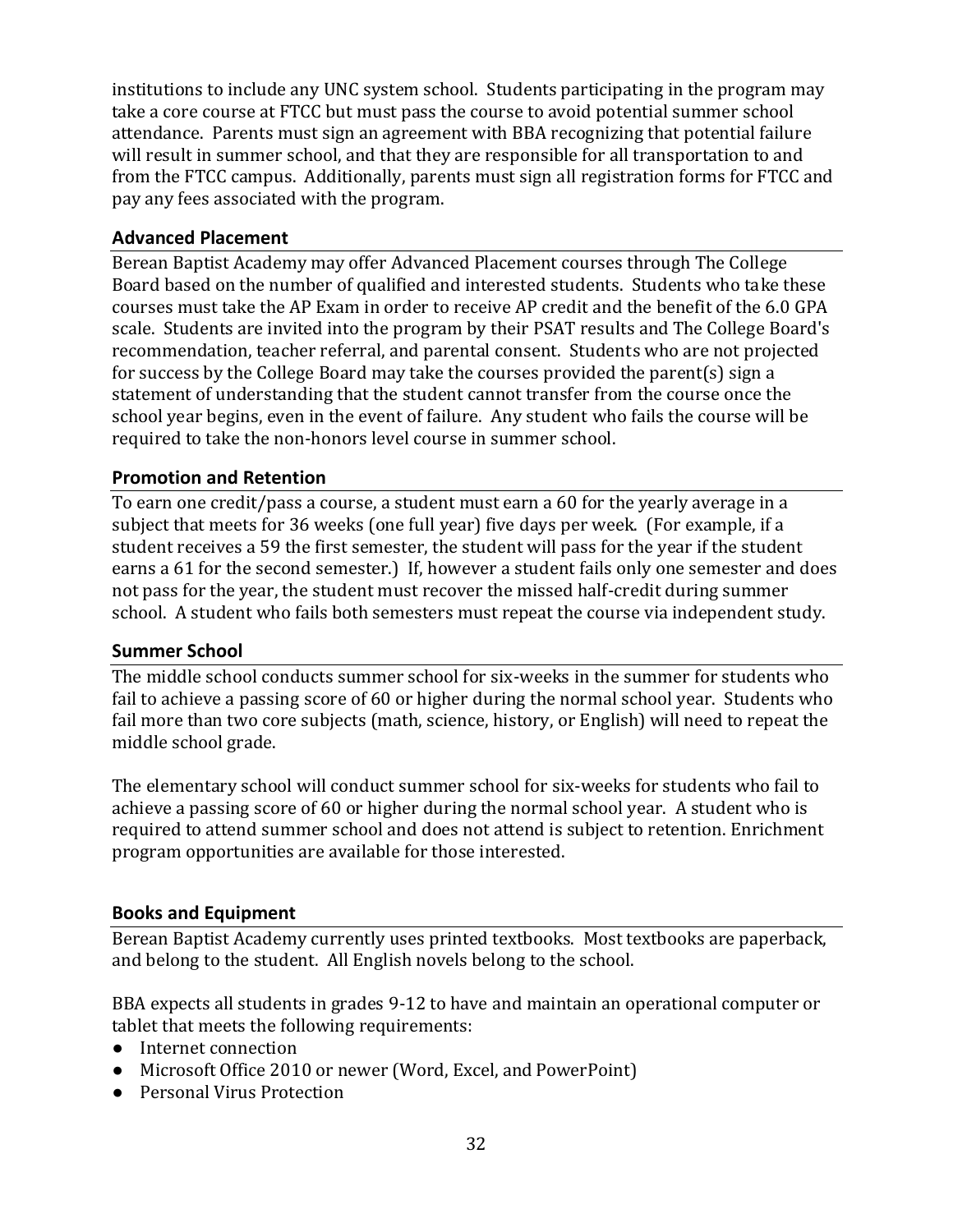institutions to include any UNC system school. Students participating in the program may take a core course at FTCC but must pass the course to avoid potential summer school attendance. Parents must sign an agreement with BBA recognizing that potential failure will result in summer school, and that they are responsible for all transportation to and from the FTCC campus. Additionally, parents must sign all registration forms for FTCC and pay any fees associated with the program.

### Advanced Placement

Berean Baptist Academy may offer Advanced Placement courses through The College Board based on the number of qualified and interested students. Students who take these courses must take the AP Exam in order to receive AP credit and the benefit of the 6.0 GPA scale. Students are invited into the program by their PSAT results and The College Board's recommendation, teacher referral, and parental consent. Students who are not projected for success by the College Board may take the courses provided the parent(s) sign a statement of understanding that the student cannot transfer from the course once the school year begins, even in the event of failure. Any student who fails the course will be required to take the non-honors level course in summer school.

### Promotion and Retention

To earn one credit/pass a course, a student must earn a 60 for the yearly average in a subject that meets for 36 weeks (one full year) five days per week. (For example, if a student receives a 59 the first semester, the student will pass for the year if the student earns a 61 for the second semester.) If, however a student fails only one semester and does not pass for the year, the student must recover the missed half-credit during summer school. A student who fails both semesters must repeat the course via independent study.

### Summer School

The middle school conducts summer school for six-weeks in the summer for students who fail to achieve a passing score of 60 or higher during the normal school year. Students who fail more than two core subjects (math, science, history, or English) will need to repeat the middle school grade.

The elementary school will conduct summer school for six-weeks for students who fail to achieve a passing score of 60 or higher during the normal school year. A student who is required to attend summer school and does not attend is subject to retention. Enrichment program opportunities are available for those interested.

### Books and Equipment

Berean Baptist Academy currently uses printed textbooks. Most textbooks are paperback, and belong to the student. All English novels belong to the school.

BBA expects all students in grades 9-12 to have and maintain an operational computer or tablet that meets the following requirements:

- Internet connection
- Microsoft Office 2010 or newer (Word, Excel, and PowerPoint)
- Personal Virus Protection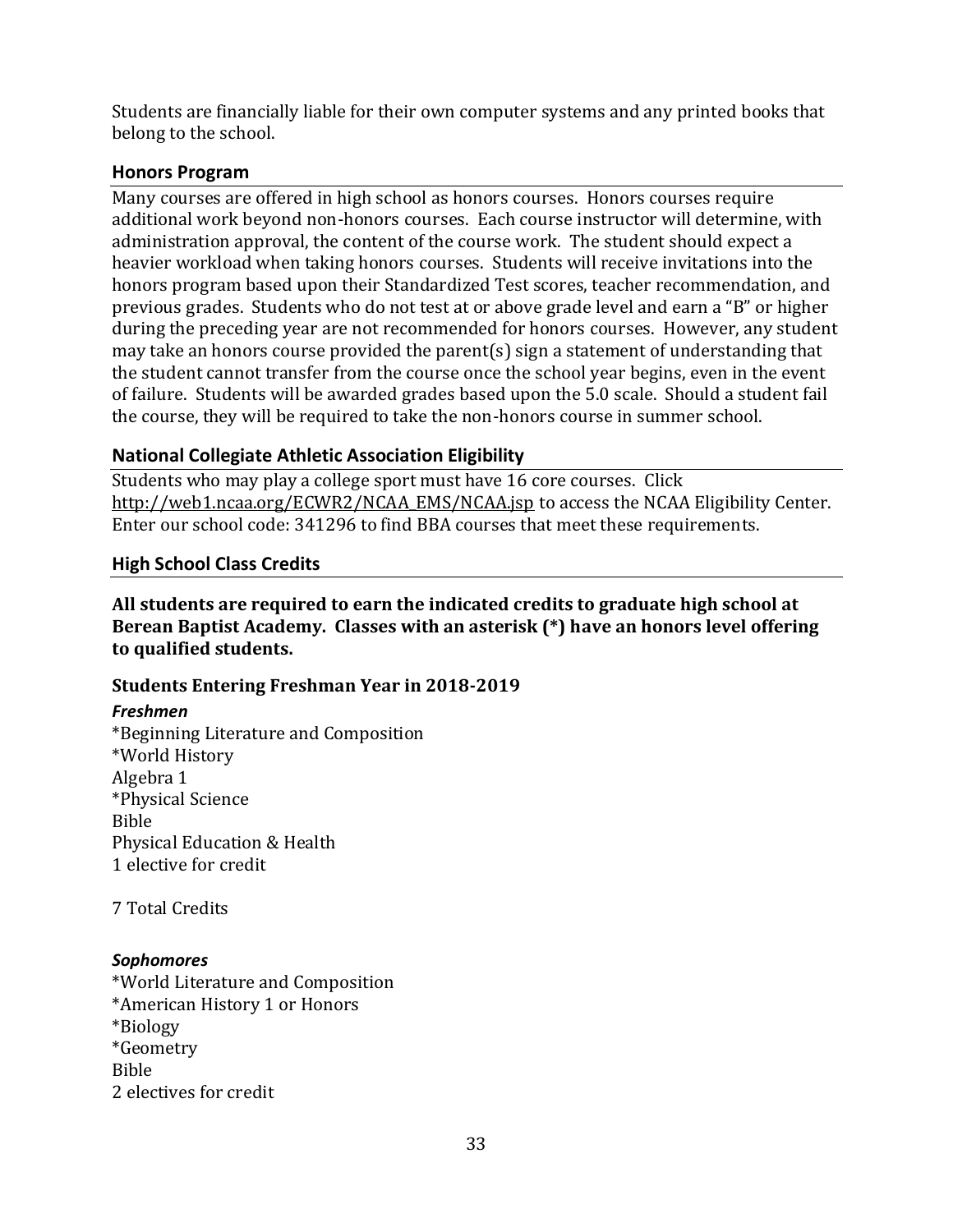Students are financially liable for their own computer systems and any printed books that belong to the school.

## Honors Program

Many courses are offered in high school as honors courses. Honors courses require additional work beyond non-honors courses. Each course instructor will determine, with administration approval, the content of the course work. The student should expect a heavier workload when taking honors courses. Students will receive invitations into the honors program based upon their Standardized Test scores, teacher recommendation, and previous grades. Students who do not test at or above grade level and earn a "B" or higher during the preceding year are not recommended for honors courses. However, any student may take an honors course provided the parent(s) sign a statement of understanding that the student cannot transfer from the course once the school year begins, even in the event of failure. Students will be awarded grades based upon the 5.0 scale. Should a student fail the course, they will be required to take the non-honors course in summer school.

## National Collegiate Athletic Association Eligibility

Students who may play a college sport must have 16 core courses. Click http://web1.ncaa.org/ECWR2/NCAA_EMS/NCAA.jsp to access the NCAA Eligibility Center. Enter our school code: 341296 to find BBA courses that meet these requirements.

## High School Class Credits

**All students are required to earn the indicated credits to graduate high school at Berean Baptist Academy. Classes with an asterisk (*) have an honors level offering to qualified students.**

### Students Entering Freshman Year in 2018-2019

***Freshmen***

*Beginning Literature and Composition
*World History
Algebra 1
*Physical Science
Bible
Physical Education & Health
1 elective for credit

7 Total Credits

***Sophomores***

*World Literature and Composition
*American History 1 or Honors
*Biology
*Geometry
Bible
2 electives for credit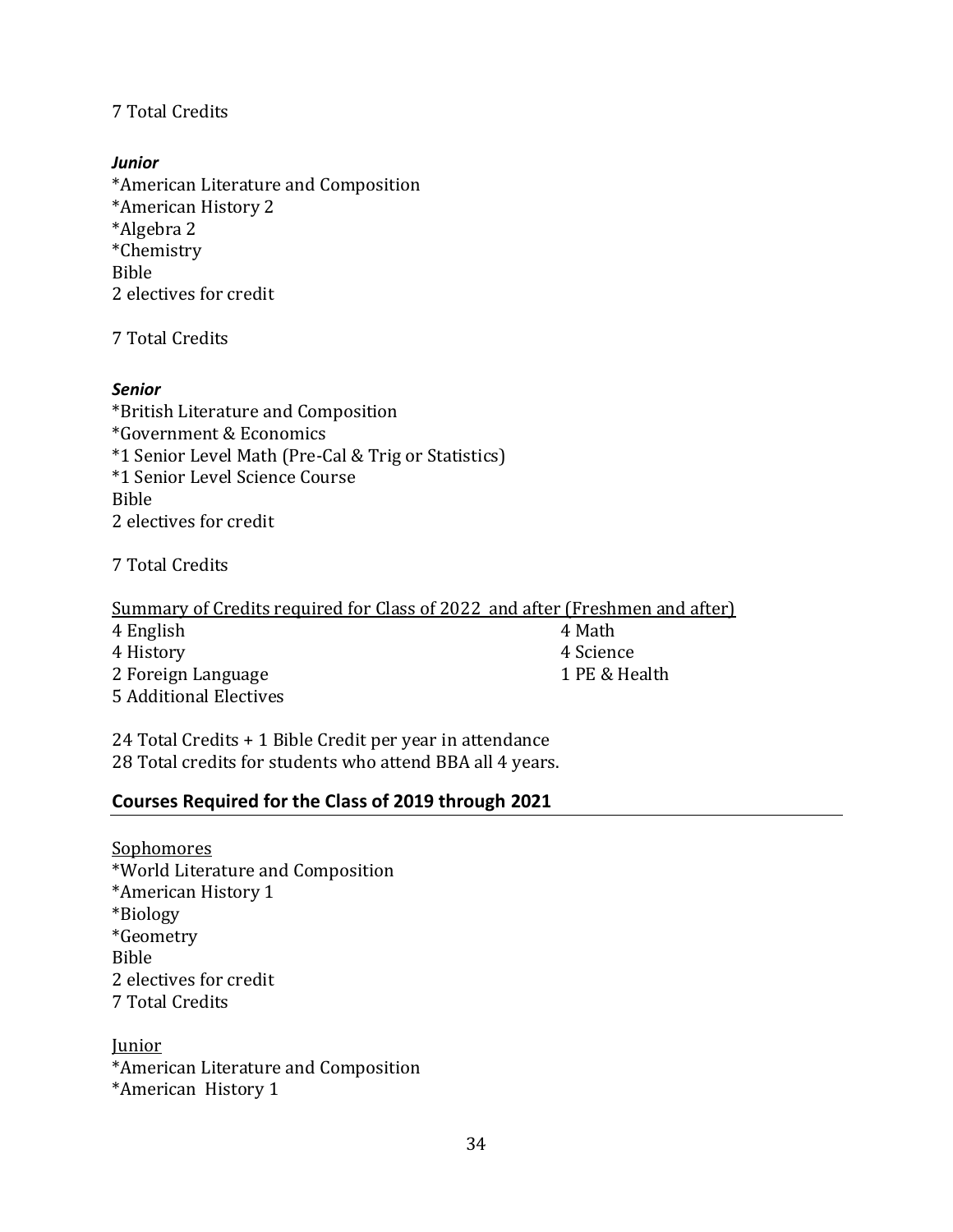7 Total Credits

***Junior***

*American Literature and Composition
*American History 2
*Algebra 2
*Chemistry
Bible
2 electives for credit

7 Total Credits

***Senior***

*British Literature and Composition
*Government & Economics
*1 Senior Level Math (Pre-Cal & Trig or Statistics)
*1 Senior Level Science Course
Bible
2 electives for credit

7 Total Credits

<u>Summary of Credits required for Class of 2022 and after (Freshmen and after)</u>

| | |
|---|---|
| 4 English | 4 Math |
| 4 History | 4 Science |
| 2 Foreign Language | 1 PE & Health |
| 5 Additional Electives | |

24 Total Credits + 1 Bible Credit per year in attendance
28 Total credits for students who attend BBA all 4 years.

## Courses Required for the Class of 2019 through 2021

<u>Sophomores</u>
*World Literature and Composition
*American History 1
*Biology
*Geometry
Bible
2 electives for credit
7 Total Credits

<u>Junior</u>
*American Literature and Composition
*American History 1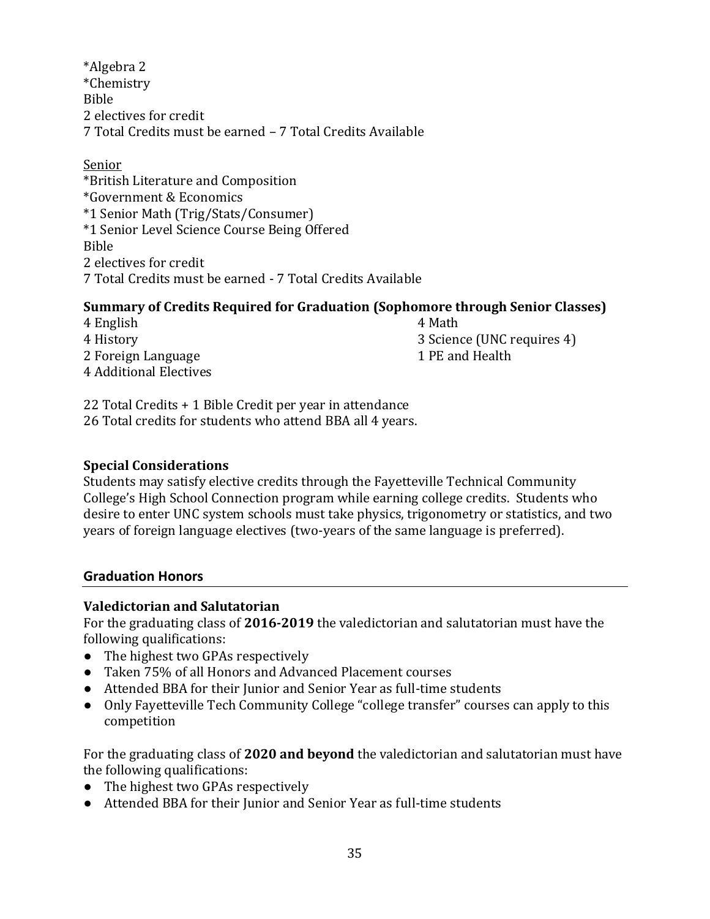*Algebra 2
*Chemistry
Bible
2 electives for credit
7 Total Credits must be earned – 7 Total Credits Available

<u>Senior</u>
*British Literature and Composition
*Government & Economics
*1 Senior Math (Trig/Stats/Consumer)
*1 Senior Level Science Course Being Offered
Bible
2 electives for credit
7 Total Credits must be earned - 7 Total Credits Available

**Summary of Credits Required for Graduation (Sophomore through Senior Classes)**

4 English
4 Math
4 History
3 Science (UNC requires 4)
2 Foreign Language
1 PE and Health
4 Additional Electives

22 Total Credits + 1 Bible Credit per year in attendance
26 Total credits for students who attend BBA all 4 years.

**Special Considerations**
Students may satisfy elective credits through the Fayetteville Technical Community College's High School Connection program while earning college credits. Students who desire to enter UNC system schools must take physics, trigonometry or statistics, and two years of foreign language electives (two-years of the same language is preferred).

## Graduation Honors

**Valedictorian and Salutatorian**
For the graduating class of **2016-2019** the valedictorian and salutatorian must have the following qualifications:

- The highest two GPAs respectively
- Taken 75% of all Honors and Advanced Placement courses
- Attended BBA for their Junior and Senior Year as full-time students
- Only Fayetteville Tech Community College "college transfer" courses can apply to this competition

For the graduating class of **2020 and beyond** the valedictorian and salutatorian must have the following qualifications:

- The highest two GPAs respectively
- Attended BBA for their Junior and Senior Year as full-time students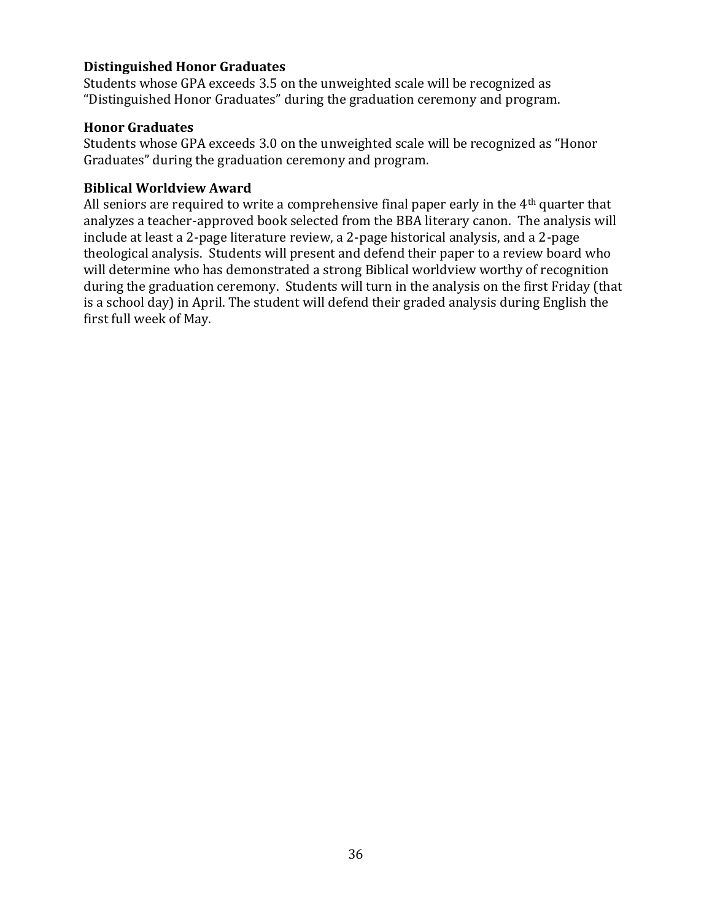### Distinguished Honor Graduates

Students whose GPA exceeds 3.5 on the unweighted scale will be recognized as "Distinguished Honor Graduates" during the graduation ceremony and program.

### Honor Graduates

Students whose GPA exceeds 3.0 on the unweighted scale will be recognized as "Honor Graduates" during the graduation ceremony and program.

### Biblical Worldview Award

All seniors are required to write a comprehensive final paper early in the 4th quarter that analyzes a teacher-approved book selected from the BBA literary canon. The analysis will include at least a 2-page literature review, a 2-page historical analysis, and a 2-page theological analysis. Students will present and defend their paper to a review board who will determine who has demonstrated a strong Biblical worldview worthy of recognition during the graduation ceremony. Students will turn in the analysis on the first Friday (that is a school day) in April. The student will defend their graded analysis during English the first full week of May.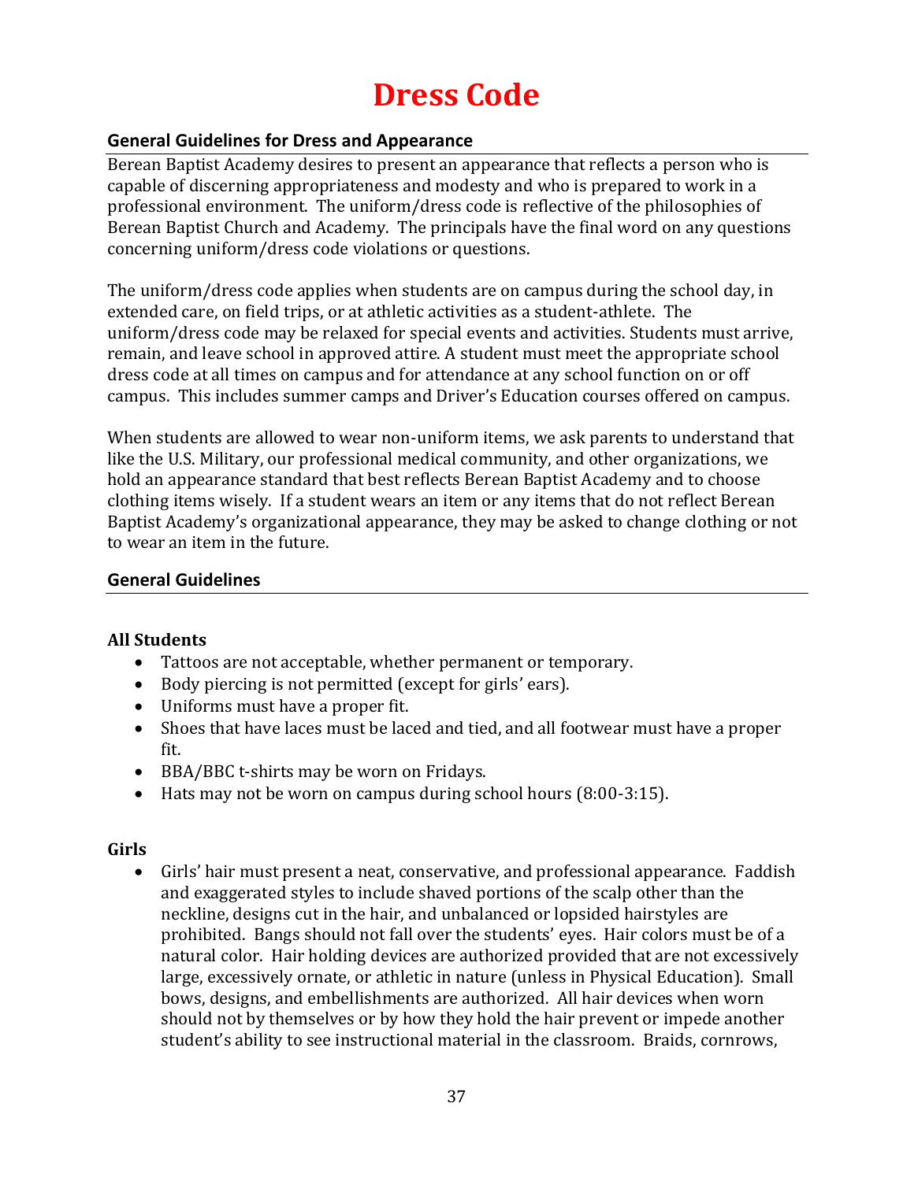# Dress Code

## General Guidelines for Dress and Appearance

Berean Baptist Academy desires to present an appearance that reflects a person who is capable of discerning appropriateness and modesty and who is prepared to work in a professional environment. The uniform/dress code is reflective of the philosophies of Berean Baptist Church and Academy. The principals have the final word on any questions concerning uniform/dress code violations or questions.

The uniform/dress code applies when students are on campus during the school day, in extended care, on field trips, or at athletic activities as a student-athlete. The uniform/dress code may be relaxed for special events and activities. Students must arrive, remain, and leave school in approved attire. A student must meet the appropriate school dress code at all times on campus and for attendance at any school function on or off campus. This includes summer camps and Driver's Education courses offered on campus.

When students are allowed to wear non-uniform items, we ask parents to understand that like the U.S. Military, our professional medical community, and other organizations, we hold an appearance standard that best reflects Berean Baptist Academy and to choose clothing items wisely. If a student wears an item or any items that do not reflect Berean Baptist Academy's organizational appearance, they may be asked to change clothing or not to wear an item in the future.

## General Guidelines

### All Students

- Tattoos are not acceptable, whether permanent or temporary.
- Body piercing is not permitted (except for girls' ears).
- Uniforms must have a proper fit.
- Shoes that have laces must be laced and tied, and all footwear must have a proper fit.
- BBA/BBC t-shirts may be worn on Fridays.
- Hats may not be worn on campus during school hours (8:00-3:15).

### Girls

- Girls' hair must present a neat, conservative, and professional appearance. Faddish and exaggerated styles to include shaved portions of the scalp other than the neckline, designs cut in the hair, and unbalanced or lopsided hairstyles are prohibited. Bangs should not fall over the students' eyes. Hair colors must be of a natural color. Hair holding devices are authorized provided that are not excessively large, excessively ornate, or athletic in nature (unless in Physical Education). Small bows, designs, and embellishments are authorized. All hair devices when worn should not by themselves or by how they hold the hair prevent or impede another student's ability to see instructional material in the classroom. Braids, cornrows,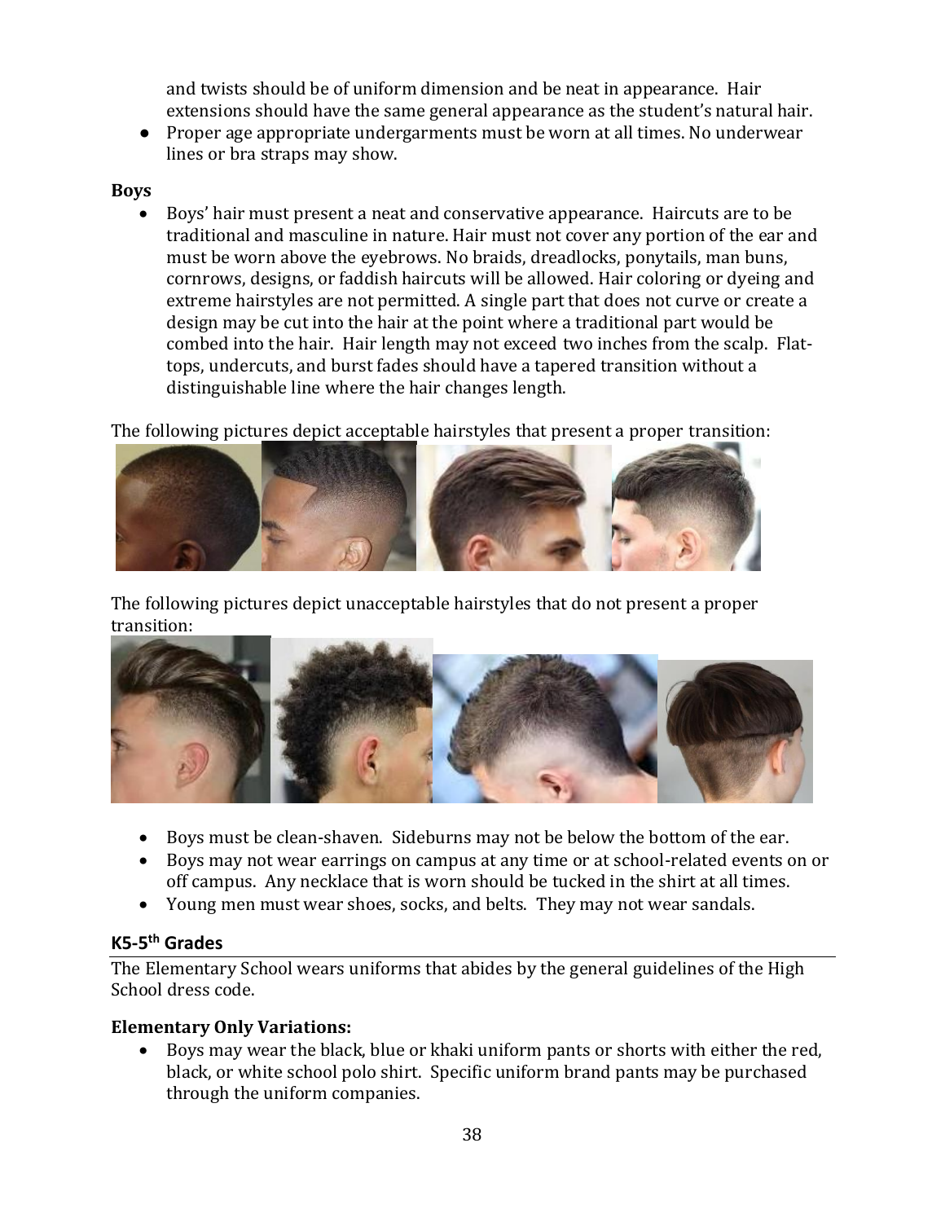and twists should be of uniform dimension and be neat in appearance. Hair extensions should have the same general appearance as the student's natural hair.

- Proper age appropriate undergarments must be worn at all times. No underwear lines or bra straps may show.

**Boys**

- Boys' hair must present a neat and conservative appearance. Haircuts are to be traditional and masculine in nature. Hair must not cover any portion of the ear and must be worn above the eyebrows. No braids, dreadlocks, ponytails, man buns, cornrows, designs, or faddish haircuts will be allowed. Hair coloring or dyeing and extreme hairstyles are not permitted. A single part that does not curve or create a design may be cut into the hair at the point where a traditional part would be combed into the hair. Hair length may not exceed two inches from the scalp. Flat-tops, undercuts, and burst fades should have a tapered transition without a distinguishable line where the hair changes length.

The following pictures depict acceptable hairstyles that present a proper transition:

The following pictures depict unacceptable hairstyles that do not present a proper transition:

- Boys must be clean-shaven. Sideburns may not be below the bottom of the ear.
- Boys may not wear earrings on campus at any time or at school-related events on or off campus. Any necklace that is worn should be tucked in the shirt at all times.
- Young men must wear shoes, socks, and belts. They may not wear sandals.

## K5-5th Grades

The Elementary School wears uniforms that abides by the general guidelines of the High School dress code.

**Elementary Only Variations:**

- Boys may wear the black, blue or khaki uniform pants or shorts with either the red, black, or white school polo shirt. Specific uniform brand pants may be purchased through the uniform companies.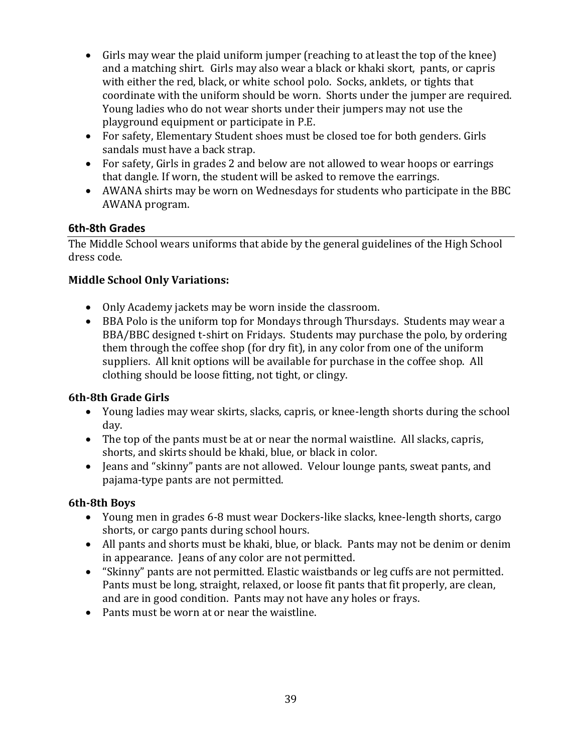- Girls may wear the plaid uniform jumper (reaching to at least the top of the knee) and a matching shirt. Girls may also wear a black or khaki skort, pants, or capris with either the red, black, or white school polo. Socks, anklets, or tights that coordinate with the uniform should be worn. Shorts under the jumper are required. Young ladies who do not wear shorts under their jumpers may not use the playground equipment or participate in P.E.
- For safety, Elementary Student shoes must be closed toe for both genders. Girls sandals must have a back strap.
- For safety, Girls in grades 2 and below are not allowed to wear hoops or earrings that dangle. If worn, the student will be asked to remove the earrings.
- AWANA shirts may be worn on Wednesdays for students who participate in the BBC AWANA program.

## 6th-8th Grades

The Middle School wears uniforms that abide by the general guidelines of the High School dress code.

**Middle School Only Variations:**

- Only Academy jackets may be worn inside the classroom.
- BBA Polo is the uniform top for Mondays through Thursdays. Students may wear a BBA/BBC designed t-shirt on Fridays. Students may purchase the polo, by ordering them through the coffee shop (for dry fit), in any color from one of the uniform suppliers. All knit options will be available for purchase in the coffee shop. All clothing should be loose fitting, not tight, or clingy.

**6th-8th Grade Girls**

- Young ladies may wear skirts, slacks, capris, or knee-length shorts during the school day.
- The top of the pants must be at or near the normal waistline. All slacks, capris, shorts, and skirts should be khaki, blue, or black in color.
- Jeans and "skinny" pants are not allowed. Velour lounge pants, sweat pants, and pajama-type pants are not permitted.

**6th-8th Boys**

- Young men in grades 6-8 must wear Dockers-like slacks, knee-length shorts, cargo shorts, or cargo pants during school hours.
- All pants and shorts must be khaki, blue, or black. Pants may not be denim or denim in appearance. Jeans of any color are not permitted.
- "Skinny" pants are not permitted. Elastic waistbands or leg cuffs are not permitted. Pants must be long, straight, relaxed, or loose fit pants that fit properly, are clean, and are in good condition. Pants may not have any holes or frays.
- Pants must be worn at or near the waistline.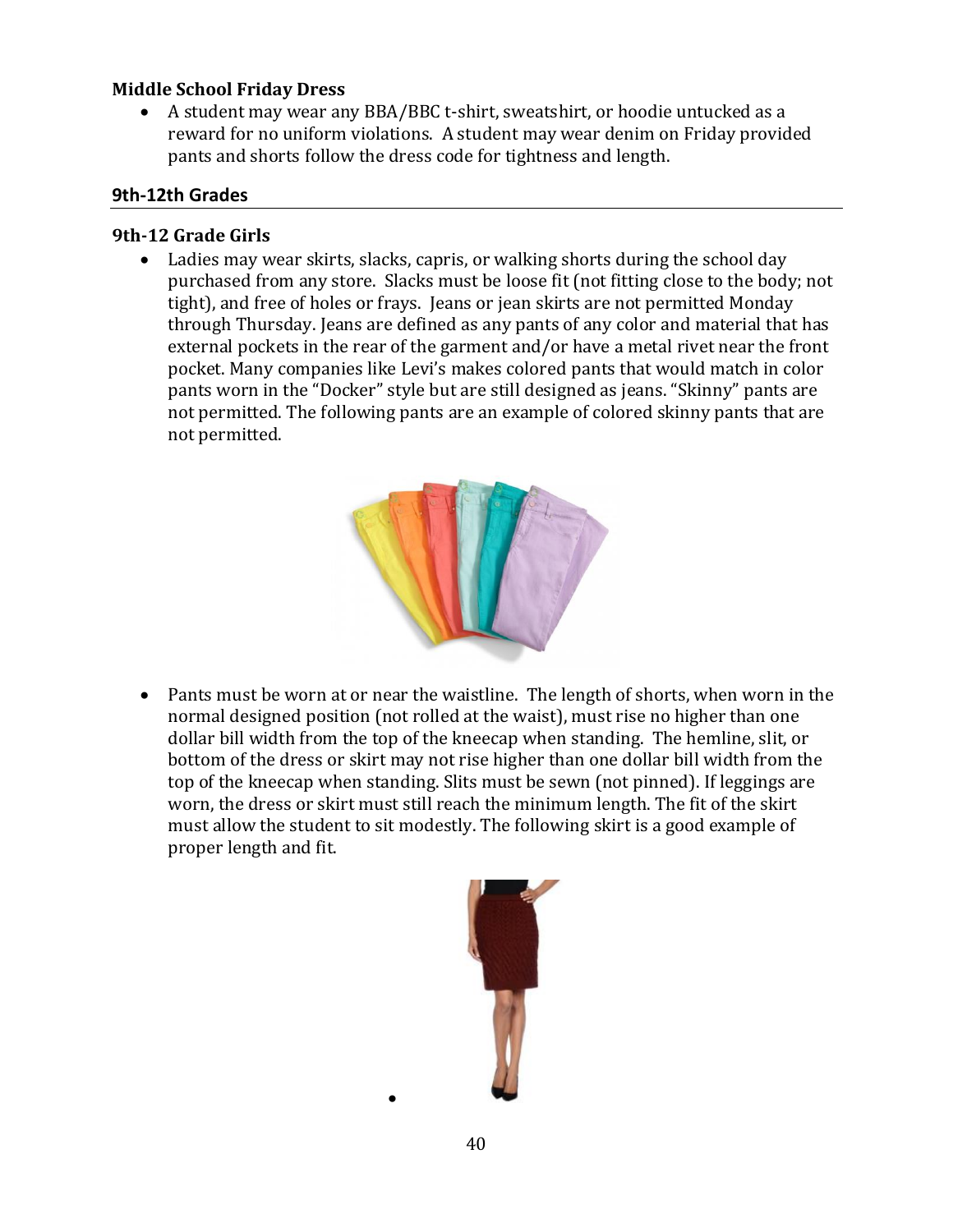**Middle School Friday Dress**

- A student may wear any BBA/BBC t-shirt, sweatshirt, or hoodie untucked as a reward for no uniform violations. A student may wear denim on Friday provided pants and shorts follow the dress code for tightness and length.

## 9th-12th Grades

**9th-12 Grade Girls**

- Ladies may wear skirts, slacks, capris, or walking shorts during the school day purchased from any store. Slacks must be loose fit (not fitting close to the body; not tight), and free of holes or frays. Jeans or jean skirts are not permitted Monday through Thursday. Jeans are defined as any pants of any color and material that has external pockets in the rear of the garment and/or have a metal rivet near the front pocket. Many companies like Levi's makes colored pants that would match in color pants worn in the "Docker" style but are still designed as jeans. "Skinny" pants are not permitted. The following pants are an example of colored skinny pants that are not permitted.

- Pants must be worn at or near the waistline. The length of shorts, when worn in the normal designed position (not rolled at the waist), must rise no higher than one dollar bill width from the top of the kneecap when standing. The hemline, slit, or bottom of the dress or skirt may not rise higher than one dollar bill width from the top of the kneecap when standing. Slits must be sewn (not pinned). If leggings are worn, the dress or skirt must still reach the minimum length. The fit of the skirt must allow the student to sit modestly. The following skirt is a good example of proper length and fit.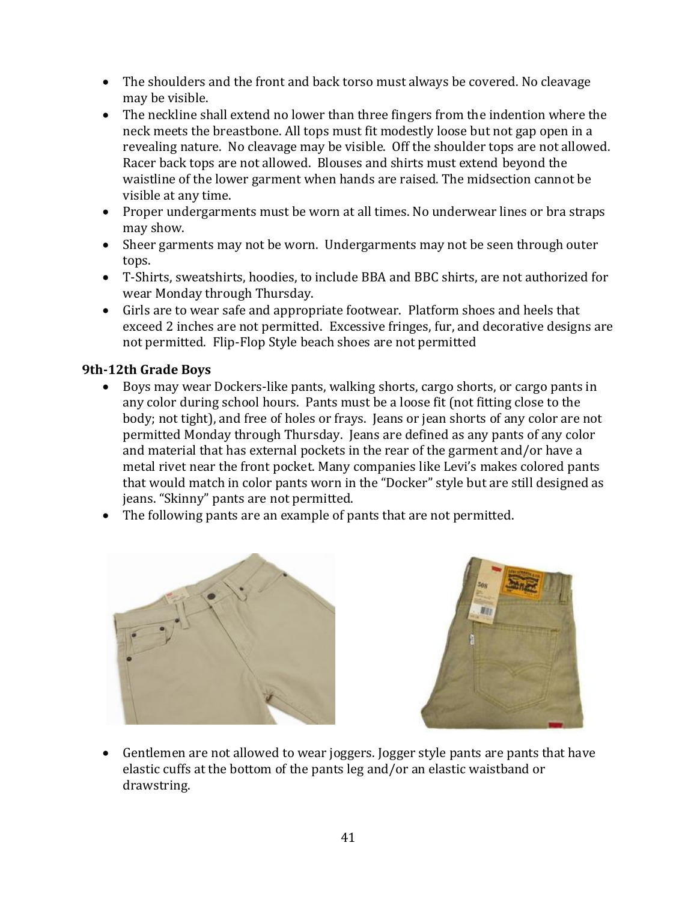- The shoulders and the front and back torso must always be covered. No cleavage may be visible.
- The neckline shall extend no lower than three fingers from the indention where the neck meets the breastbone. All tops must fit modestly loose but not gap open in a revealing nature. No cleavage may be visible. Off the shoulder tops are not allowed. Racer back tops are not allowed. Blouses and shirts must extend beyond the waistline of the lower garment when hands are raised. The midsection cannot be visible at any time.
- Proper undergarments must be worn at all times. No underwear lines or bra straps may show.
- Sheer garments may not be worn. Undergarments may not be seen through outer tops.
- T-Shirts, sweatshirts, hoodies, to include BBA and BBC shirts, are not authorized for wear Monday through Thursday.
- Girls are to wear safe and appropriate footwear. Platform shoes and heels that exceed 2 inches are not permitted. Excessive fringes, fur, and decorative designs are not permitted. Flip-Flop Style beach shoes are not permitted

**9th-12th Grade Boys**

- Boys may wear Dockers-like pants, walking shorts, cargo shorts, or cargo pants in any color during school hours. Pants must be a loose fit (not fitting close to the body; not tight), and free of holes or frays. Jeans or jean shorts of any color are not permitted Monday through Thursday. Jeans are defined as any pants of any color and material that has external pockets in the rear of the garment and/or have a metal rivet near the front pocket. Many companies like Levi's makes colored pants that would match in color pants worn in the "Docker" style but are still designed as jeans. "Skinny" pants are not permitted.
- The following pants are an example of pants that are not permitted.

- Gentlemen are not allowed to wear joggers. Jogger style pants are pants that have elastic cuffs at the bottom of the pants leg and/or an elastic waistband or drawstring.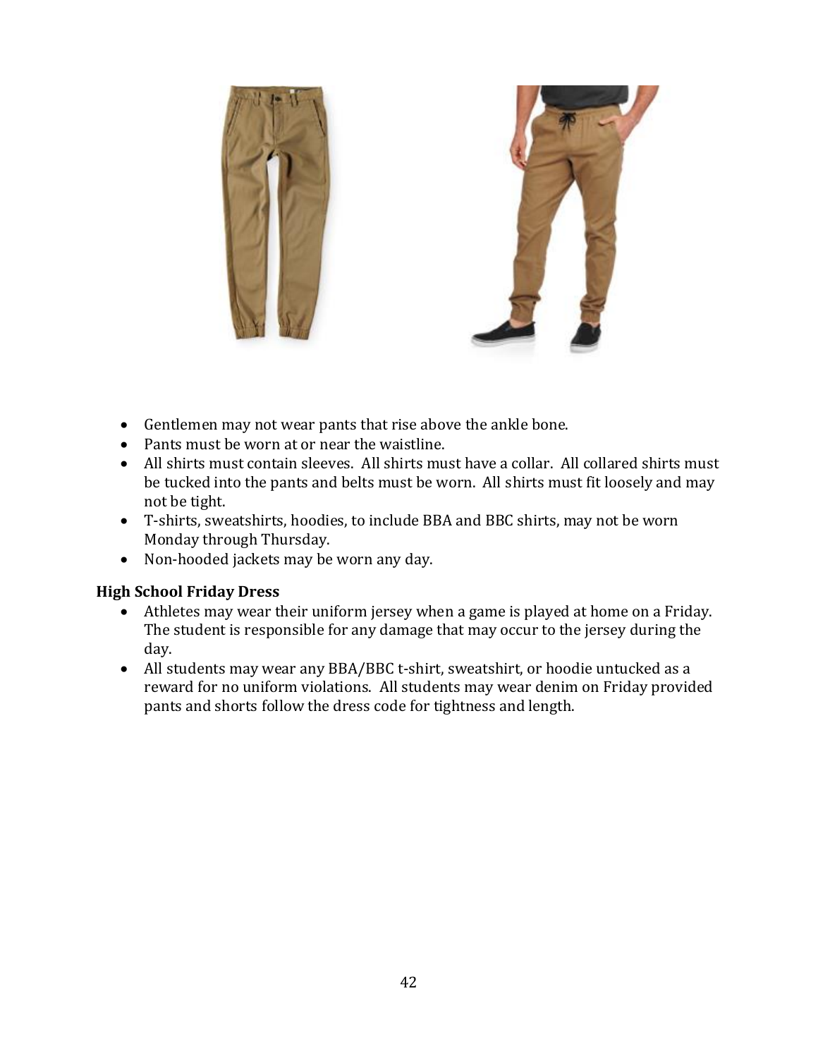- Gentlemen may not wear pants that rise above the ankle bone.
- Pants must be worn at or near the waistline.
- All shirts must contain sleeves. All shirts must have a collar. All collared shirts must be tucked into the pants and belts must be worn. All shirts must fit loosely and may not be tight.
- T-shirts, sweatshirts, hoodies, to include BBA and BBC shirts, may not be worn Monday through Thursday.
- Non-hooded jackets may be worn any day.

**High School Friday Dress**

- Athletes may wear their uniform jersey when a game is played at home on a Friday. The student is responsible for any damage that may occur to the jersey during the day.
- All students may wear any BBA/BBC t-shirt, sweatshirt, or hoodie untucked as a reward for no uniform violations. All students may wear denim on Friday provided pants and shorts follow the dress code for tightness and length.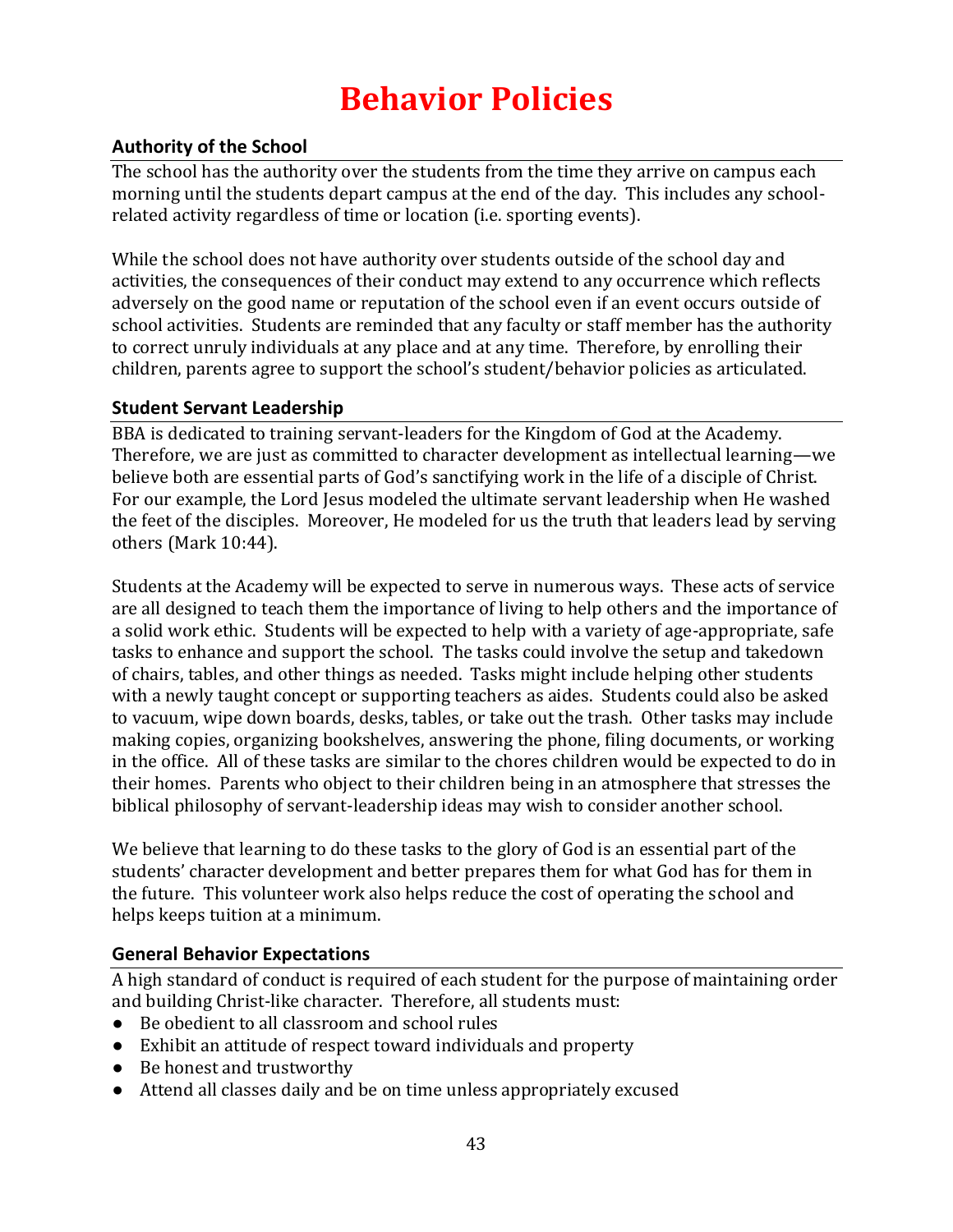# Behavior Policies

## Authority of the School

The school has the authority over the students from the time they arrive on campus each morning until the students depart campus at the end of the day. This includes any school-related activity regardless of time or location (i.e. sporting events).

While the school does not have authority over students outside of the school day and activities, the consequences of their conduct may extend to any occurrence which reflects adversely on the good name or reputation of the school even if an event occurs outside of school activities. Students are reminded that any faculty or staff member has the authority to correct unruly individuals at any place and at any time. Therefore, by enrolling their children, parents agree to support the school's student/behavior policies as articulated.

## Student Servant Leadership

BBA is dedicated to training servant-leaders for the Kingdom of God at the Academy. Therefore, we are just as committed to character development as intellectual learning—we believe both are essential parts of God's sanctifying work in the life of a disciple of Christ. For our example, the Lord Jesus modeled the ultimate servant leadership when He washed the feet of the disciples. Moreover, He modeled for us the truth that leaders lead by serving others (Mark 10:44).

Students at the Academy will be expected to serve in numerous ways. These acts of service are all designed to teach them the importance of living to help others and the importance of a solid work ethic. Students will be expected to help with a variety of age-appropriate, safe tasks to enhance and support the school. The tasks could involve the setup and takedown of chairs, tables, and other things as needed. Tasks might include helping other students with a newly taught concept or supporting teachers as aides. Students could also be asked to vacuum, wipe down boards, desks, tables, or take out the trash. Other tasks may include making copies, organizing bookshelves, answering the phone, filing documents, or working in the office. All of these tasks are similar to the chores children would be expected to do in their homes. Parents who object to their children being in an atmosphere that stresses the biblical philosophy of servant-leadership ideas may wish to consider another school.

We believe that learning to do these tasks to the glory of God is an essential part of the students' character development and better prepares them for what God has for them in the future. This volunteer work also helps reduce the cost of operating the school and helps keeps tuition at a minimum.

## General Behavior Expectations

A high standard of conduct is required of each student for the purpose of maintaining order and building Christ-like character. Therefore, all students must:

- Be obedient to all classroom and school rules
- Exhibit an attitude of respect toward individuals and property
- Be honest and trustworthy
- Attend all classes daily and be on time unless appropriately excused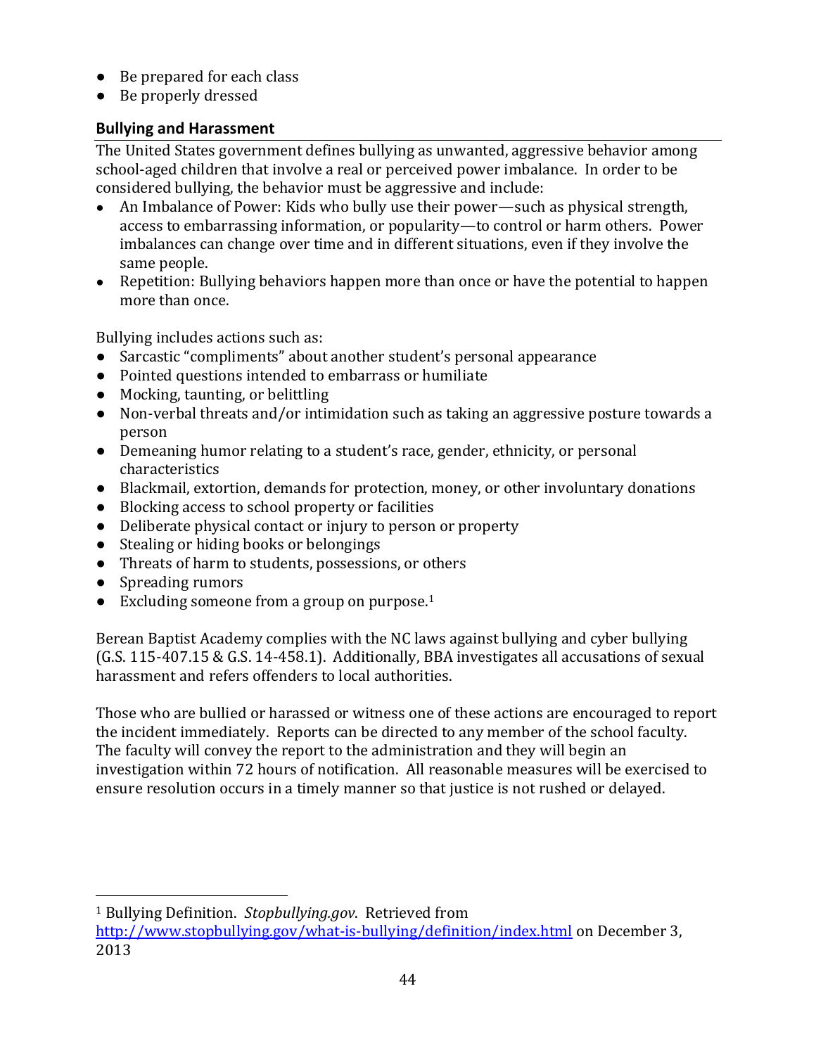- Be prepared for each class
- Be properly dressed

### Bullying and Harassment

The United States government defines bullying as unwanted, aggressive behavior among school-aged children that involve a real or perceived power imbalance. In order to be considered bullying, the behavior must be aggressive and include:

- An Imbalance of Power: Kids who bully use their power—such as physical strength, access to embarrassing information, or popularity—to control or harm others. Power imbalances can change over time and in different situations, even if they involve the same people.
- Repetition: Bullying behaviors happen more than once or have the potential to happen more than once.

Bullying includes actions such as:

- Sarcastic "compliments" about another student's personal appearance
- Pointed questions intended to embarrass or humiliate
- Mocking, taunting, or belittling
- Non-verbal threats and/or intimidation such as taking an aggressive posture towards a person
- Demeaning humor relating to a student's race, gender, ethnicity, or personal characteristics
- Blackmail, extortion, demands for protection, money, or other involuntary donations
- Blocking access to school property or facilities
- Deliberate physical contact or injury to person or property
- Stealing or hiding books or belongings
- Threats of harm to students, possessions, or others
- Spreading rumors
- Excluding someone from a group on purpose.[1]

Berean Baptist Academy complies with the NC laws against bullying and cyber bullying (G.S. 115-407.15 & G.S. 14-458.1). Additionally, BBA investigates all accusations of sexual harassment and refers offenders to local authorities.

Those who are bullied or harassed or witness one of these actions are encouraged to report the incident immediately. Reports can be directed to any member of the school faculty. The faculty will convey the report to the administration and they will begin an investigation within 72 hours of notification. All reasonable measures will be exercised to ensure resolution occurs in a timely manner so that justice is not rushed or delayed.

---

[1] Bullying Definition. *Stopbullying.gov*. Retrieved from http://www.stopbullying.gov/what-is-bullying/definition/index.html on December 3, 2013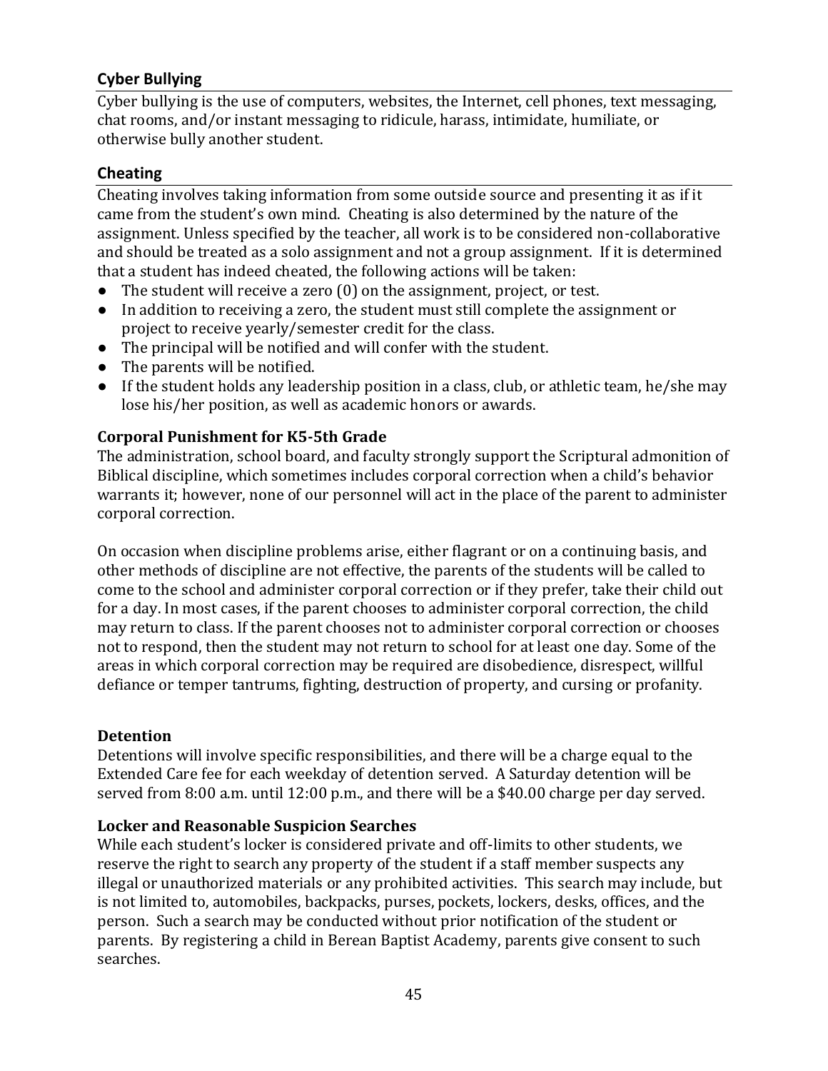### Cyber Bullying

Cyber bullying is the use of computers, websites, the Internet, cell phones, text messaging, chat rooms, and/or instant messaging to ridicule, harass, intimidate, humiliate, or otherwise bully another student.

### Cheating

Cheating involves taking information from some outside source and presenting it as if it came from the student's own mind. Cheating is also determined by the nature of the assignment. Unless specified by the teacher, all work is to be considered non-collaborative and should be treated as a solo assignment and not a group assignment. If it is determined that a student has indeed cheated, the following actions will be taken:

- The student will receive a zero (0) on the assignment, project, or test.
- In addition to receiving a zero, the student must still complete the assignment or project to receive yearly/semester credit for the class.
- The principal will be notified and will confer with the student.
- The parents will be notified.
- If the student holds any leadership position in a class, club, or athletic team, he/she may lose his/her position, as well as academic honors or awards.

### Corporal Punishment for K5-5th Grade

The administration, school board, and faculty strongly support the Scriptural admonition of Biblical discipline, which sometimes includes corporal correction when a child's behavior warrants it; however, none of our personnel will act in the place of the parent to administer corporal correction.

On occasion when discipline problems arise, either flagrant or on a continuing basis, and other methods of discipline are not effective, the parents of the students will be called to come to the school and administer corporal correction or if they prefer, take their child out for a day. In most cases, if the parent chooses to administer corporal correction, the child may return to class. If the parent chooses not to administer corporal correction or chooses not to respond, then the student may not return to school for at least one day. Some of the areas in which corporal correction may be required are disobedience, disrespect, willful defiance or temper tantrums, fighting, destruction of property, and cursing or profanity.

### Detention

Detentions will involve specific responsibilities, and there will be a charge equal to the Extended Care fee for each weekday of detention served. A Saturday detention will be served from 8:00 a.m. until 12:00 p.m., and there will be a $40.00 charge per day served.

### Locker and Reasonable Suspicion Searches

While each student's locker is considered private and off-limits to other students, we reserve the right to search any property of the student if a staff member suspects any illegal or unauthorized materials or any prohibited activities. This search may include, but is not limited to, automobiles, backpacks, purses, pockets, lockers, desks, offices, and the person. Such a search may be conducted without prior notification of the student or parents. By registering a child in Berean Baptist Academy, parents give consent to such searches.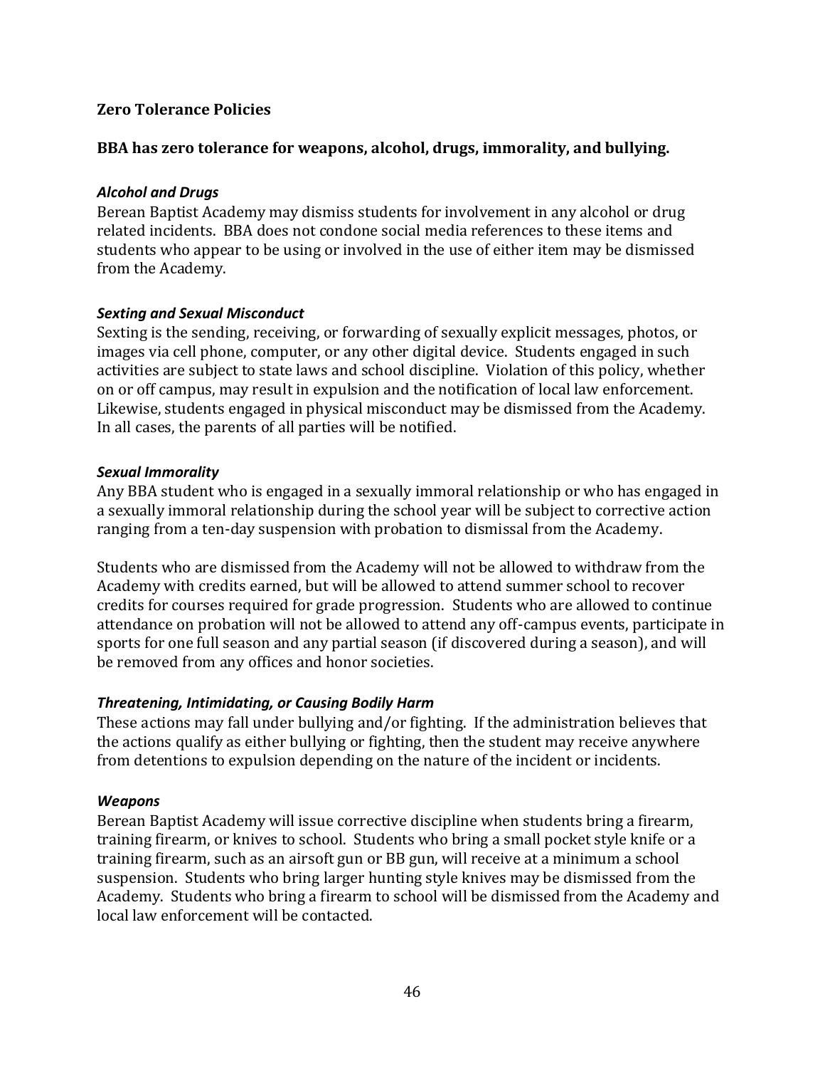## Zero Tolerance Policies

**BBA has zero tolerance for weapons, alcohol, drugs, immorality, and bullying.**

### *Alcohol and Drugs*

Berean Baptist Academy may dismiss students for involvement in any alcohol or drug related incidents. BBA does not condone social media references to these items and students who appear to be using or involved in the use of either item may be dismissed from the Academy.

### *Sexting and Sexual Misconduct*

Sexting is the sending, receiving, or forwarding of sexually explicit messages, photos, or images via cell phone, computer, or any other digital device. Students engaged in such activities are subject to state laws and school discipline. Violation of this policy, whether on or off campus, may result in expulsion and the notification of local law enforcement. Likewise, students engaged in physical misconduct may be dismissed from the Academy. In all cases, the parents of all parties will be notified.

### *Sexual Immorality*

Any BBA student who is engaged in a sexually immoral relationship or who has engaged in a sexually immoral relationship during the school year will be subject to corrective action ranging from a ten-day suspension with probation to dismissal from the Academy.

Students who are dismissed from the Academy will not be allowed to withdraw from the Academy with credits earned, but will be allowed to attend summer school to recover credits for courses required for grade progression. Students who are allowed to continue attendance on probation will not be allowed to attend any off-campus events, participate in sports for one full season and any partial season (if discovered during a season), and will be removed from any offices and honor societies.

### *Threatening, Intimidating, or Causing Bodily Harm*

These actions may fall under bullying and/or fighting. If the administration believes that the actions qualify as either bullying or fighting, then the student may receive anywhere from detentions to expulsion depending on the nature of the incident or incidents.

### *Weapons*

Berean Baptist Academy will issue corrective discipline when students bring a firearm, training firearm, or knives to school. Students who bring a small pocket style knife or a training firearm, such as an airsoft gun or BB gun, will receive at a minimum a school suspension. Students who bring larger hunting style knives may be dismissed from the Academy. Students who bring a firearm to school will be dismissed from the Academy and local law enforcement will be contacted.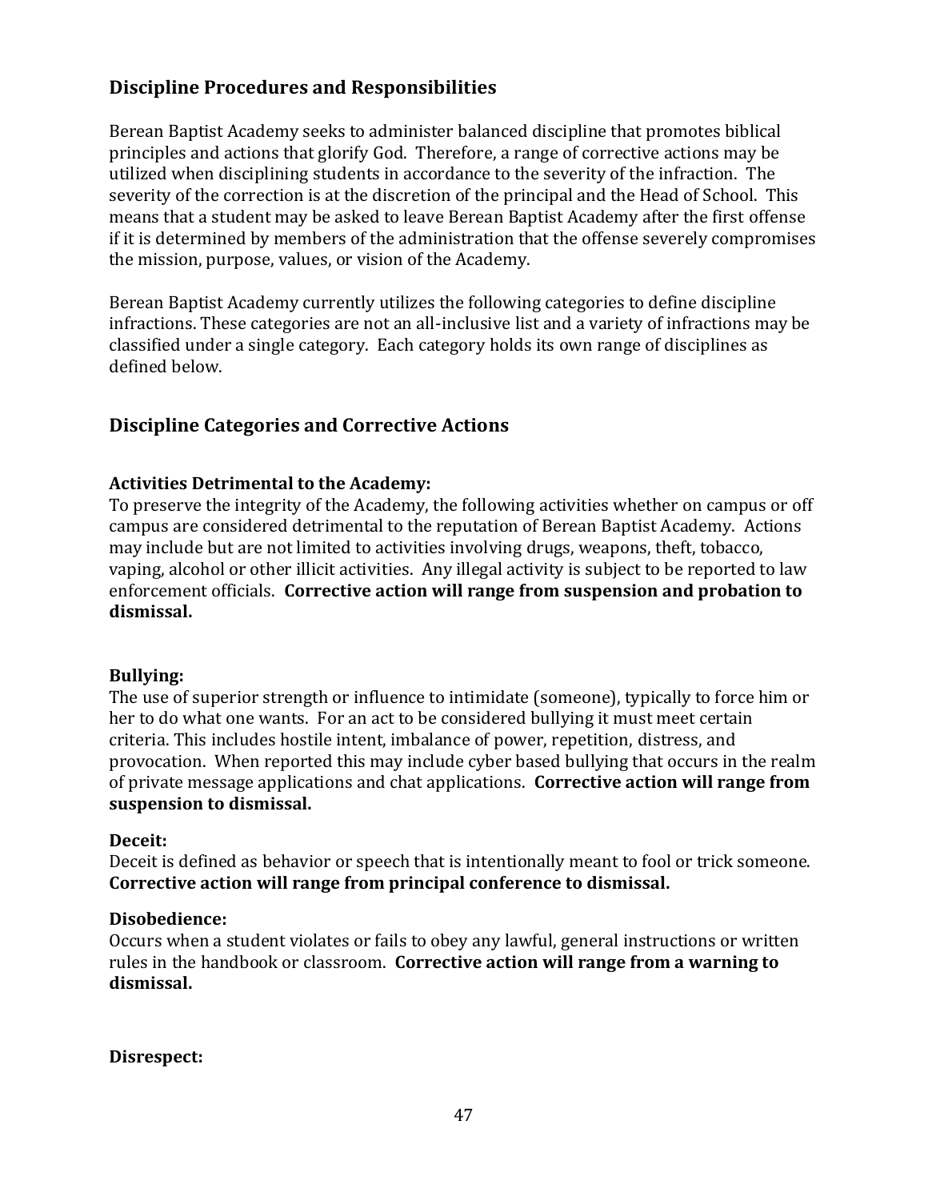## Discipline Procedures and Responsibilities

Berean Baptist Academy seeks to administer balanced discipline that promotes biblical principles and actions that glorify God. Therefore, a range of corrective actions may be utilized when disciplining students in accordance to the severity of the infraction. The severity of the correction is at the discretion of the principal and the Head of School. This means that a student may be asked to leave Berean Baptist Academy after the first offense if it is determined by members of the administration that the offense severely compromises the mission, purpose, values, or vision of the Academy.

Berean Baptist Academy currently utilizes the following categories to define discipline infractions. These categories are not an all-inclusive list and a variety of infractions may be classified under a single category. Each category holds its own range of disciplines as defined below.

## Discipline Categories and Corrective Actions

**Activities Detrimental to the Academy:**
To preserve the integrity of the Academy, the following activities whether on campus or off campus are considered detrimental to the reputation of Berean Baptist Academy. Actions may include but are not limited to activities involving drugs, weapons, theft, tobacco, vaping, alcohol or other illicit activities. Any illegal activity is subject to be reported to law enforcement officials. **Corrective action will range from suspension and probation to dismissal.**

**Bullying:**
The use of superior strength or influence to intimidate (someone), typically to force him or her to do what one wants. For an act to be considered bullying it must meet certain criteria. This includes hostile intent, imbalance of power, repetition, distress, and provocation. When reported this may include cyber based bullying that occurs in the realm of private message applications and chat applications. **Corrective action will range from suspension to dismissal.**

**Deceit:**
Deceit is defined as behavior or speech that is intentionally meant to fool or trick someone. **Corrective action will range from principal conference to dismissal.**

**Disobedience:**
Occurs when a student violates or fails to obey any lawful, general instructions or written rules in the handbook or classroom. **Corrective action will range from a warning to dismissal.**

**Disrespect:**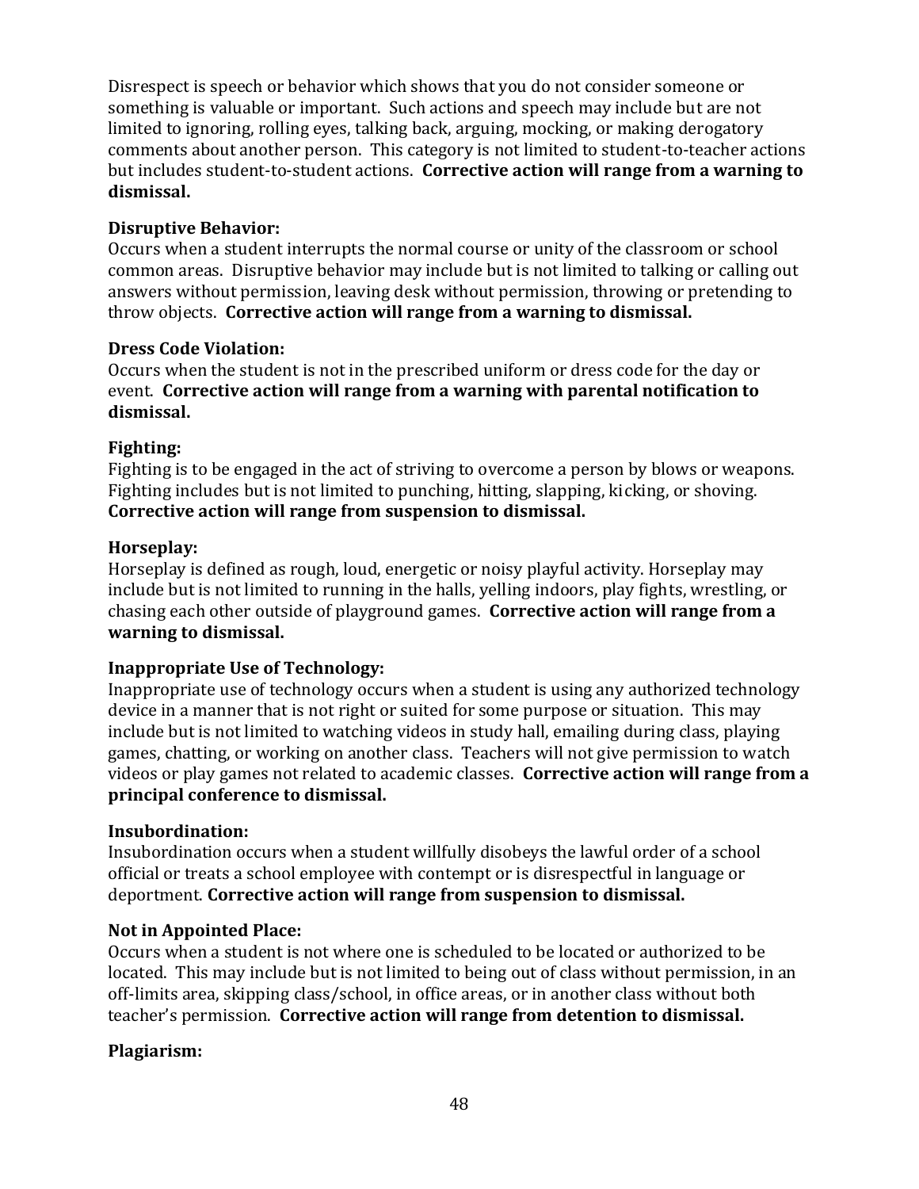Disrespect is speech or behavior which shows that you do not consider someone or something is valuable or important. Such actions and speech may include but are not limited to ignoring, rolling eyes, talking back, arguing, mocking, or making derogatory comments about another person. This category is not limited to student-to-teacher actions but includes student-to-student actions. **Corrective action will range from a warning to dismissal.**

**Disruptive Behavior:**
Occurs when a student interrupts the normal course or unity of the classroom or school common areas. Disruptive behavior may include but is not limited to talking or calling out answers without permission, leaving desk without permission, throwing or pretending to throw objects. **Corrective action will range from a warning to dismissal.**

**Dress Code Violation:**
Occurs when the student is not in the prescribed uniform or dress code for the day or event. **Corrective action will range from a warning with parental notification to dismissal.**

**Fighting:**
Fighting is to be engaged in the act of striving to overcome a person by blows or weapons. Fighting includes but is not limited to punching, hitting, slapping, kicking, or shoving. **Corrective action will range from suspension to dismissal.**

**Horseplay:**
Horseplay is defined as rough, loud, energetic or noisy playful activity. Horseplay may include but is not limited to running in the halls, yelling indoors, play fights, wrestling, or chasing each other outside of playground games. **Corrective action will range from a warning to dismissal.**

**Inappropriate Use of Technology:**
Inappropriate use of technology occurs when a student is using any authorized technology device in a manner that is not right or suited for some purpose or situation. This may include but is not limited to watching videos in study hall, emailing during class, playing games, chatting, or working on another class. Teachers will not give permission to watch videos or play games not related to academic classes. **Corrective action will range from a principal conference to dismissal.**

**Insubordination:**
Insubordination occurs when a student willfully disobeys the lawful order of a school official or treats a school employee with contempt or is disrespectful in language or deportment. **Corrective action will range from suspension to dismissal.**

**Not in Appointed Place:**
Occurs when a student is not where one is scheduled to be located or authorized to be located. This may include but is not limited to being out of class without permission, in an off-limits area, skipping class/school, in office areas, or in another class without both teacher's permission. **Corrective action will range from detention to dismissal.**

**Plagiarism:**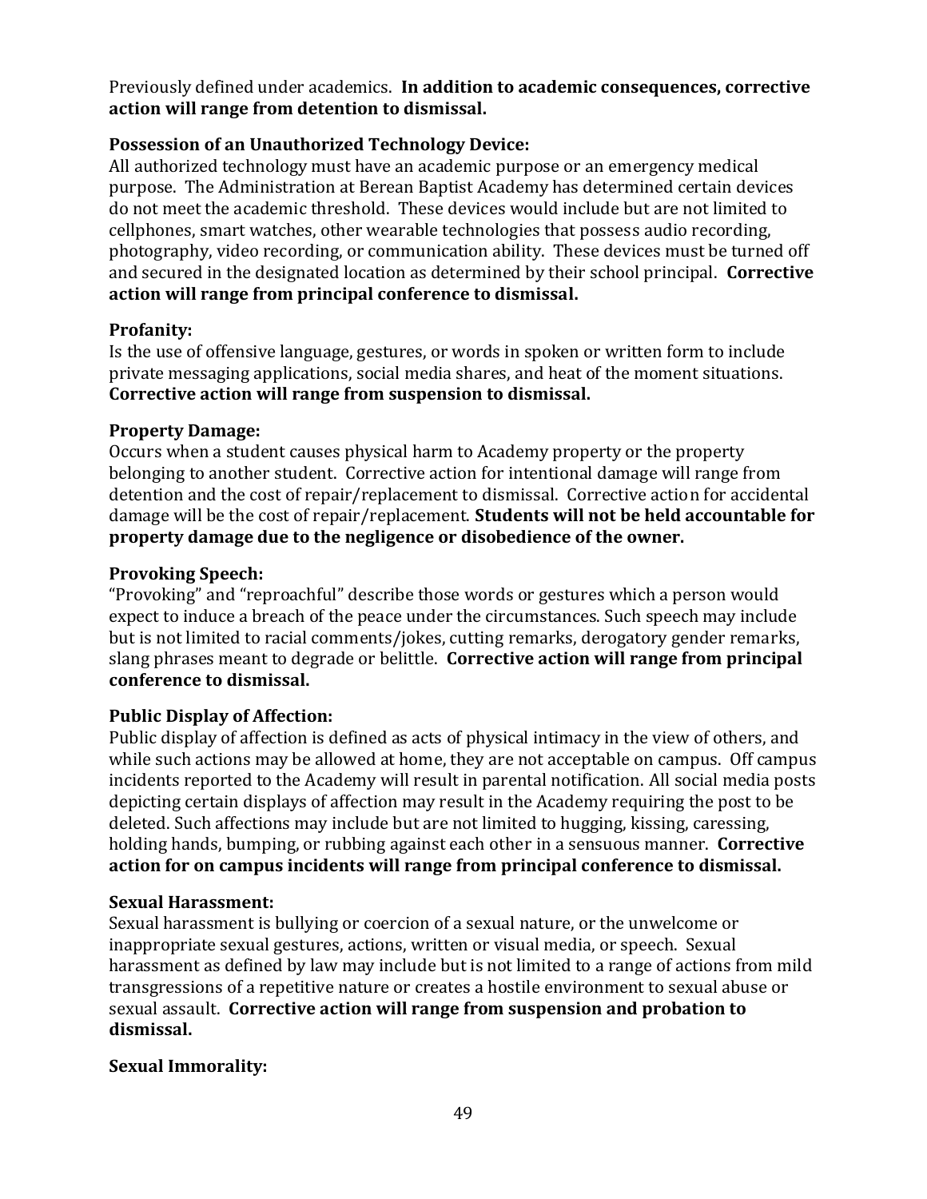Previously defined under academics. **In addition to academic consequences, corrective action will range from detention to dismissal.**

**Possession of an Unauthorized Technology Device:**

All authorized technology must have an academic purpose or an emergency medical purpose. The Administration at Berean Baptist Academy has determined certain devices do not meet the academic threshold. These devices would include but are not limited to cellphones, smart watches, other wearable technologies that possess audio recording, photography, video recording, or communication ability. These devices must be turned off and secured in the designated location as determined by their school principal. **Corrective action will range from principal conference to dismissal.**

**Profanity:**

Is the use of offensive language, gestures, or words in spoken or written form to include private messaging applications, social media shares, and heat of the moment situations. **Corrective action will range from suspension to dismissal.**

**Property Damage:**

Occurs when a student causes physical harm to Academy property or the property belonging to another student. Corrective action for intentional damage will range from detention and the cost of repair/replacement to dismissal. Corrective action for accidental damage will be the cost of repair/replacement. **Students will not be held accountable for property damage due to the negligence or disobedience of the owner.**

**Provoking Speech:**

"Provoking" and "reproachful" describe those words or gestures which a person would expect to induce a breach of the peace under the circumstances. Such speech may include but is not limited to racial comments/jokes, cutting remarks, derogatory gender remarks, slang phrases meant to degrade or belittle. **Corrective action will range from principal conference to dismissal.**

**Public Display of Affection:**

Public display of affection is defined as acts of physical intimacy in the view of others, and while such actions may be allowed at home, they are not acceptable on campus. Off campus incidents reported to the Academy will result in parental notification. All social media posts depicting certain displays of affection may result in the Academy requiring the post to be deleted. Such affections may include but are not limited to hugging, kissing, caressing, holding hands, bumping, or rubbing against each other in a sensuous manner. **Corrective action for on campus incidents will range from principal conference to dismissal.**

**Sexual Harassment:**

Sexual harassment is bullying or coercion of a sexual nature, or the unwelcome or inappropriate sexual gestures, actions, written or visual media, or speech. Sexual harassment as defined by law may include but is not limited to a range of actions from mild transgressions of a repetitive nature or creates a hostile environment to sexual abuse or sexual assault. **Corrective action will range from suspension and probation to dismissal.**

**Sexual Immorality:**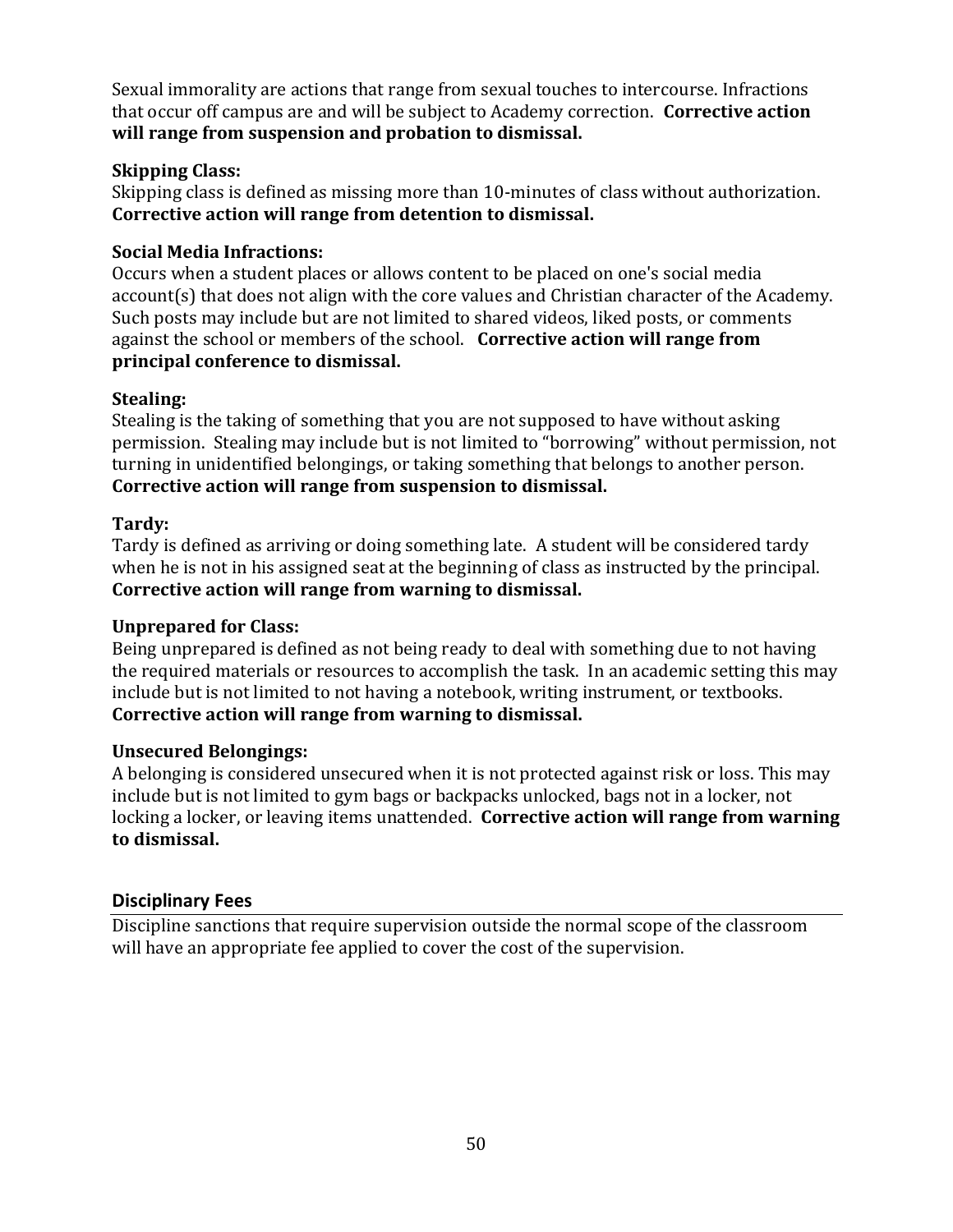Sexual immorality are actions that range from sexual touches to intercourse. Infractions that occur off campus are and will be subject to Academy correction. **Corrective action will range from suspension and probation to dismissal.**

**Skipping Class:**
Skipping class is defined as missing more than 10-minutes of class without authorization. **Corrective action will range from detention to dismissal.**

**Social Media Infractions:**
Occurs when a student places or allows content to be placed on one's social media account(s) that does not align with the core values and Christian character of the Academy. Such posts may include but are not limited to shared videos, liked posts, or comments against the school or members of the school. **Corrective action will range from principal conference to dismissal.**

**Stealing:**
Stealing is the taking of something that you are not supposed to have without asking permission. Stealing may include but is not limited to "borrowing" without permission, not turning in unidentified belongings, or taking something that belongs to another person. **Corrective action will range from suspension to dismissal.**

**Tardy:**
Tardy is defined as arriving or doing something late. A student will be considered tardy when he is not in his assigned seat at the beginning of class as instructed by the principal. **Corrective action will range from warning to dismissal.**

**Unprepared for Class:**
Being unprepared is defined as not being ready to deal with something due to not having the required materials or resources to accomplish the task. In an academic setting this may include but is not limited to not having a notebook, writing instrument, or textbooks. **Corrective action will range from warning to dismissal.**

**Unsecured Belongings:**
A belonging is considered unsecured when it is not protected against risk or loss. This may include but is not limited to gym bags or backpacks unlocked, bags not in a locker, not locking a locker, or leaving items unattended. **Corrective action will range from warning to dismissal.**

## Disciplinary Fees

Discipline sanctions that require supervision outside the normal scope of the classroom will have an appropriate fee applied to cover the cost of the supervision.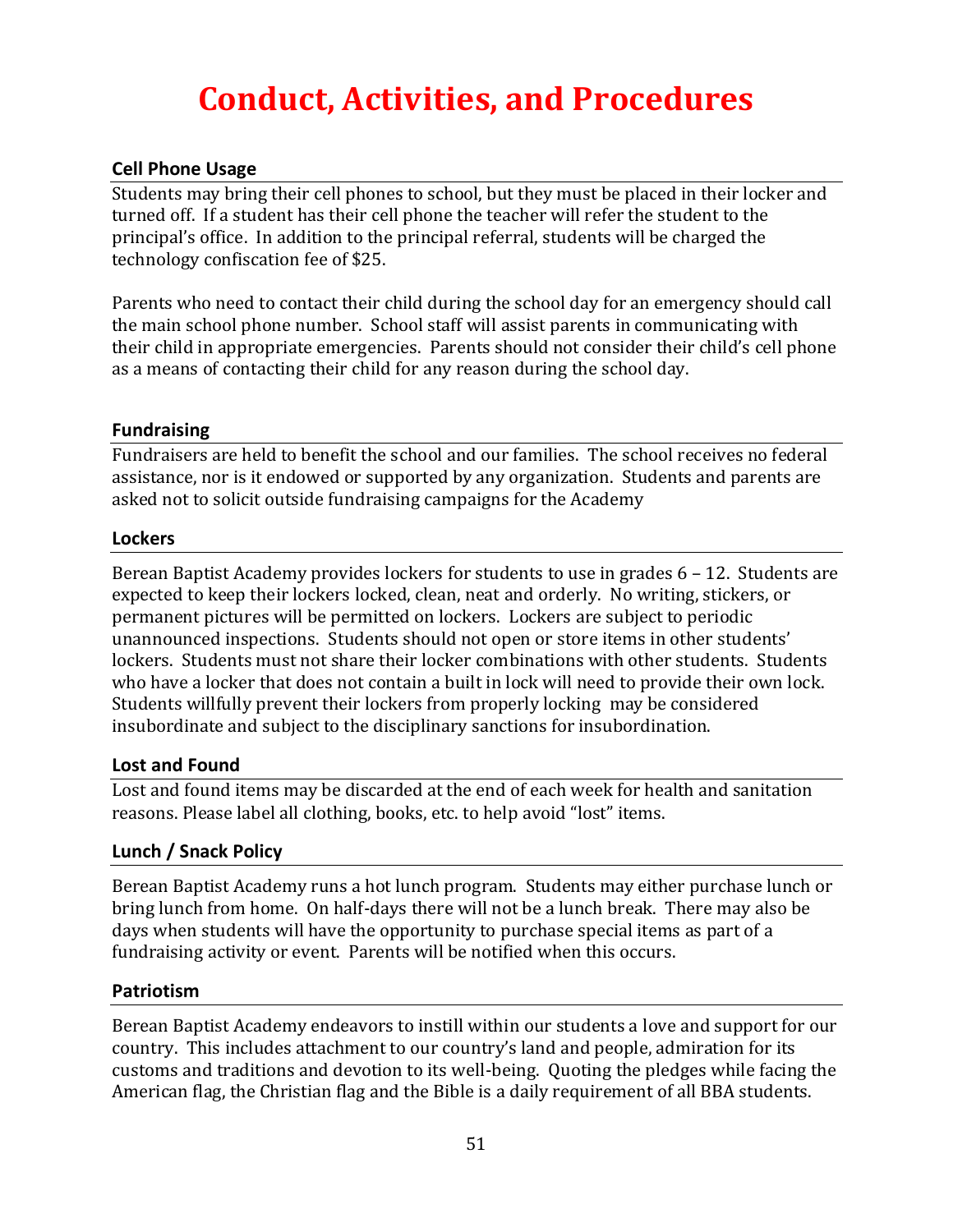# Conduct, Activities, and Procedures

### Cell Phone Usage

Students may bring their cell phones to school, but they must be placed in their locker and turned off. If a student has their cell phone the teacher will refer the student to the principal's office. In addition to the principal referral, students will be charged the technology confiscation fee of $25.

Parents who need to contact their child during the school day for an emergency should call the main school phone number. School staff will assist parents in communicating with their child in appropriate emergencies. Parents should not consider their child's cell phone as a means of contacting their child for any reason during the school day.

### Fundraising

Fundraisers are held to benefit the school and our families. The school receives no federal assistance, nor is it endowed or supported by any organization. Students and parents are asked not to solicit outside fundraising campaigns for the Academy

### Lockers

Berean Baptist Academy provides lockers for students to use in grades 6 – 12. Students are expected to keep their lockers locked, clean, neat and orderly. No writing, stickers, or permanent pictures will be permitted on lockers. Lockers are subject to periodic unannounced inspections. Students should not open or store items in other students' lockers. Students must not share their locker combinations with other students. Students who have a locker that does not contain a built in lock will need to provide their own lock. Students willfully prevent their lockers from properly locking may be considered insubordinate and subject to the disciplinary sanctions for insubordination.

### Lost and Found

Lost and found items may be discarded at the end of each week for health and sanitation reasons. Please label all clothing, books, etc. to help avoid "lost" items.

### Lunch / Snack Policy

Berean Baptist Academy runs a hot lunch program. Students may either purchase lunch or bring lunch from home. On half-days there will not be a lunch break. There may also be days when students will have the opportunity to purchase special items as part of a fundraising activity or event. Parents will be notified when this occurs.

### Patriotism

Berean Baptist Academy endeavors to instill within our students a love and support for our country. This includes attachment to our country's land and people, admiration for its customs and traditions and devotion to its well-being. Quoting the pledges while facing the American flag, the Christian flag and the Bible is a daily requirement of all BBA students.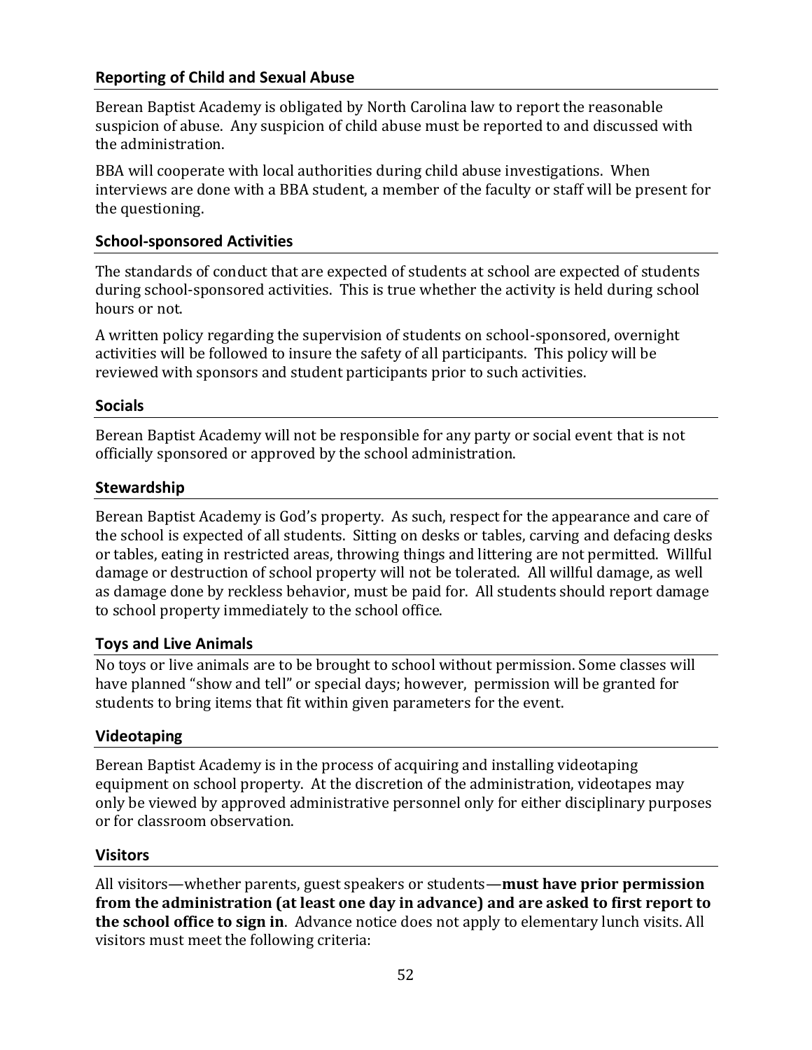### Reporting of Child and Sexual Abuse

Berean Baptist Academy is obligated by North Carolina law to report the reasonable suspicion of abuse. Any suspicion of child abuse must be reported to and discussed with the administration.

BBA will cooperate with local authorities during child abuse investigations. When interviews are done with a BBA student, a member of the faculty or staff will be present for the questioning.

### School-sponsored Activities

The standards of conduct that are expected of students at school are expected of students during school-sponsored activities. This is true whether the activity is held during school hours or not.

A written policy regarding the supervision of students on school-sponsored, overnight activities will be followed to insure the safety of all participants. This policy will be reviewed with sponsors and student participants prior to such activities.

### Socials

Berean Baptist Academy will not be responsible for any party or social event that is not officially sponsored or approved by the school administration.

### Stewardship

Berean Baptist Academy is God's property. As such, respect for the appearance and care of the school is expected of all students. Sitting on desks or tables, carving and defacing desks or tables, eating in restricted areas, throwing things and littering are not permitted. Willful damage or destruction of school property will not be tolerated. All willful damage, as well as damage done by reckless behavior, must be paid for. All students should report damage to school property immediately to the school office.

### Toys and Live Animals

No toys or live animals are to be brought to school without permission. Some classes will have planned "show and tell" or special days; however, permission will be granted for students to bring items that fit within given parameters for the event.

### Videotaping

Berean Baptist Academy is in the process of acquiring and installing videotaping equipment on school property. At the discretion of the administration, videotapes may only be viewed by approved administrative personnel only for either disciplinary purposes or for classroom observation.

### Visitors

All visitors—whether parents, guest speakers or students—**must have prior permission from the administration (at least one day in advance) and are asked to first report to the school office to sign in**. Advance notice does not apply to elementary lunch visits. All visitors must meet the following criteria: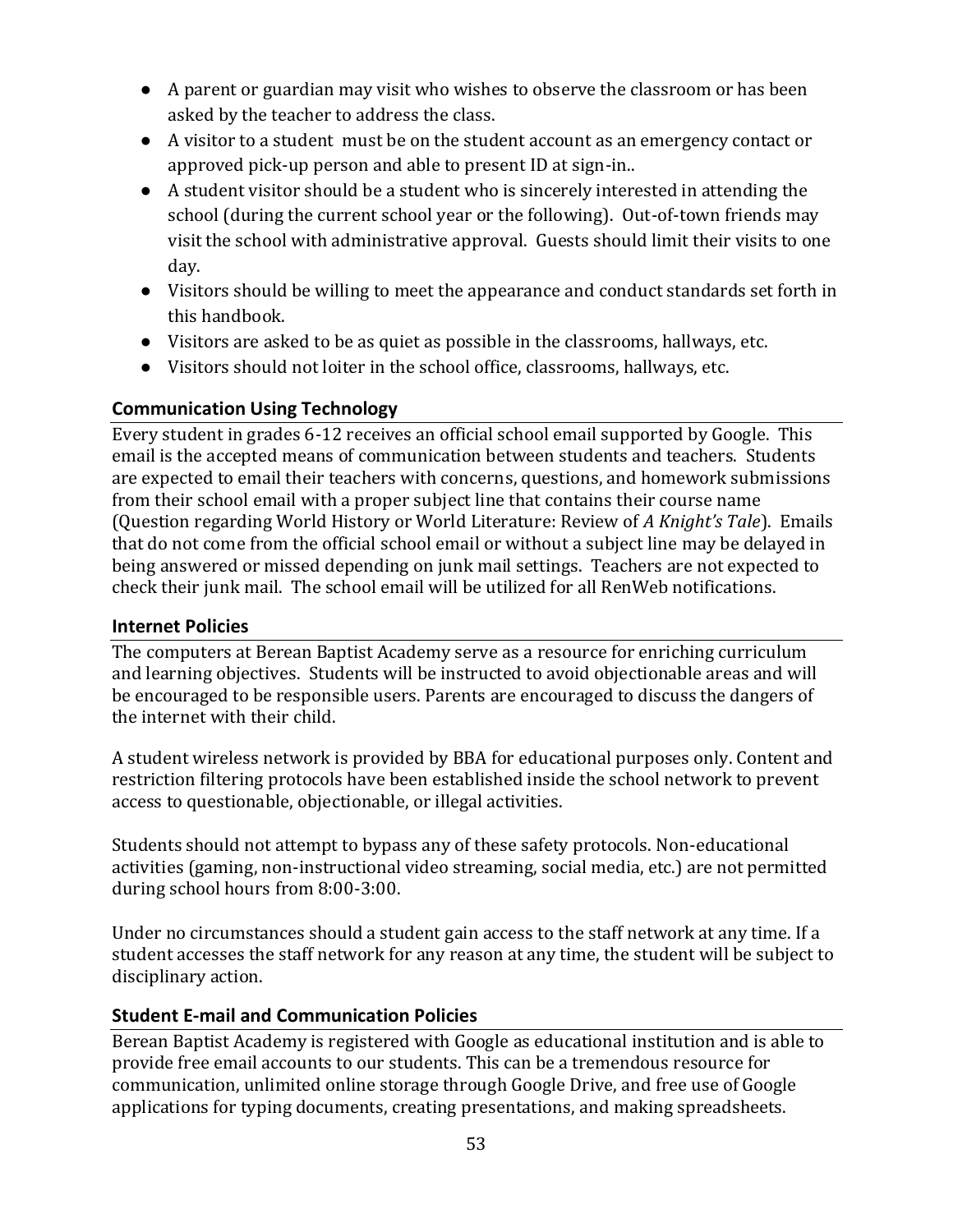- A parent or guardian may visit who wishes to observe the classroom or has been asked by the teacher to address the class.
- A visitor to a student must be on the student account as an emergency contact or approved pick-up person and able to present ID at sign-in..
- A student visitor should be a student who is sincerely interested in attending the school (during the current school year or the following). Out-of-town friends may visit the school with administrative approval. Guests should limit their visits to one day.
- Visitors should be willing to meet the appearance and conduct standards set forth in this handbook.
- Visitors are asked to be as quiet as possible in the classrooms, hallways, etc.
- Visitors should not loiter in the school office, classrooms, hallways, etc.

## Communication Using Technology

Every student in grades 6-12 receives an official school email supported by Google. This email is the accepted means of communication between students and teachers. Students are expected to email their teachers with concerns, questions, and homework submissions from their school email with a proper subject line that contains their course name (Question regarding World History or World Literature: Review of *A Knight's Tale*). Emails that do not come from the official school email or without a subject line may be delayed in being answered or missed depending on junk mail settings. Teachers are not expected to check their junk mail. The school email will be utilized for all RenWeb notifications.

## Internet Policies

The computers at Berean Baptist Academy serve as a resource for enriching curriculum and learning objectives. Students will be instructed to avoid objectionable areas and will be encouraged to be responsible users. Parents are encouraged to discuss the dangers of the internet with their child.

A student wireless network is provided by BBA for educational purposes only. Content and restriction filtering protocols have been established inside the school network to prevent access to questionable, objectionable, or illegal activities.

Students should not attempt to bypass any of these safety protocols. Non-educational activities (gaming, non-instructional video streaming, social media, etc.) are not permitted during school hours from 8:00-3:00.

Under no circumstances should a student gain access to the staff network at any time. If a student accesses the staff network for any reason at any time, the student will be subject to disciplinary action.

## Student E-mail and Communication Policies

Berean Baptist Academy is registered with Google as educational institution and is able to provide free email accounts to our students. This can be a tremendous resource for communication, unlimited online storage through Google Drive, and free use of Google applications for typing documents, creating presentations, and making spreadsheets.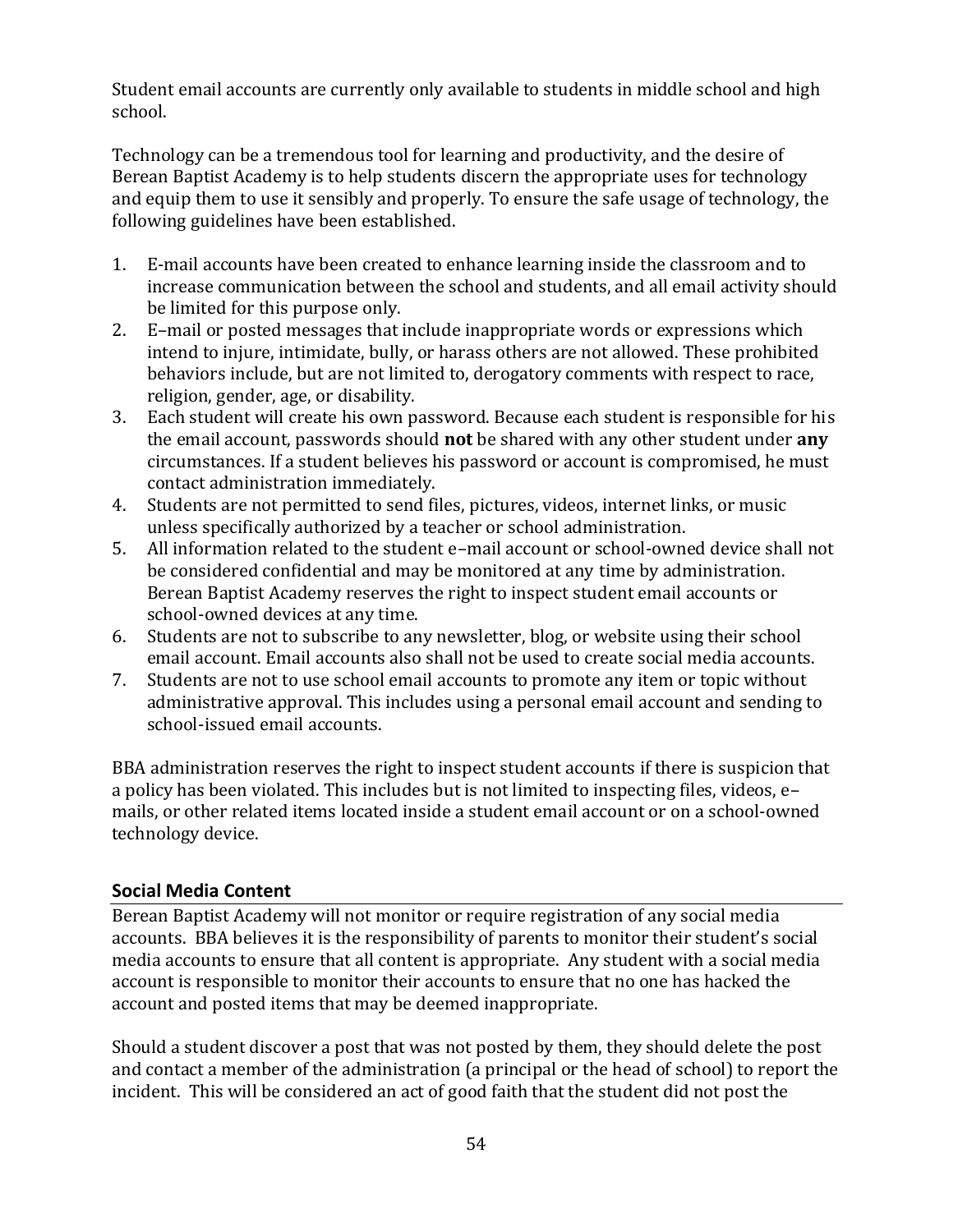Student email accounts are currently only available to students in middle school and high school.

Technology can be a tremendous tool for learning and productivity, and the desire of Berean Baptist Academy is to help students discern the appropriate uses for technology and equip them to use it sensibly and properly. To ensure the safe usage of technology, the following guidelines have been established.

1. E-mail accounts have been created to enhance learning inside the classroom and to increase communication between the school and students, and all email activity should be limited for this purpose only.
2. E–mail or posted messages that include inappropriate words or expressions which intend to injure, intimidate, bully, or harass others are not allowed. These prohibited behaviors include, but are not limited to, derogatory comments with respect to race, religion, gender, age, or disability.
3. Each student will create his own password. Because each student is responsible for his the email account, passwords should **not** be shared with any other student under **any** circumstances. If a student believes his password or account is compromised, he must contact administration immediately.
4. Students are not permitted to send files, pictures, videos, internet links, or music unless specifically authorized by a teacher or school administration.
5. All information related to the student e–mail account or school-owned device shall not be considered confidential and may be monitored at any time by administration. Berean Baptist Academy reserves the right to inspect student email accounts or school-owned devices at any time.
6. Students are not to subscribe to any newsletter, blog, or website using their school email account. Email accounts also shall not be used to create social media accounts.
7. Students are not to use school email accounts to promote any item or topic without administrative approval. This includes using a personal email account and sending to school-issued email accounts.

BBA administration reserves the right to inspect student accounts if there is suspicion that a policy has been violated. This includes but is not limited to inspecting files, videos, e–mails, or other related items located inside a student email account or on a school-owned technology device.

## Social Media Content

Berean Baptist Academy will not monitor or require registration of any social media accounts. BBA believes it is the responsibility of parents to monitor their student's social media accounts to ensure that all content is appropriate. Any student with a social media account is responsible to monitor their accounts to ensure that no one has hacked the account and posted items that may be deemed inappropriate.

Should a student discover a post that was not posted by them, they should delete the post and contact a member of the administration (a principal or the head of school) to report the incident. This will be considered an act of good faith that the student did not post the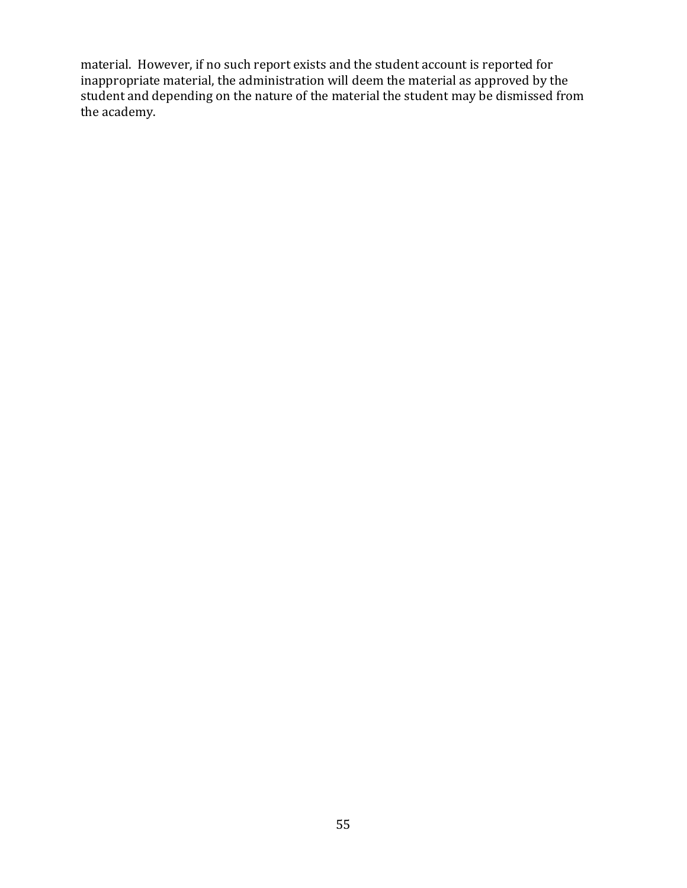material. However, if no such report exists and the student account is reported for inappropriate material, the administration will deem the material as approved by the student and depending on the nature of the material the student may be dismissed from the academy.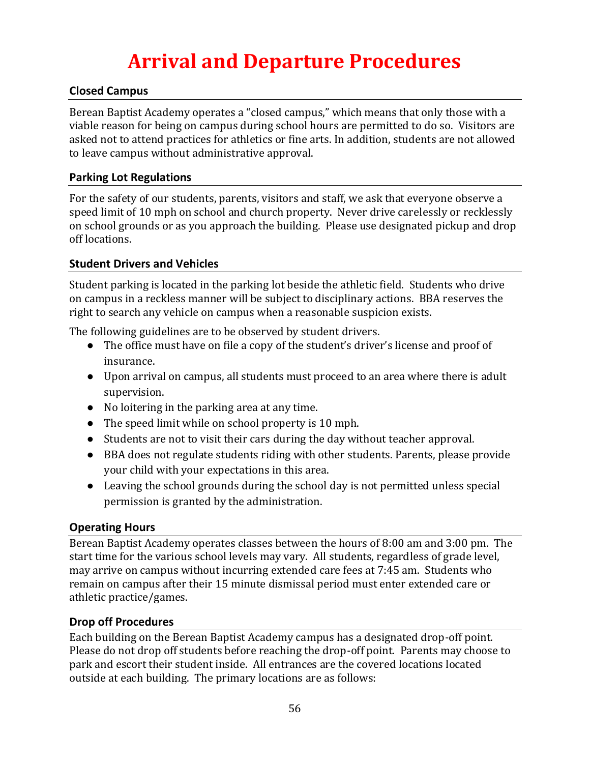# Arrival and Departure Procedures

## Closed Campus

Berean Baptist Academy operates a "closed campus," which means that only those with a viable reason for being on campus during school hours are permitted to do so. Visitors are asked not to attend practices for athletics or fine arts. In addition, students are not allowed to leave campus without administrative approval.

## Parking Lot Regulations

For the safety of our students, parents, visitors and staff, we ask that everyone observe a speed limit of 10 mph on school and church property. Never drive carelessly or recklessly on school grounds or as you approach the building. Please use designated pickup and drop off locations.

## Student Drivers and Vehicles

Student parking is located in the parking lot beside the athletic field. Students who drive on campus in a reckless manner will be subject to disciplinary actions. BBA reserves the right to search any vehicle on campus when a reasonable suspicion exists.

The following guidelines are to be observed by student drivers.

- The office must have on file a copy of the student's driver's license and proof of insurance.
- Upon arrival on campus, all students must proceed to an area where there is adult supervision.
- No loitering in the parking area at any time.
- The speed limit while on school property is 10 mph.
- Students are not to visit their cars during the day without teacher approval.
- BBA does not regulate students riding with other students. Parents, please provide your child with your expectations in this area.
- Leaving the school grounds during the school day is not permitted unless special permission is granted by the administration.

## Operating Hours

Berean Baptist Academy operates classes between the hours of 8:00 am and 3:00 pm. The start time for the various school levels may vary. All students, regardless of grade level, may arrive on campus without incurring extended care fees at 7:45 am. Students who remain on campus after their 15 minute dismissal period must enter extended care or athletic practice/games.

## Drop off Procedures

Each building on the Berean Baptist Academy campus has a designated drop-off point. Please do not drop off students before reaching the drop-off point. Parents may choose to park and escort their student inside. All entrances are the covered locations located outside at each building. The primary locations are as follows: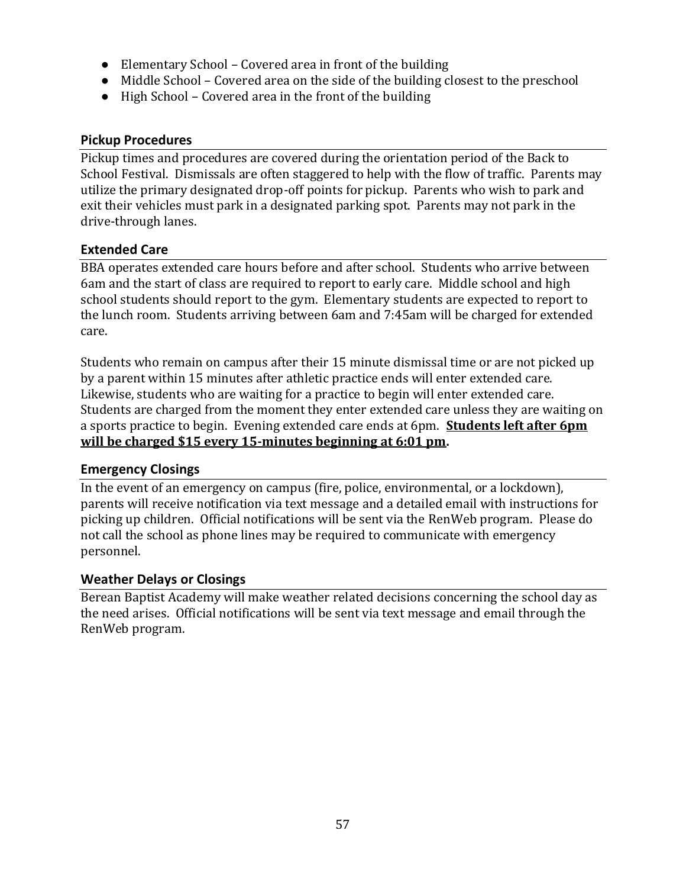- Elementary School – Covered area in front of the building
- Middle School – Covered area on the side of the building closest to the preschool
- High School – Covered area in the front of the building

### Pickup Procedures

Pickup times and procedures are covered during the orientation period of the Back to School Festival. Dismissals are often staggered to help with the flow of traffic. Parents may utilize the primary designated drop-off points for pickup. Parents who wish to park and exit their vehicles must park in a designated parking spot. Parents may not park in the drive-through lanes.

### Extended Care

BBA operates extended care hours before and after school. Students who arrive between 6am and the start of class are required to report to early care. Middle school and high school students should report to the gym. Elementary students are expected to report to the lunch room. Students arriving between 6am and 7:45am will be charged for extended care.

Students who remain on campus after their 15 minute dismissal time or are not picked up by a parent within 15 minutes after athletic practice ends will enter extended care. Likewise, students who are waiting for a practice to begin will enter extended care. Students are charged from the moment they enter extended care unless they are waiting on a sports practice to begin. Evening extended care ends at 6pm. **Students left after 6pm will be charged $15 every 15-minutes beginning at 6:01 pm.**

### Emergency Closings

In the event of an emergency on campus (fire, police, environmental, or a lockdown), parents will receive notification via text message and a detailed email with instructions for picking up children. Official notifications will be sent via the RenWeb program. Please do not call the school as phone lines may be required to communicate with emergency personnel.

### Weather Delays or Closings

Berean Baptist Academy will make weather related decisions concerning the school day as the need arises. Official notifications will be sent via text message and email through the RenWeb program.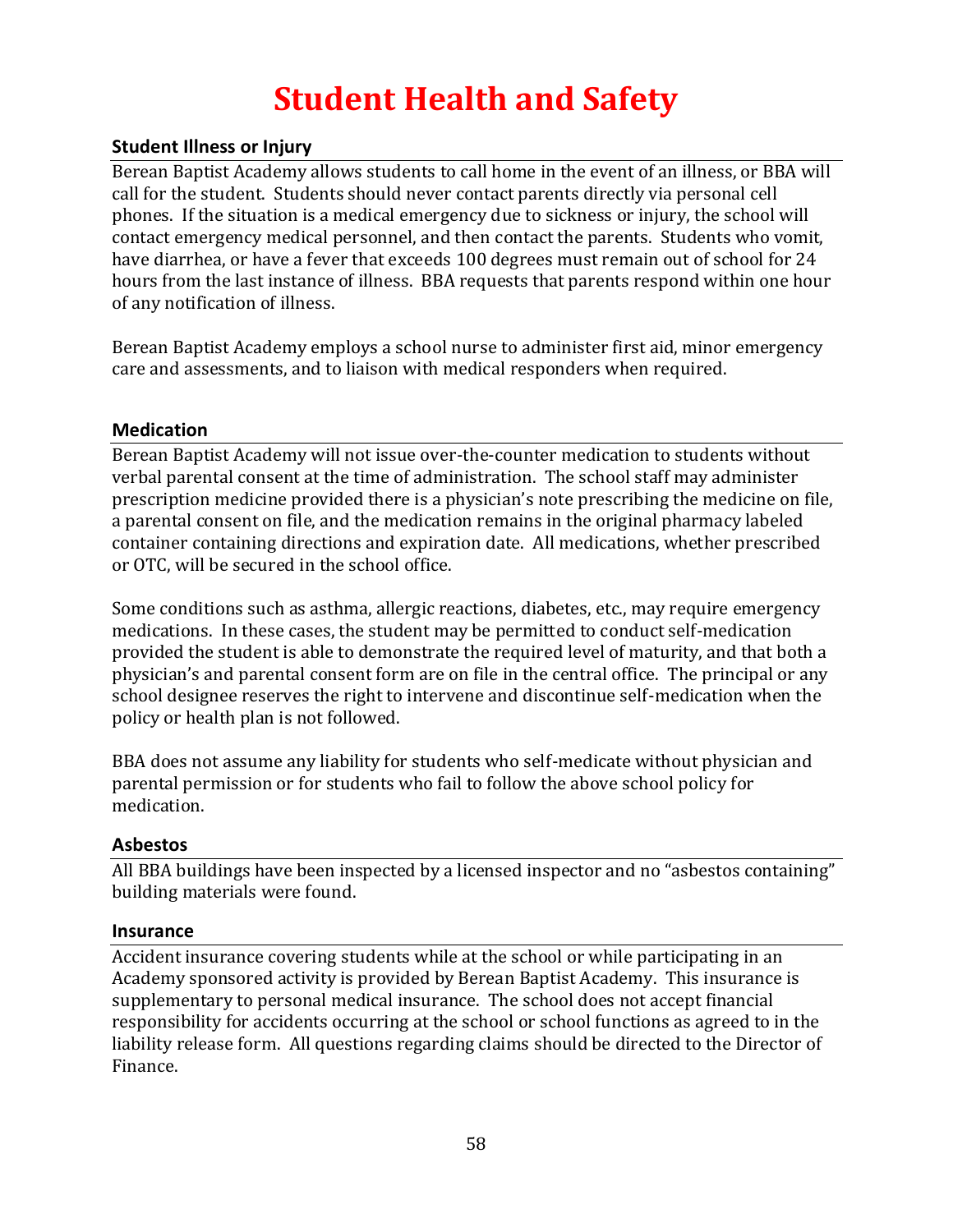# Student Health and Safety

### Student Illness or Injury

Berean Baptist Academy allows students to call home in the event of an illness, or BBA will call for the student. Students should never contact parents directly via personal cell phones. If the situation is a medical emergency due to sickness or injury, the school will contact emergency medical personnel, and then contact the parents. Students who vomit, have diarrhea, or have a fever that exceeds 100 degrees must remain out of school for 24 hours from the last instance of illness. BBA requests that parents respond within one hour of any notification of illness.

Berean Baptist Academy employs a school nurse to administer first aid, minor emergency care and assessments, and to liaison with medical responders when required.

### Medication

Berean Baptist Academy will not issue over-the-counter medication to students without verbal parental consent at the time of administration. The school staff may administer prescription medicine provided there is a physician's note prescribing the medicine on file, a parental consent on file, and the medication remains in the original pharmacy labeled container containing directions and expiration date. All medications, whether prescribed or OTC, will be secured in the school office.

Some conditions such as asthma, allergic reactions, diabetes, etc., may require emergency medications. In these cases, the student may be permitted to conduct self-medication provided the student is able to demonstrate the required level of maturity, and that both a physician's and parental consent form are on file in the central office. The principal or any school designee reserves the right to intervene and discontinue self-medication when the policy or health plan is not followed.

BBA does not assume any liability for students who self-medicate without physician and parental permission or for students who fail to follow the above school policy for medication.

### Asbestos

All BBA buildings have been inspected by a licensed inspector and no "asbestos containing" building materials were found.

### Insurance

Accident insurance covering students while at the school or while participating in an Academy sponsored activity is provided by Berean Baptist Academy. This insurance is supplementary to personal medical insurance. The school does not accept financial responsibility for accidents occurring at the school or school functions as agreed to in the liability release form. All questions regarding claims should be directed to the Director of Finance.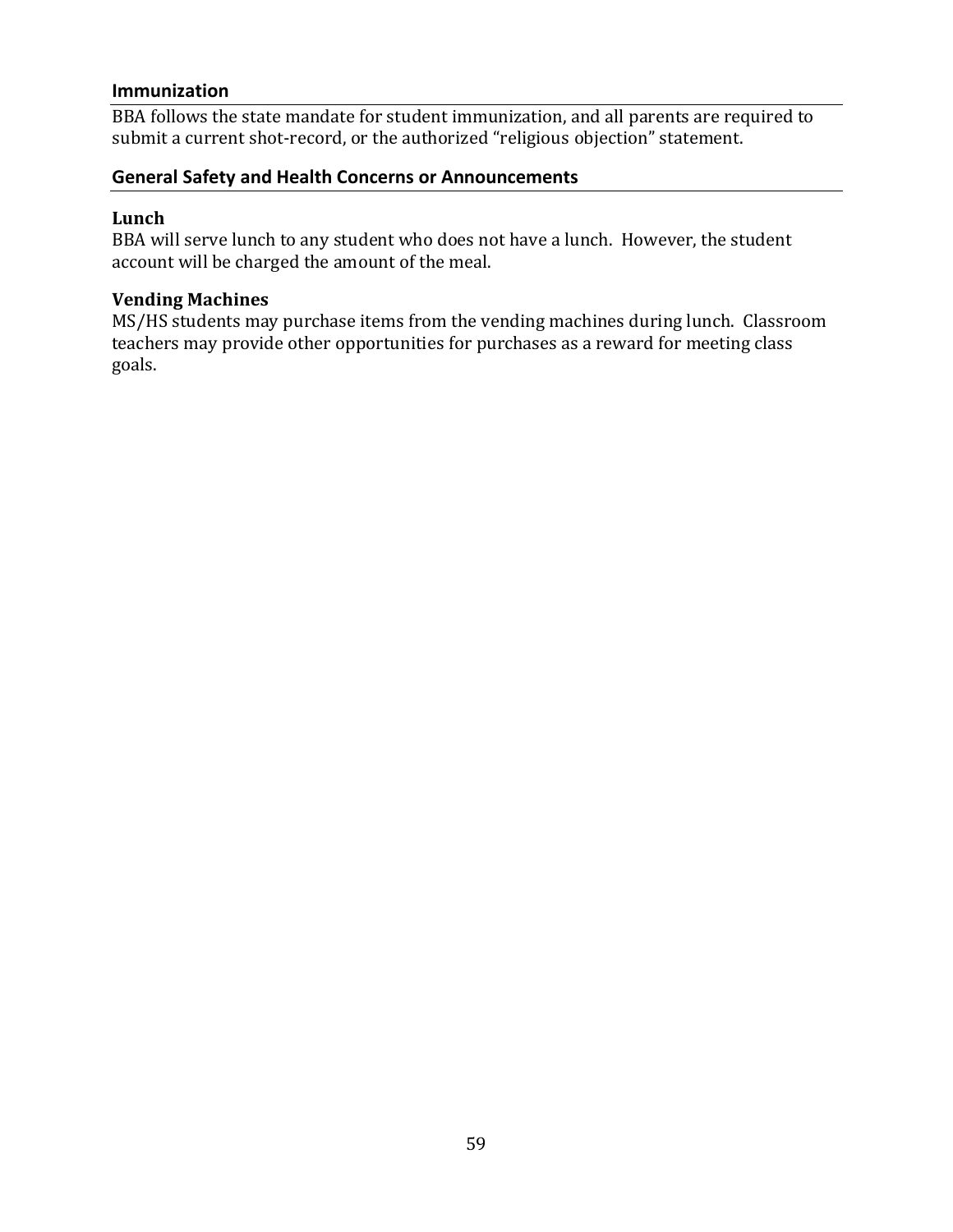## Immunization

BBA follows the state mandate for student immunization, and all parents are required to submit a current shot-record, or the authorized "religious objection" statement.

## General Safety and Health Concerns or Announcements

### Lunch

BBA will serve lunch to any student who does not have a lunch. However, the student account will be charged the amount of the meal.

### Vending Machines

MS/HS students may purchase items from the vending machines during lunch. Classroom teachers may provide other opportunities for purchases as a reward for meeting class goals.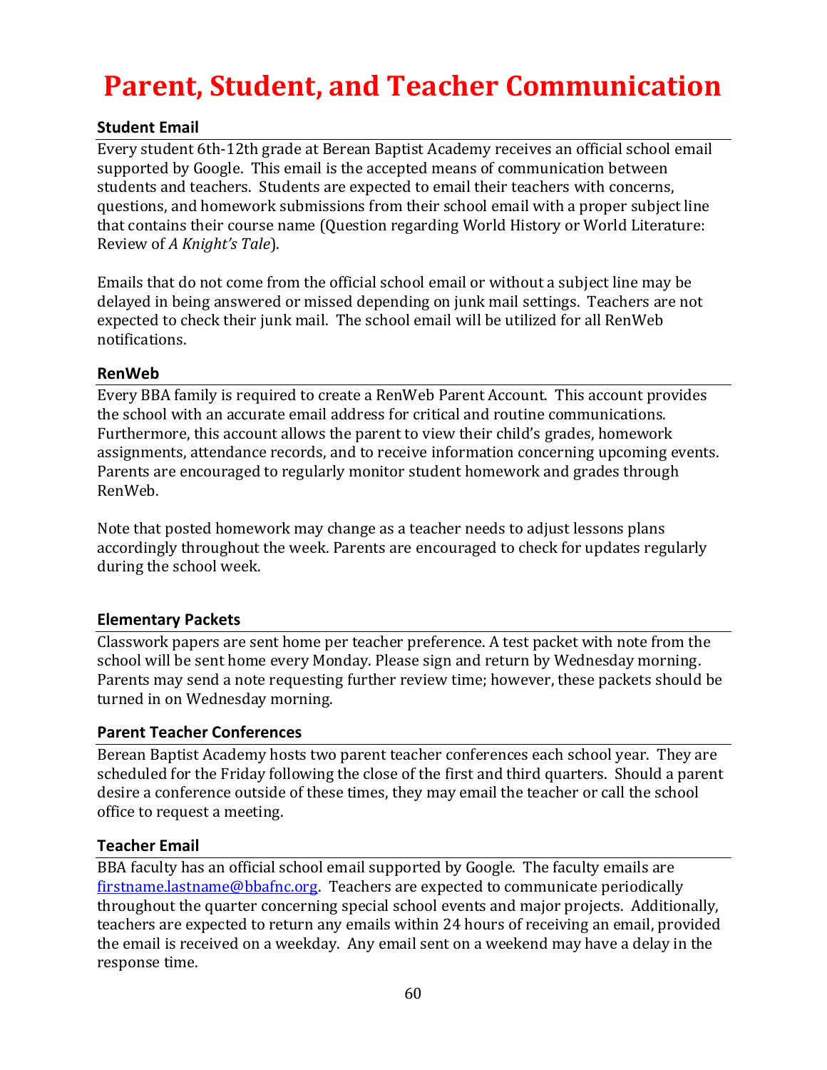# Parent, Student, and Teacher Communication

### Student Email

Every student 6th-12th grade at Berean Baptist Academy receives an official school email supported by Google. This email is the accepted means of communication between students and teachers. Students are expected to email their teachers with concerns, questions, and homework submissions from their school email with a proper subject line that contains their course name (Question regarding World History or World Literature: Review of *A Knight's Tale*).

Emails that do not come from the official school email or without a subject line may be delayed in being answered or missed depending on junk mail settings. Teachers are not expected to check their junk mail. The school email will be utilized for all RenWeb notifications.

### RenWeb

Every BBA family is required to create a RenWeb Parent Account. This account provides the school with an accurate email address for critical and routine communications. Furthermore, this account allows the parent to view their child's grades, homework assignments, attendance records, and to receive information concerning upcoming events. Parents are encouraged to regularly monitor student homework and grades through RenWeb.

Note that posted homework may change as a teacher needs to adjust lessons plans accordingly throughout the week. Parents are encouraged to check for updates regularly during the school week.

### Elementary Packets

Classwork papers are sent home per teacher preference. A test packet with note from the school will be sent home every Monday. Please sign and return by Wednesday morning. Parents may send a note requesting further review time; however, these packets should be turned in on Wednesday morning.

### Parent Teacher Conferences

Berean Baptist Academy hosts two parent teacher conferences each school year. They are scheduled for the Friday following the close of the first and third quarters. Should a parent desire a conference outside of these times, they may email the teacher or call the school office to request a meeting.

### Teacher Email

BBA faculty has an official school email supported by Google. The faculty emails are firstname.lastname@bbafnc.org. Teachers are expected to communicate periodically throughout the quarter concerning special school events and major projects. Additionally, teachers are expected to return any emails within 24 hours of receiving an email, provided the email is received on a weekday. Any email sent on a weekend may have a delay in the response time.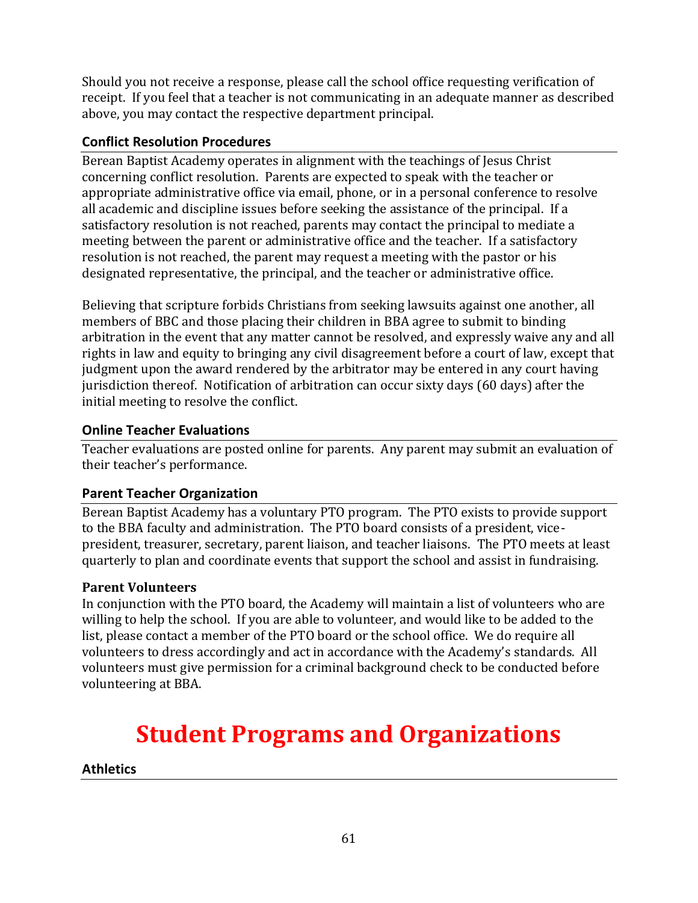Should you not receive a response, please call the school office requesting verification of receipt. If you feel that a teacher is not communicating in an adequate manner as described above, you may contact the respective department principal.

### Conflict Resolution Procedures

Berean Baptist Academy operates in alignment with the teachings of Jesus Christ concerning conflict resolution. Parents are expected to speak with the teacher or appropriate administrative office via email, phone, or in a personal conference to resolve all academic and discipline issues before seeking the assistance of the principal. If a satisfactory resolution is not reached, parents may contact the principal to mediate a meeting between the parent or administrative office and the teacher. If a satisfactory resolution is not reached, the parent may request a meeting with the pastor or his designated representative, the principal, and the teacher or administrative office.

Believing that scripture forbids Christians from seeking lawsuits against one another, all members of BBC and those placing their children in BBA agree to submit to binding arbitration in the event that any matter cannot be resolved, and expressly waive any and all rights in law and equity to bringing any civil disagreement before a court of law, except that judgment upon the award rendered by the arbitrator may be entered in any court having jurisdiction thereof. Notification of arbitration can occur sixty days (60 days) after the initial meeting to resolve the conflict.

### Online Teacher Evaluations

Teacher evaluations are posted online for parents. Any parent may submit an evaluation of their teacher's performance.

### Parent Teacher Organization

Berean Baptist Academy has a voluntary PTO program. The PTO exists to provide support to the BBA faculty and administration. The PTO board consists of a president, vice-president, treasurer, secretary, parent liaison, and teacher liaisons. The PTO meets at least quarterly to plan and coordinate events that support the school and assist in fundraising.

**Parent Volunteers**

In conjunction with the PTO board, the Academy will maintain a list of volunteers who are willing to help the school. If you are able to volunteer, and would like to be added to the list, please contact a member of the PTO board or the school office. We do require all volunteers to dress accordingly and act in accordance with the Academy's standards. All volunteers must give permission for a criminal background check to be conducted before volunteering at BBA.

# Student Programs and Organizations

### Athletics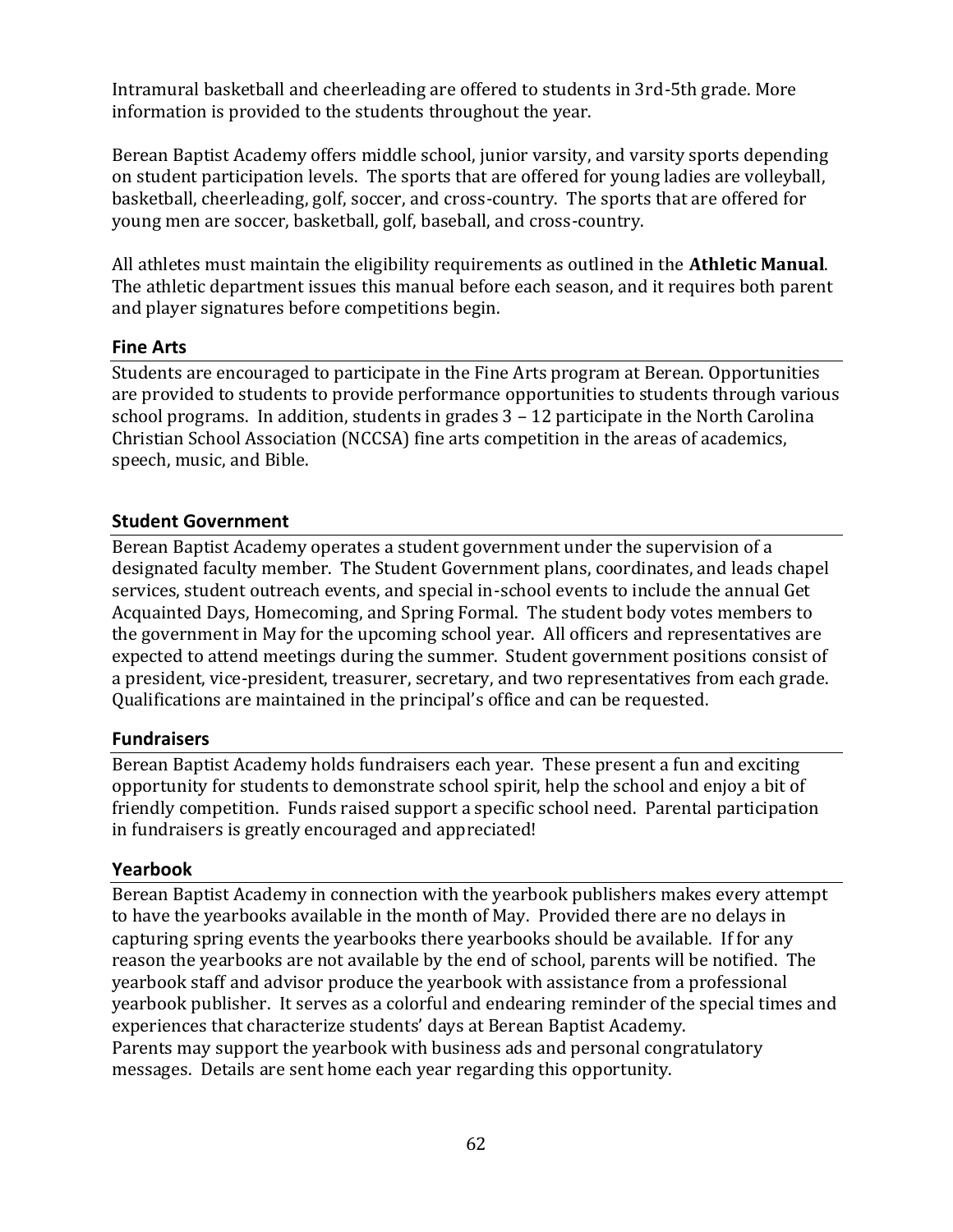Intramural basketball and cheerleading are offered to students in 3rd-5th grade. More information is provided to the students throughout the year.

Berean Baptist Academy offers middle school, junior varsity, and varsity sports depending on student participation levels. The sports that are offered for young ladies are volleyball, basketball, cheerleading, golf, soccer, and cross-country. The sports that are offered for young men are soccer, basketball, golf, baseball, and cross-country.

All athletes must maintain the eligibility requirements as outlined in the **Athletic Manual**. The athletic department issues this manual before each season, and it requires both parent and player signatures before competitions begin.

## Fine Arts

Students are encouraged to participate in the Fine Arts program at Berean. Opportunities are provided to students to provide performance opportunities to students through various school programs. In addition, students in grades 3 – 12 participate in the North Carolina Christian School Association (NCCSA) fine arts competition in the areas of academics, speech, music, and Bible.

## Student Government

Berean Baptist Academy operates a student government under the supervision of a designated faculty member. The Student Government plans, coordinates, and leads chapel services, student outreach events, and special in-school events to include the annual Get Acquainted Days, Homecoming, and Spring Formal. The student body votes members to the government in May for the upcoming school year. All officers and representatives are expected to attend meetings during the summer. Student government positions consist of a president, vice-president, treasurer, secretary, and two representatives from each grade. Qualifications are maintained in the principal's office and can be requested.

## Fundraisers

Berean Baptist Academy holds fundraisers each year. These present a fun and exciting opportunity for students to demonstrate school spirit, help the school and enjoy a bit of friendly competition. Funds raised support a specific school need. Parental participation in fundraisers is greatly encouraged and appreciated!

## Yearbook

Berean Baptist Academy in connection with the yearbook publishers makes every attempt to have the yearbooks available in the month of May. Provided there are no delays in capturing spring events the yearbooks there yearbooks should be available. If for any reason the yearbooks are not available by the end of school, parents will be notified. The yearbook staff and advisor produce the yearbook with assistance from a professional yearbook publisher. It serves as a colorful and endearing reminder of the special times and experiences that characterize students' days at Berean Baptist Academy.
Parents may support the yearbook with business ads and personal congratulatory messages. Details are sent home each year regarding this opportunity.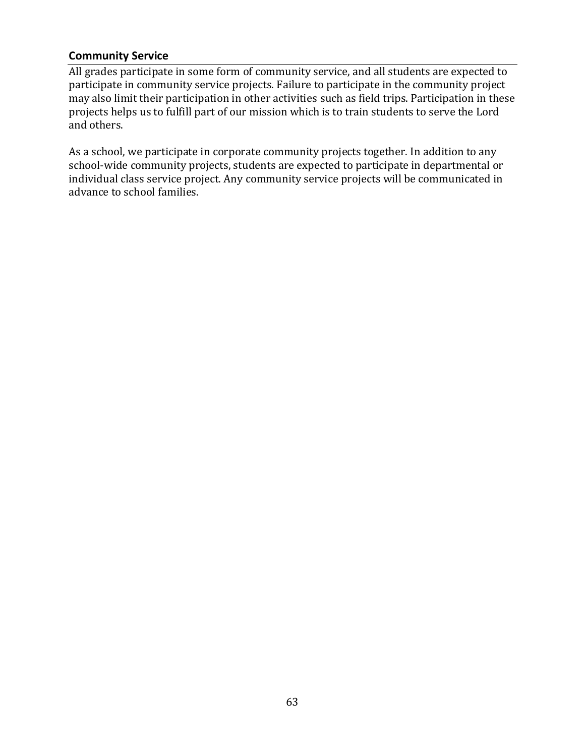## Community Service

All grades participate in some form of community service, and all students are expected to participate in community service projects. Failure to participate in the community project may also limit their participation in other activities such as field trips. Participation in these projects helps us to fulfill part of our mission which is to train students to serve the Lord and others.

As a school, we participate in corporate community projects together. In addition to any school-wide community projects, students are expected to participate in departmental or individual class service project. Any community service projects will be communicated in advance to school families.